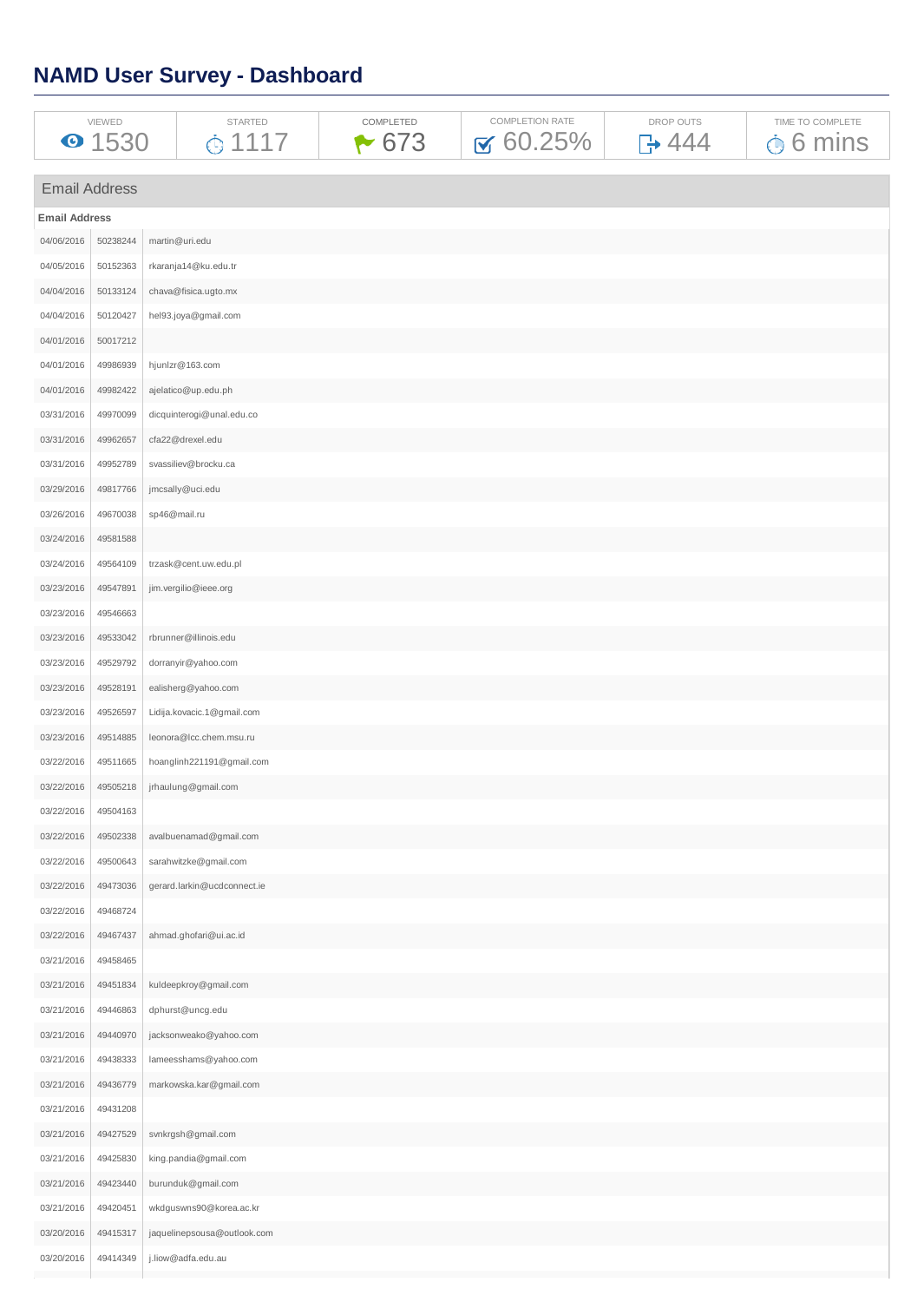# NAMD User Survey - Dashboard

| VIEWED | STARTED | COMPLETED | COMPLETION RATE | DROP OUTS | TIME TO COMPLETE |
| --- | --- | --- | --- | --- | --- |
| 1530 | 1117 | 673 | 60.25% | 444 | 6 mins |

## Email Address

**Email Address**

| | | |
| --- | --- | --- |
| 04/06/2016 | 50238244 | martin@uri.edu |
| 04/05/2016 | 50152363 | rkaranja14@ku.edu.tr |
| 04/04/2016 | 50133124 | chava@fisica.ugto.mx |
| 04/04/2016 | 50120427 | hel93.joya@gmail.com |
| 04/01/2016 | 50017212 | |
| 04/01/2016 | 49986939 | hjunlzr@163.com |
| 04/01/2016 | 49982422 | ajelatico@up.edu.ph |
| 03/31/2016 | 49970099 | dicquinterogi@unal.edu.co |
| 03/31/2016 | 49962657 | cfa22@drexel.edu |
| 03/31/2016 | 49952789 | svassiliev@brocku.ca |
| 03/29/2016 | 49817766 | jmcsally@uci.edu |
| 03/26/2016 | 49670038 | sp46@mail.ru |
| 03/24/2016 | 49581588 | |
| 03/24/2016 | 49564109 | trzask@cent.uw.edu.pl |
| 03/23/2016 | 49547891 | jim.vergilio@ieee.org |
| 03/23/2016 | 49546663 | |
| 03/23/2016 | 49533042 | rbrunner@illinois.edu |
| 03/23/2016 | 49529792 | dorranyir@yahoo.com |
| 03/23/2016 | 49528191 | ealisherg@yahoo.com |
| 03/23/2016 | 49526597 | Lidija.kovacic.1@gmail.com |
| 03/23/2016 | 49514885 | leonora@lcc.chem.msu.ru |
| 03/22/2016 | 49511665 | hoanglinh221191@gmail.com |
| 03/22/2016 | 49505218 | jrhaulung@gmail.com |
| 03/22/2016 | 49504163 | |
| 03/22/2016 | 49502338 | avalbuenamad@gmail.com |
| 03/22/2016 | 49500643 | sarahwitzke@gmail.com |
| 03/22/2016 | 49473036 | gerard.larkin@ucdconnect.ie |
| 03/22/2016 | 49468724 | |
| 03/22/2016 | 49467437 | ahmad.ghofari@ui.ac.id |
| 03/21/2016 | 49458465 | |
| 03/21/2016 | 49451834 | kuldeepkroy@gmail.com |
| 03/21/2016 | 49446863 | dphurst@uncg.edu |
| 03/21/2016 | 49440970 | jacksonweako@yahoo.com |
| 03/21/2016 | 49438333 | lameesshams@yahoo.com |
| 03/21/2016 | 49436779 | markowska.kar@gmail.com |
| 03/21/2016 | 49431208 | |
| 03/21/2016 | 49427529 | svnkrgsh@gmail.com |
| 03/21/2016 | 49425830 | king.pandia@gmail.com |
| 03/21/2016 | 49423440 | burunduk@gmail.com |
| 03/21/2016 | 49420451 | wkdguswns90@korea.ac.kr |
| 03/20/2016 | 49415317 | jaquelinepsousa@outlook.com |
| 03/20/2016 | 49414349 | j.liow@adfa.edu.au |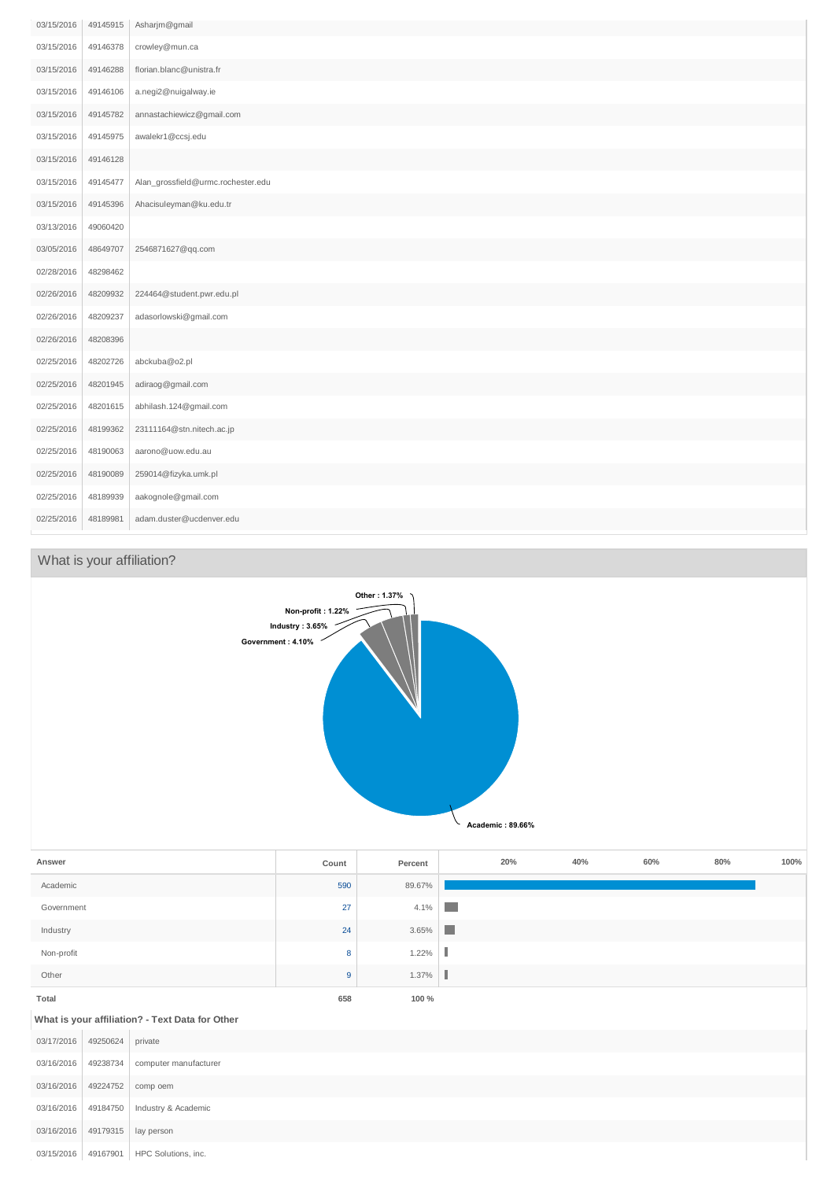| | | |
|---|---|---|
| 03/15/2016 | 49145915 | Asharjm@gmail |
| 03/15/2016 | 49146378 | crowley@mun.ca |
| 03/15/2016 | 49146288 | florian.blanc@unistra.fr |
| 03/15/2016 | 49146106 | a.negi2@nuigalway.ie |
| 03/15/2016 | 49145782 | annastachiewicz@gmail.com |
| 03/15/2016 | 49145975 | awalekr1@ccsj.edu |
| 03/15/2016 | 49146128 | |
| 03/15/2016 | 49145477 | Alan_grossfield@urmc.rochester.edu |
| 03/15/2016 | 49145396 | Ahacisuleyman@ku.edu.tr |
| 03/13/2016 | 49060420 | |
| 03/05/2016 | 48649707 | 2546871627@qq.com |
| 02/28/2016 | 48298462 | |
| 02/26/2016 | 48209932 | 224464@student.pwr.edu.pl |
| 02/26/2016 | 48209237 | adasorlowski@gmail.com |
| 02/26/2016 | 48208396 | |
| 02/25/2016 | 48202726 | abckuba@o2.pl |
| 02/25/2016 | 48201945 | adiraog@gmail.com |
| 02/25/2016 | 48201615 | abhilash.124@gmail.com |
| 02/25/2016 | 48199362 | 23111164@stn.nitech.ac.jp |
| 02/25/2016 | 48190063 | aarono@uow.edu.au |
| 02/25/2016 | 48190089 | 259014@fizyka.umk.pl |
| 02/25/2016 | 48189939 | aakognole@gmail.com |
| 02/25/2016 | 48189981 | adam.duster@ucdenver.edu |

## What is your affiliation?

Other : 1.37%
Non-profit : 1.22%
Industry : 3.65%
Government : 4.10%
Academic : 89.66%

| Answer | Count | Percent |
|---|---|---|
| Academic | 590 | 89.67% |
| Government | 27 | 4.1% |
| Industry | 24 | 3.65% |
| Non-profit | 8 | 1.22% |
| Other | 9 | 1.37% |
| **Total** | **658** | **100 %** |

**What is your affiliation? - Text Data for Other**

| | | |
|---|---|---|
| 03/17/2016 | 49250624 | private |
| 03/16/2016 | 49238734 | computer manufacturer |
| 03/16/2016 | 49224752 | comp oem |
| 03/16/2016 | 49184750 | Industry & Academic |
| 03/16/2016 | 49179315 | lay person |
| 03/15/2016 | 49167901 | HPC Solutions, inc. |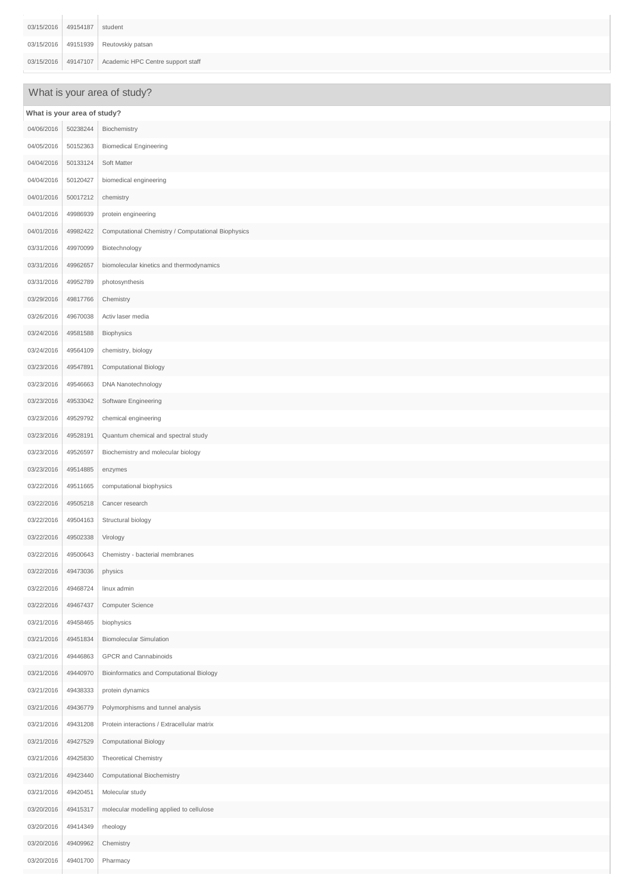| | | |
|---|---|---|
| 03/15/2016 | 49154187 | student |
| 03/15/2016 | 49151939 | Reutovskiy patsan |
| 03/15/2016 | 49147107 | Academic HPC Centre support staff |

## What is your area of study?

**What is your area of study?**

| | | |
|---|---|---|
| 04/06/2016 | 50238244 | Biochemistry |
| 04/05/2016 | 50152363 | Biomedical Engineering |
| 04/04/2016 | 50133124 | Soft Matter |
| 04/04/2016 | 50120427 | biomedical engineering |
| 04/01/2016 | 50017212 | chemistry |
| 04/01/2016 | 49986939 | protein engineering |
| 04/01/2016 | 49982422 | Computational Chemistry / Computational Biophysics |
| 03/31/2016 | 49970099 | Biotechnology |
| 03/31/2016 | 49962657 | biomolecular kinetics and thermodynamics |
| 03/31/2016 | 49952789 | photosynthesis |
| 03/29/2016 | 49817766 | Chemistry |
| 03/26/2016 | 49670038 | Activ laser media |
| 03/24/2016 | 49581588 | Biophysics |
| 03/24/2016 | 49564109 | chemistry, biology |
| 03/23/2016 | 49547891 | Computational Biology |
| 03/23/2016 | 49546663 | DNA Nanotechnology |
| 03/23/2016 | 49533042 | Software Engineering |
| 03/23/2016 | 49529792 | chemical engineering |
| 03/23/2016 | 49528191 | Quantum chemical and spectral study |
| 03/23/2016 | 49526597 | Biochemistry and molecular biology |
| 03/23/2016 | 49514885 | enzymes |
| 03/22/2016 | 49511665 | computational biophysics |
| 03/22/2016 | 49505218 | Cancer research |
| 03/22/2016 | 49504163 | Structural biology |
| 03/22/2016 | 49502338 | Virology |
| 03/22/2016 | 49500643 | Chemistry - bacterial membranes |
| 03/22/2016 | 49473036 | physics |
| 03/22/2016 | 49468724 | linux admin |
| 03/22/2016 | 49467437 | Computer Science |
| 03/21/2016 | 49458465 | biophysics |
| 03/21/2016 | 49451834 | Biomolecular Simulation |
| 03/21/2016 | 49446863 | GPCR and Cannabinoids |
| 03/21/2016 | 49440970 | Bioinformatics and Computational Biology |
| 03/21/2016 | 49438333 | protein dynamics |
| 03/21/2016 | 49436779 | Polymorphisms and tunnel analysis |
| 03/21/2016 | 49431208 | Protein interactions / Extracellular matrix |
| 03/21/2016 | 49427529 | Computational Biology |
| 03/21/2016 | 49425830 | Theoretical Chemistry |
| 03/21/2016 | 49423440 | Computational Biochemistry |
| 03/21/2016 | 49420451 | Molecular study |
| 03/20/2016 | 49415317 | molecular modelling applied to cellulose |
| 03/20/2016 | 49414349 | rheology |
| 03/20/2016 | 49409962 | Chemistry |
| 03/20/2016 | 49401700 | Pharmacy |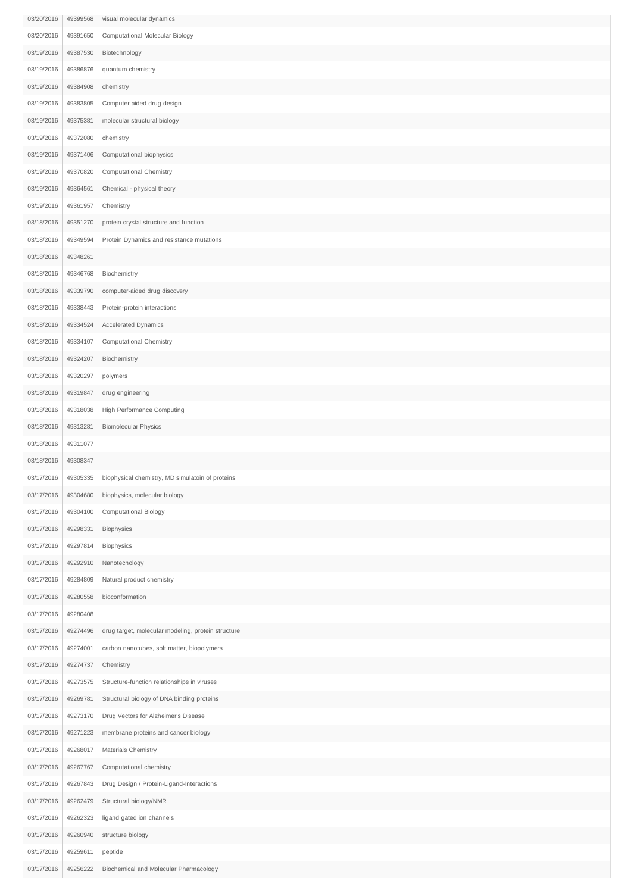| | | |
|---|---|---|
| 03/20/2016 | 49399568 | visual molecular dynamics |
| 03/20/2016 | 49391650 | Computational Molecular Biology |
| 03/19/2016 | 49387530 | Biotechnology |
| 03/19/2016 | 49386876 | quantum chemistry |
| 03/19/2016 | 49384908 | chemistry |
| 03/19/2016 | 49383805 | Computer aided drug design |
| 03/19/2016 | 49375381 | molecular structural biology |
| 03/19/2016 | 49372080 | chemistry |
| 03/19/2016 | 49371406 | Computational biophysics |
| 03/19/2016 | 49370820 | Computational Chemistry |
| 03/19/2016 | 49364561 | Chemical - physical theory |
| 03/19/2016 | 49361957 | Chemistry |
| 03/18/2016 | 49351270 | protein crystal structure and function |
| 03/18/2016 | 49349594 | Protein Dynamics and resistance mutations |
| 03/18/2016 | 49348261 | |
| 03/18/2016 | 49346768 | Biochemistry |
| 03/18/2016 | 49339790 | computer-aided drug discovery |
| 03/18/2016 | 49338443 | Protein-protein interactions |
| 03/18/2016 | 49334524 | Accelerated Dynamics |
| 03/18/2016 | 49334107 | Computational Chemistry |
| 03/18/2016 | 49324207 | Biochemistry |
| 03/18/2016 | 49320297 | polymers |
| 03/18/2016 | 49319847 | drug engineering |
| 03/18/2016 | 49318038 | High Performance Computing |
| 03/18/2016 | 49313281 | Biomolecular Physics |
| 03/18/2016 | 49311077 | |
| 03/18/2016 | 49308347 | |
| 03/17/2016 | 49305335 | biophysical chemistry, MD simulatoin of proteins |
| 03/17/2016 | 49304680 | biophysics, molecular biology |
| 03/17/2016 | 49304100 | Computational Biology |
| 03/17/2016 | 49298331 | Biophysics |
| 03/17/2016 | 49297814 | Biophysics |
| 03/17/2016 | 49292910 | Nanotecnology |
| 03/17/2016 | 49284809 | Natural product chemistry |
| 03/17/2016 | 49280558 | bioconformation |
| 03/17/2016 | 49280408 | |
| 03/17/2016 | 49274496 | drug target, molecular modeling, protein structure |
| 03/17/2016 | 49274001 | carbon nanotubes, soft matter, biopolymers |
| 03/17/2016 | 49274737 | Chemistry |
| 03/17/2016 | 49273575 | Structure-function relationships in viruses |
| 03/17/2016 | 49269781 | Structural biology of DNA binding proteins |
| 03/17/2016 | 49273170 | Drug Vectors for Alzheimer's Disease |
| 03/17/2016 | 49271223 | membrane proteins and cancer biology |
| 03/17/2016 | 49268017 | Materials Chemistry |
| 03/17/2016 | 49267767 | Computational chemistry |
| 03/17/2016 | 49267843 | Drug Design / Protein-Ligand-Interactions |
| 03/17/2016 | 49262479 | Structural biology/NMR |
| 03/17/2016 | 49262323 | ligand gated ion channels |
| 03/17/2016 | 49260940 | structure biology |
| 03/17/2016 | 49259611 | peptide |
| 03/17/2016 | 49256222 | Biochemical and Molecular Pharmacology |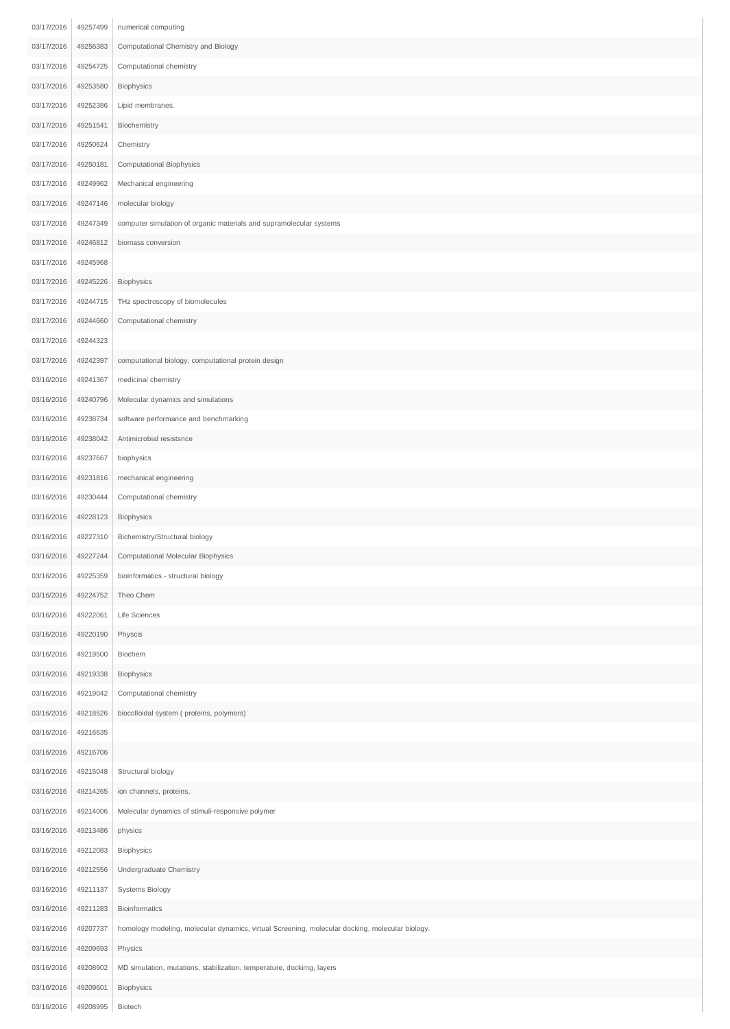| | | |
|---|---|---|
| 03/17/2016 | 49257499 | numerical computing |
| 03/17/2016 | 49256383 | Computational Chemistry and Biology |
| 03/17/2016 | 49254725 | Computational chemistry |
| 03/17/2016 | 49253580 | Biophysics |
| 03/17/2016 | 49252386 | Lipid membranes. |
| 03/17/2016 | 49251541 | Biochemistry |
| 03/17/2016 | 49250624 | Chemistry |
| 03/17/2016 | 49250181 | Computational Biophysics |
| 03/17/2016 | 49249962 | Mechanical engineering |
| 03/17/2016 | 49247146 | molecular biology |
| 03/17/2016 | 49247349 | computer simulation of organic materials and supramolecular systems |
| 03/17/2016 | 49246812 | biomass conversion |
| 03/17/2016 | 49245968 | |
| 03/17/2016 | 49245226 | Biophysics |
| 03/17/2016 | 49244715 | THz spectroscopy of biomolecules |
| 03/17/2016 | 49244660 | Computational chemistry |
| 03/17/2016 | 49244323 | |
| 03/17/2016 | 49242397 | computational biology, computational protein design |
| 03/16/2016 | 49241367 | medicinal chemistry |
| 03/16/2016 | 49240796 | Molecular dynamics and simulations |
| 03/16/2016 | 49238734 | software performance and benchmarking |
| 03/16/2016 | 49238042 | Antimicrobial resistsnce |
| 03/16/2016 | 49237667 | biophysics |
| 03/16/2016 | 49231816 | mechanical engineering |
| 03/16/2016 | 49230444 | Computational chemistry |
| 03/16/2016 | 49228123 | Biophysics |
| 03/16/2016 | 49227310 | Bichemistry/Structural biology |
| 03/16/2016 | 49227244 | Computational Molecular Biophysics |
| 03/16/2016 | 49225359 | bioinformatics - structural biology |
| 03/16/2016 | 49224752 | Theo Chem |
| 03/16/2016 | 49222061 | Life Sciences |
| 03/16/2016 | 49220190 | Physcis |
| 03/16/2016 | 49219500 | Biochem |
| 03/16/2016 | 49219338 | Biophysics |
| 03/16/2016 | 49219042 | Computational chemistry |
| 03/16/2016 | 49218526 | biocolloidal system ( proteins, polymers) |
| 03/16/2016 | 49216635 | |
| 03/16/2016 | 49216706 | |
| 03/16/2016 | 49215048 | Structural biology |
| 03/16/2016 | 49214265 | ion channels, proteins, |
| 03/16/2016 | 49214006 | Molecular dynamics of stimuli-responsive polymer |
| 03/16/2016 | 49213486 | physics |
| 03/16/2016 | 49212083 | Biophysics |
| 03/16/2016 | 49212556 | Undergraduate Chemistry |
| 03/16/2016 | 49211137 | Systems Biology |
| 03/16/2016 | 49211283 | Bioinformatics |
| 03/16/2016 | 49207737 | homology modeling, molecular dynamics, virtual Screening, molecular docking, molecular biology. |
| 03/16/2016 | 49209693 | Physics |
| 03/16/2016 | 49208902 | MD simulation, mutations, stabilization, temperature, dockimg, layers |
| 03/16/2016 | 49209601 | Biophysics |
| 03/16/2016 | 49208995 | Biotech |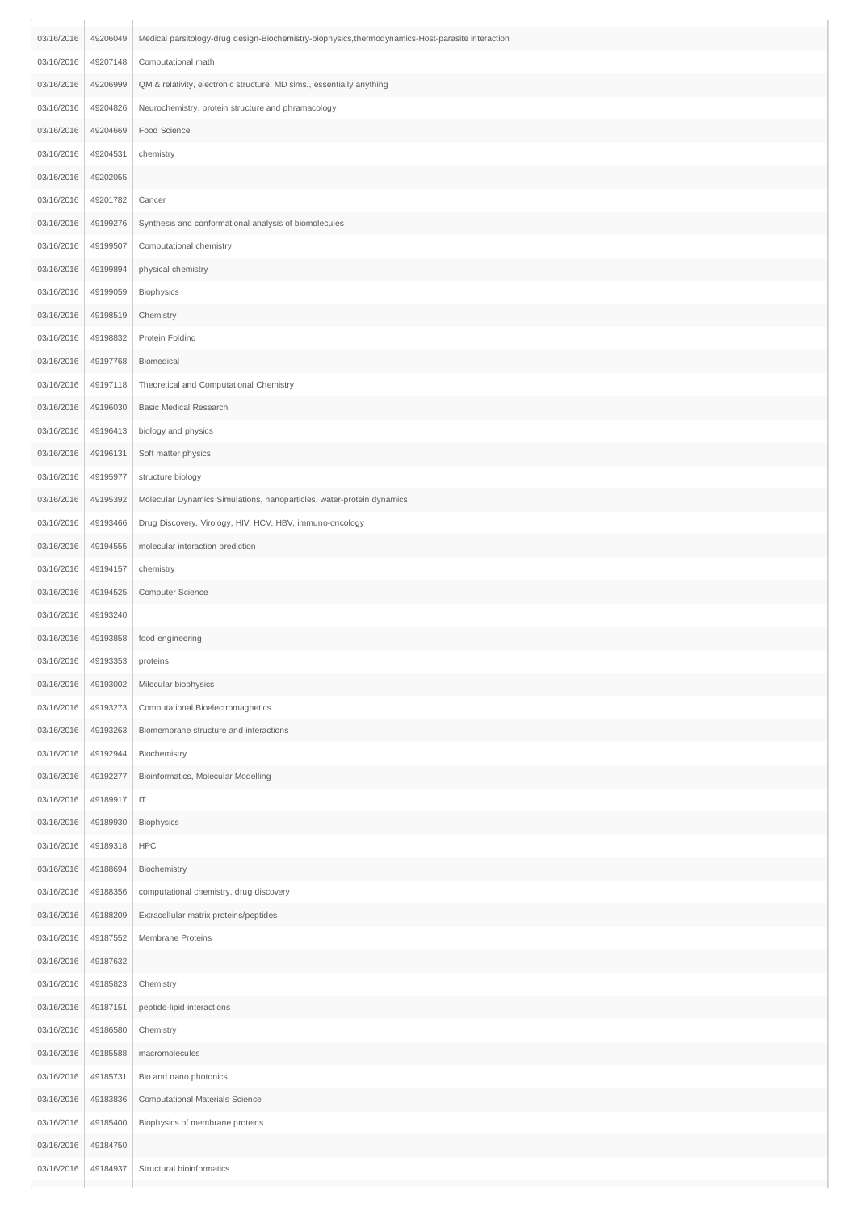| | | |
|---|---|---|
| 03/16/2016 | 49206049 | Medical parsitology-drug design-Biochemistry-biophysics,thermodynamics-Host-parasite interaction |
| 03/16/2016 | 49207148 | Computational math |
| 03/16/2016 | 49206999 | QM & relativity, electronic structure, MD sims., essentially anything |
| 03/16/2016 | 49204826 | Neurochemistry. protein structure and phramacology |
| 03/16/2016 | 49204669 | Food Science |
| 03/16/2016 | 49204531 | chemistry |
| 03/16/2016 | 49202055 | |
| 03/16/2016 | 49201782 | Cancer |
| 03/16/2016 | 49199276 | Synthesis and conformational analysis of biomolecules |
| 03/16/2016 | 49199507 | Computational chemistry |
| 03/16/2016 | 49199894 | physical chemistry |
| 03/16/2016 | 49199059 | Biophysics |
| 03/16/2016 | 49198519 | Chemistry |
| 03/16/2016 | 49198832 | Protein Folding |
| 03/16/2016 | 49197768 | Biomedical |
| 03/16/2016 | 49197118 | Theoretical and Computational Chemistry |
| 03/16/2016 | 49196030 | Basic Medical Research |
| 03/16/2016 | 49196413 | biology and physics |
| 03/16/2016 | 49196131 | Soft matter physics |
| 03/16/2016 | 49195977 | structure biology |
| 03/16/2016 | 49195392 | Molecular Dynamics Simulations, nanoparticles, water-protein dynamics |
| 03/16/2016 | 49193466 | Drug Discovery, Virology, HIV, HCV, HBV, immuno-oncology |
| 03/16/2016 | 49194555 | molecular interaction prediction |
| 03/16/2016 | 49194157 | chemistry |
| 03/16/2016 | 49194525 | Computer Science |
| 03/16/2016 | 49193240 | |
| 03/16/2016 | 49193858 | food engineering |
| 03/16/2016 | 49193353 | proteins |
| 03/16/2016 | 49193002 | Milecular biophysics |
| 03/16/2016 | 49193273 | Computational Bioelectromagnetics |
| 03/16/2016 | 49193263 | Biomembrane structure and interactions |
| 03/16/2016 | 49192944 | Biochemistry |
| 03/16/2016 | 49192277 | Bioinformatics, Molecular Modelling |
| 03/16/2016 | 49189917 | IT |
| 03/16/2016 | 49189930 | Biophysics |
| 03/16/2016 | 49189318 | HPC |
| 03/16/2016 | 49188694 | Biochemistry |
| 03/16/2016 | 49188356 | computational chemistry, drug discovery |
| 03/16/2016 | 49188209 | Extracellular matrix proteins/peptides |
| 03/16/2016 | 49187552 | Membrane Proteins |
| 03/16/2016 | 49187632 | |
| 03/16/2016 | 49185823 | Chemistry |
| 03/16/2016 | 49187151 | peptide-lipid interactions |
| 03/16/2016 | 49186580 | Chemistry |
| 03/16/2016 | 49185588 | macromolecules |
| 03/16/2016 | 49185731 | Bio and nano photonics |
| 03/16/2016 | 49183836 | Computational Materials Science |
| 03/16/2016 | 49185400 | Biophysics of membrane proteins |
| 03/16/2016 | 49184750 | |
| 03/16/2016 | 49184937 | Structural bioinformatics |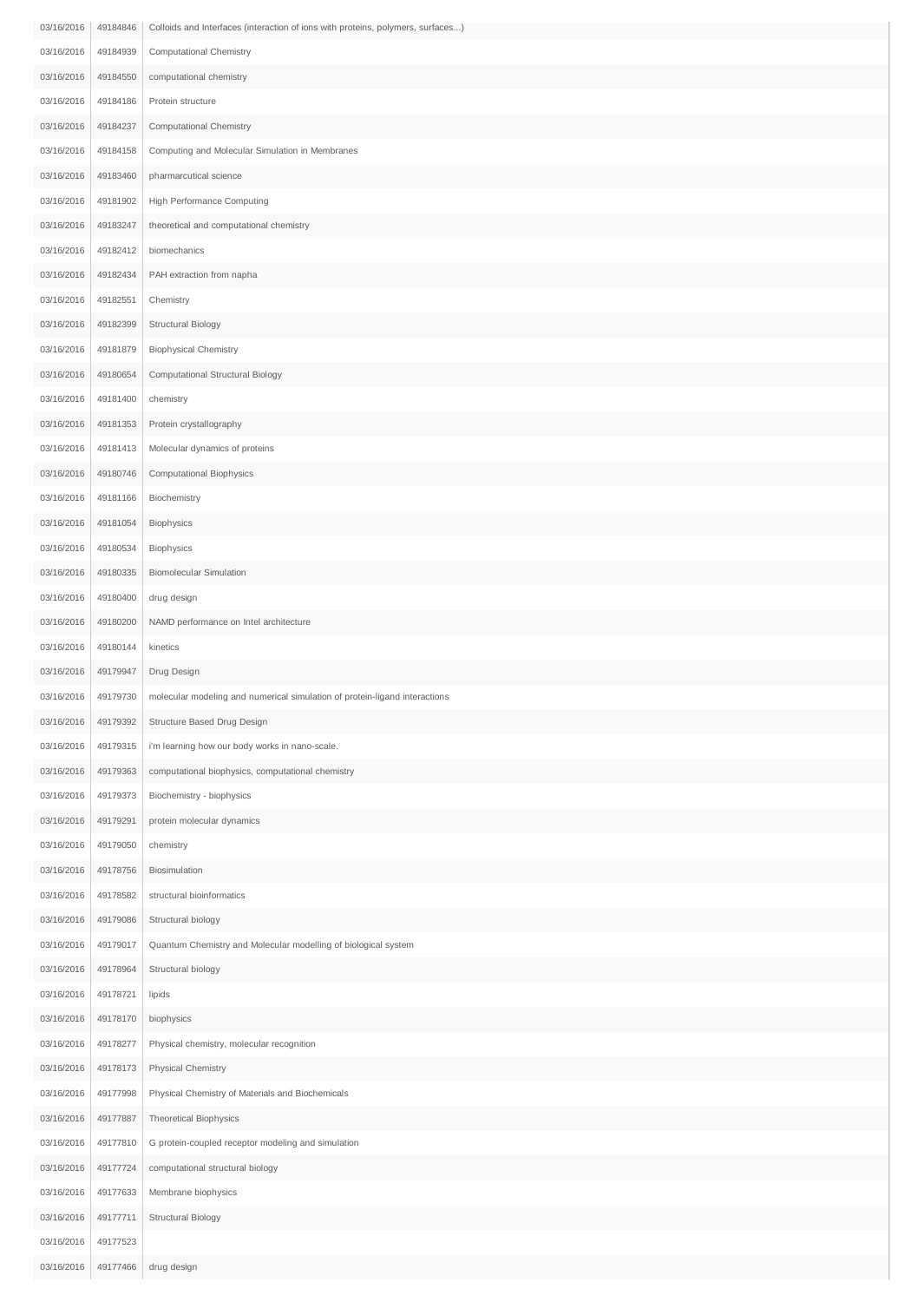| | | |
|---|---|---|
| 03/16/2016 | 49184846 | Colloids and Interfaces (interaction of ions with proteins, polymers, surfaces...) |
| 03/16/2016 | 49184939 | Computational Chemistry |
| 03/16/2016 | 49184550 | computational chemistry |
| 03/16/2016 | 49184186 | Protein structure |
| 03/16/2016 | 49184237 | Computational Chemistry |
| 03/16/2016 | 49184158 | Computing and Molecular Simulation in Membranes |
| 03/16/2016 | 49183460 | pharmarcutical science |
| 03/16/2016 | 49181902 | High Performance Computing |
| 03/16/2016 | 49183247 | theoretical and computational chemistry |
| 03/16/2016 | 49182412 | biomechanics |
| 03/16/2016 | 49182434 | PAH extraction from napha |
| 03/16/2016 | 49182551 | Chemistry |
| 03/16/2016 | 49182399 | Structural Biology |
| 03/16/2016 | 49181879 | Biophysical Chemistry |
| 03/16/2016 | 49180654 | Computational Structural Biology |
| 03/16/2016 | 49181400 | chemistry |
| 03/16/2016 | 49181353 | Protein crystallography |
| 03/16/2016 | 49181413 | Molecular dynamics of proteins |
| 03/16/2016 | 49180746 | Computational Biophysics |
| 03/16/2016 | 49181166 | Biochemistry |
| 03/16/2016 | 49181054 | Biophysics |
| 03/16/2016 | 49180534 | Biophysics |
| 03/16/2016 | 49180335 | Biomolecular Simulation |
| 03/16/2016 | 49180400 | drug design |
| 03/16/2016 | 49180200 | NAMD performance on Intel architecture |
| 03/16/2016 | 49180144 | kinetics |
| 03/16/2016 | 49179947 | Drug Design |
| 03/16/2016 | 49179730 | molecular modeling and numerical simulation of protein-ligand interactions |
| 03/16/2016 | 49179392 | Structure Based Drug Design |
| 03/16/2016 | 49179315 | i'm learning how our body works in nano-scale. |
| 03/16/2016 | 49179363 | computational biophysics, computational chemistry |
| 03/16/2016 | 49179373 | Biochemistry - biophysics |
| 03/16/2016 | 49179291 | protein molecular dynamics |
| 03/16/2016 | 49179050 | chemistry |
| 03/16/2016 | 49178756 | Biosimulation |
| 03/16/2016 | 49178582 | structural bioinformatics |
| 03/16/2016 | 49179086 | Structural biology |
| 03/16/2016 | 49179017 | Quantum Chemistry and Molecular modelling of biological system |
| 03/16/2016 | 49178964 | Structural biology |
| 03/16/2016 | 49178721 | lipids |
| 03/16/2016 | 49178170 | biophysics |
| 03/16/2016 | 49178277 | Physical chemistry, molecular recognition |
| 03/16/2016 | 49178173 | Physical Chemistry |
| 03/16/2016 | 49177998 | Physical Chemistry of Materials and Biochemicals |
| 03/16/2016 | 49177887 | Theoretical Biophysics |
| 03/16/2016 | 49177810 | G protein-coupled receptor modeling and simulation |
| 03/16/2016 | 49177724 | computational structural biology |
| 03/16/2016 | 49177633 | Membrane biophysics |
| 03/16/2016 | 49177711 | Structural Biology |
| 03/16/2016 | 49177523 | |
| 03/16/2016 | 49177466 | drug design |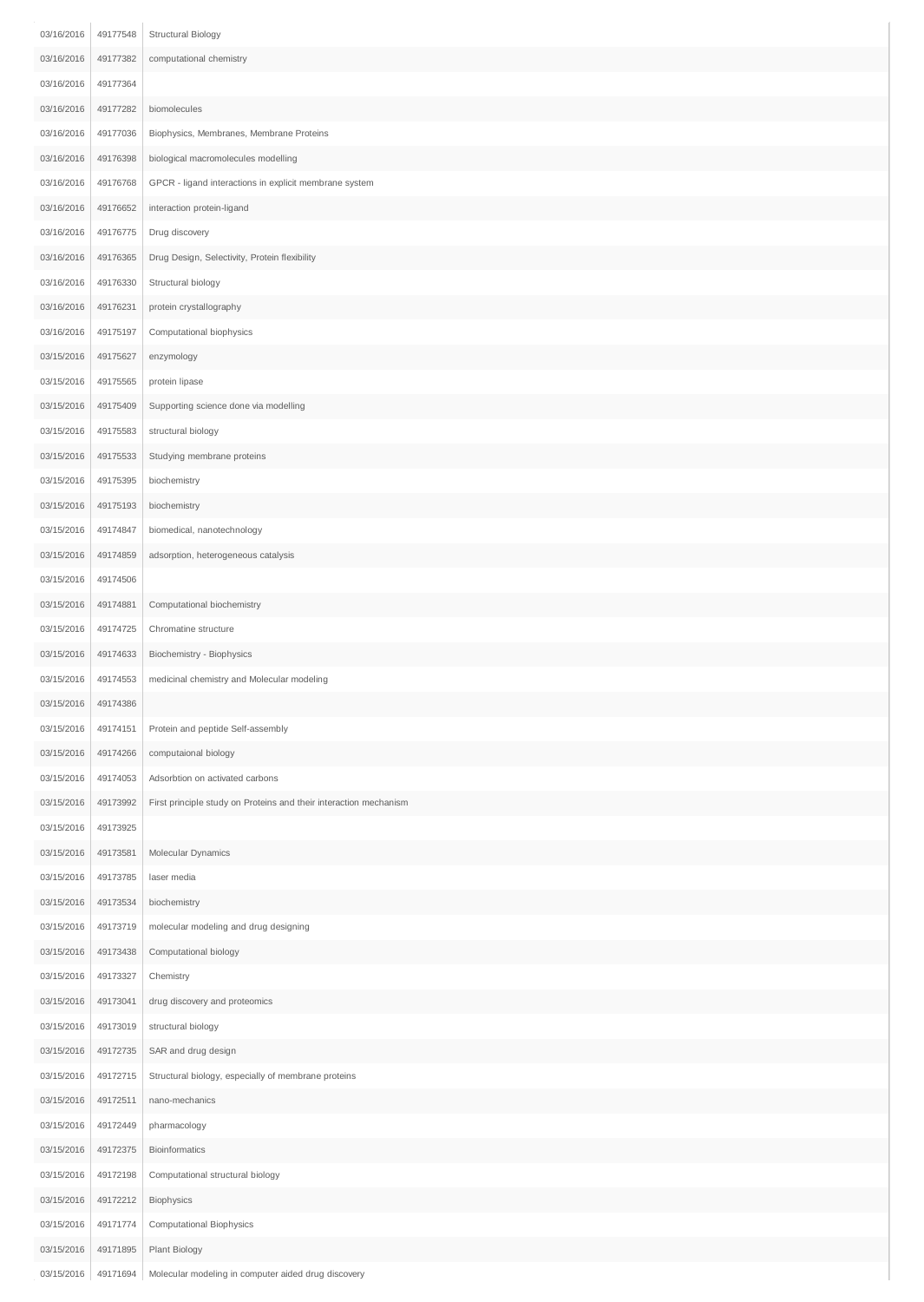| | | |
|---|---|---|
| 03/16/2016 | 49177548 | Structural Biology |
| 03/16/2016 | 49177382 | computational chemistry |
| 03/16/2016 | 49177364 | |
| 03/16/2016 | 49177282 | biomolecules |
| 03/16/2016 | 49177036 | Biophysics, Membranes, Membrane Proteins |
| 03/16/2016 | 49176398 | biological macromolecules modelling |
| 03/16/2016 | 49176768 | GPCR - ligand interactions in explicit membrane system |
| 03/16/2016 | 49176652 | interaction protein-ligand |
| 03/16/2016 | 49176775 | Drug discovery |
| 03/16/2016 | 49176365 | Drug Design, Selectivity, Protein flexibility |
| 03/16/2016 | 49176330 | Structural biology |
| 03/16/2016 | 49176231 | protein crystallography |
| 03/16/2016 | 49175197 | Computational biophysics |
| 03/15/2016 | 49175627 | enzymology |
| 03/15/2016 | 49175565 | protein lipase |
| 03/15/2016 | 49175409 | Supporting science done via modelling |
| 03/15/2016 | 49175583 | structural biology |
| 03/15/2016 | 49175533 | Studying membrane proteins |
| 03/15/2016 | 49175395 | biochemistry |
| 03/15/2016 | 49175193 | biochemistry |
| 03/15/2016 | 49174847 | biomedical, nanotechnology |
| 03/15/2016 | 49174859 | adsorption, heterogeneous catalysis |
| 03/15/2016 | 49174506 | |
| 03/15/2016 | 49174881 | Computational biochemistry |
| 03/15/2016 | 49174725 | Chromatine structure |
| 03/15/2016 | 49174633 | Biochemistry - Biophysics |
| 03/15/2016 | 49174553 | medicinal chemistry and Molecular modeling |
| 03/15/2016 | 49174386 | |
| 03/15/2016 | 49174151 | Protein and peptide Self-assembly |
| 03/15/2016 | 49174266 | computaional biology |
| 03/15/2016 | 49174053 | Adsorbtion on activated carbons |
| 03/15/2016 | 49173992 | First principle study on Proteins and their interaction mechanism |
| 03/15/2016 | 49173925 | |
| 03/15/2016 | 49173581 | Molecular Dynamics |
| 03/15/2016 | 49173785 | laser media |
| 03/15/2016 | 49173534 | biochemistry |
| 03/15/2016 | 49173719 | molecular modeling and drug designing |
| 03/15/2016 | 49173438 | Computational biology |
| 03/15/2016 | 49173327 | Chemistry |
| 03/15/2016 | 49173041 | drug discovery and proteomics |
| 03/15/2016 | 49173019 | structural biology |
| 03/15/2016 | 49172735 | SAR and drug design |
| 03/15/2016 | 49172715 | Structural biology, especially of membrane proteins |
| 03/15/2016 | 49172511 | nano-mechanics |
| 03/15/2016 | 49172449 | pharmacology |
| 03/15/2016 | 49172375 | Bioinformatics |
| 03/15/2016 | 49172198 | Computational structural biology |
| 03/15/2016 | 49172212 | Biophysics |
| 03/15/2016 | 49171774 | Computational Biophysics |
| 03/15/2016 | 49171895 | Plant Biology |
| 03/15/2016 | 49171694 | Molecular modeling in computer aided drug discovery |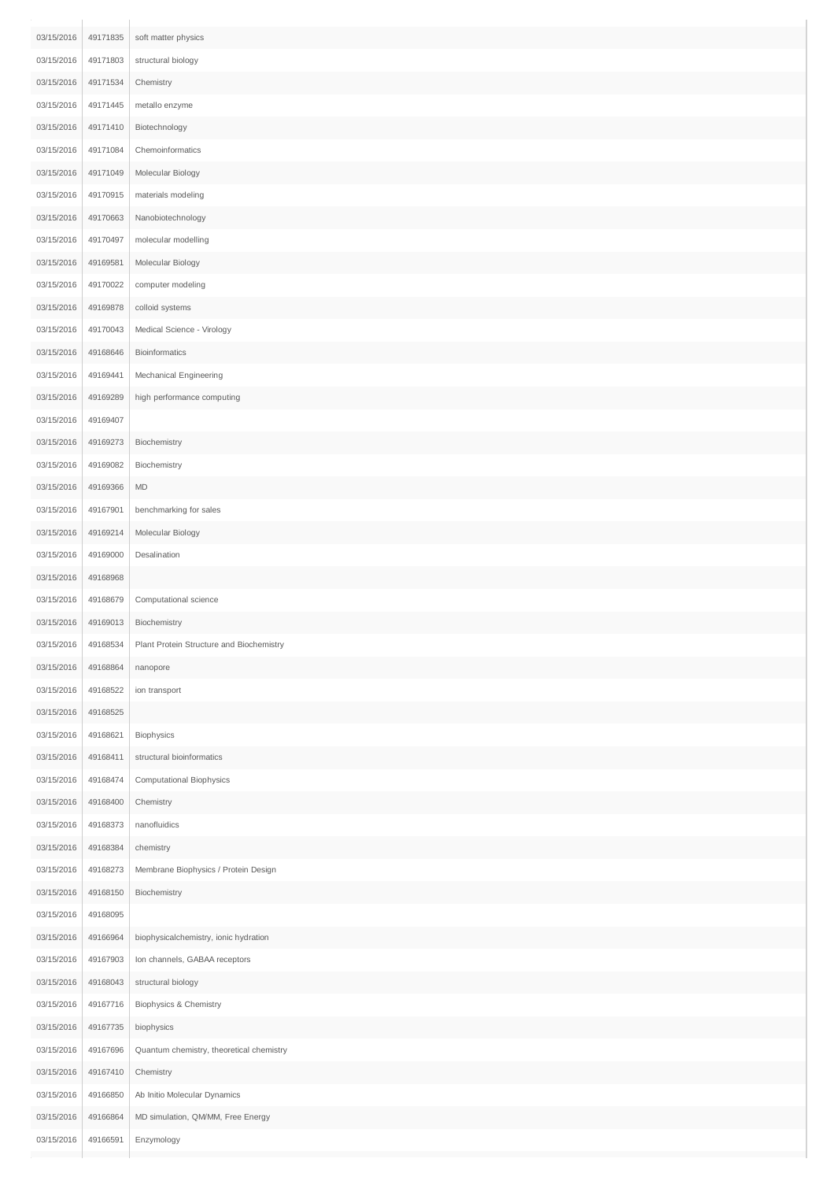| | | |
|---|---|---|
| 03/15/2016 | 49171835 | soft matter physics |
| 03/15/2016 | 49171803 | structural biology |
| 03/15/2016 | 49171534 | Chemistry |
| 03/15/2016 | 49171445 | metallo enzyme |
| 03/15/2016 | 49171410 | Biotechnology |
| 03/15/2016 | 49171084 | Chemoinformatics |
| 03/15/2016 | 49171049 | Molecular Biology |
| 03/15/2016 | 49170915 | materials modeling |
| 03/15/2016 | 49170663 | Nanobiotechnology |
| 03/15/2016 | 49170497 | molecular modelling |
| 03/15/2016 | 49169581 | Molecular Biology |
| 03/15/2016 | 49170022 | computer modeling |
| 03/15/2016 | 49169878 | colloid systems |
| 03/15/2016 | 49170043 | Medical Science - Virology |
| 03/15/2016 | 49168646 | Bioinformatics |
| 03/15/2016 | 49169441 | Mechanical Engineering |
| 03/15/2016 | 49169289 | high performance computing |
| 03/15/2016 | 49169407 | |
| 03/15/2016 | 49169273 | Biochemistry |
| 03/15/2016 | 49169082 | Biochemistry |
| 03/15/2016 | 49169366 | MD |
| 03/15/2016 | 49167901 | benchmarking for sales |
| 03/15/2016 | 49169214 | Molecular Biology |
| 03/15/2016 | 49169000 | Desalination |
| 03/15/2016 | 49168968 | |
| 03/15/2016 | 49168679 | Computational science |
| 03/15/2016 | 49169013 | Biochemistry |
| 03/15/2016 | 49168534 | Plant Protein Structure and Biochemistry |
| 03/15/2016 | 49168864 | nanopore |
| 03/15/2016 | 49168522 | ion transport |
| 03/15/2016 | 49168525 | |
| 03/15/2016 | 49168621 | Biophysics |
| 03/15/2016 | 49168411 | structural bioinformatics |
| 03/15/2016 | 49168474 | Computational Biophysics |
| 03/15/2016 | 49168400 | Chemistry |
| 03/15/2016 | 49168373 | nanofluidics |
| 03/15/2016 | 49168384 | chemistry |
| 03/15/2016 | 49168273 | Membrane Biophysics / Protein Design |
| 03/15/2016 | 49168150 | Biochemistry |
| 03/15/2016 | 49168095 | |
| 03/15/2016 | 49166964 | biophysicalchemistry, ionic hydration |
| 03/15/2016 | 49167903 | Ion channels, GABAA receptors |
| 03/15/2016 | 49168043 | structural biology |
| 03/15/2016 | 49167716 | Biophysics & Chemistry |
| 03/15/2016 | 49167735 | biophysics |
| 03/15/2016 | 49167696 | Quantum chemistry, theoretical chemistry |
| 03/15/2016 | 49167410 | Chemistry |
| 03/15/2016 | 49166850 | Ab Initio Molecular Dynamics |
| 03/15/2016 | 49166864 | MD simulation, QM/MM, Free Energy |
| 03/15/2016 | 49166591 | Enzymology |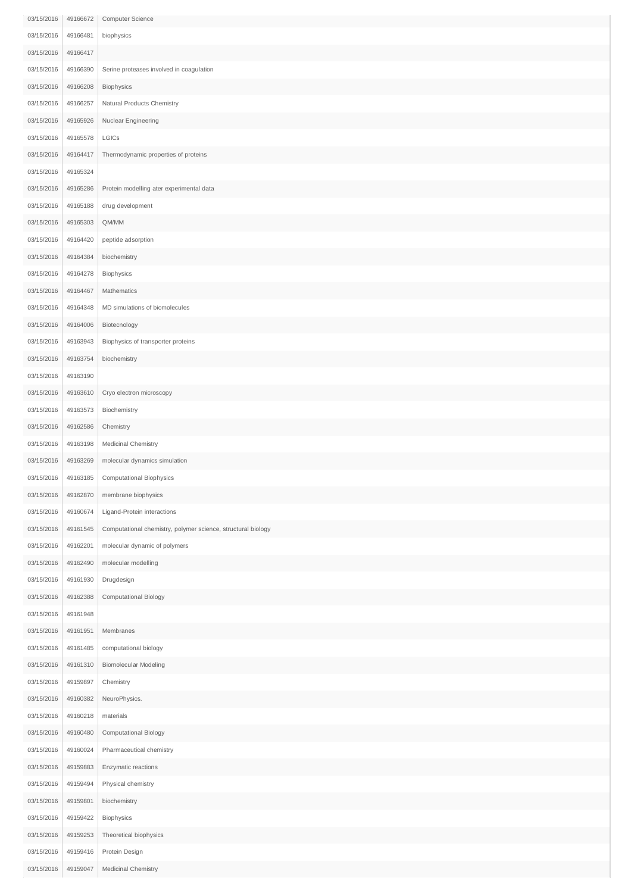| | | |
|---|---|---|
| 03/15/2016 | 49166672 | Computer Science |
| 03/15/2016 | 49166481 | biophysics |
| 03/15/2016 | 49166417 | |
| 03/15/2016 | 49166390 | Serine proteases involved in coagulation |
| 03/15/2016 | 49166208 | Biophysics |
| 03/15/2016 | 49166257 | Natural Products Chemistry |
| 03/15/2016 | 49165926 | Nuclear Engineering |
| 03/15/2016 | 49165578 | LGICs |
| 03/15/2016 | 49164417 | Thermodynamic properties of proteins |
| 03/15/2016 | 49165324 | |
| 03/15/2016 | 49165286 | Protein modelling ater experimental data |
| 03/15/2016 | 49165188 | drug development |
| 03/15/2016 | 49165303 | QM/MM |
| 03/15/2016 | 49164420 | peptide adsorption |
| 03/15/2016 | 49164384 | biochemistry |
| 03/15/2016 | 49164278 | Biophysics |
| 03/15/2016 | 49164467 | Mathematics |
| 03/15/2016 | 49164348 | MD simulations of biomolecules |
| 03/15/2016 | 49164006 | Biotecnology |
| 03/15/2016 | 49163943 | Biophysics of transporter proteins |
| 03/15/2016 | 49163754 | biochemistry |
| 03/15/2016 | 49163190 | |
| 03/15/2016 | 49163610 | Cryo electron microscopy |
| 03/15/2016 | 49163573 | Biochemistry |
| 03/15/2016 | 49162586 | Chemistry |
| 03/15/2016 | 49163198 | Medicinal Chemistry |
| 03/15/2016 | 49163269 | molecular dynamics simulation |
| 03/15/2016 | 49163185 | Computational Biophysics |
| 03/15/2016 | 49162870 | membrane biophysics |
| 03/15/2016 | 49160674 | Ligand-Protein interactions |
| 03/15/2016 | 49161545 | Computational chemistry, polymer science, structural biology |
| 03/15/2016 | 49162201 | molecular dynamic of polymers |
| 03/15/2016 | 49162490 | molecular modelling |
| 03/15/2016 | 49161930 | Drugdesign |
| 03/15/2016 | 49162388 | Computational Biology |
| 03/15/2016 | 49161948 | |
| 03/15/2016 | 49161951 | Membranes |
| 03/15/2016 | 49161485 | computational biology |
| 03/15/2016 | 49161310 | Biomolecular Modeling |
| 03/15/2016 | 49159897 | Chemistry |
| 03/15/2016 | 49160382 | NeuroPhysics. |
| 03/15/2016 | 49160218 | materials |
| 03/15/2016 | 49160480 | Computational Biology |
| 03/15/2016 | 49160024 | Pharmaceutical chemistry |
| 03/15/2016 | 49159883 | Enzymatic reactions |
| 03/15/2016 | 49159494 | Physical chemistry |
| 03/15/2016 | 49159801 | biochemistry |
| 03/15/2016 | 49159422 | Biophysics |
| 03/15/2016 | 49159253 | Theoretical biophysics |
| 03/15/2016 | 49159416 | Protein Design |
| 03/15/2016 | 49159047 | Medicinal Chemistry |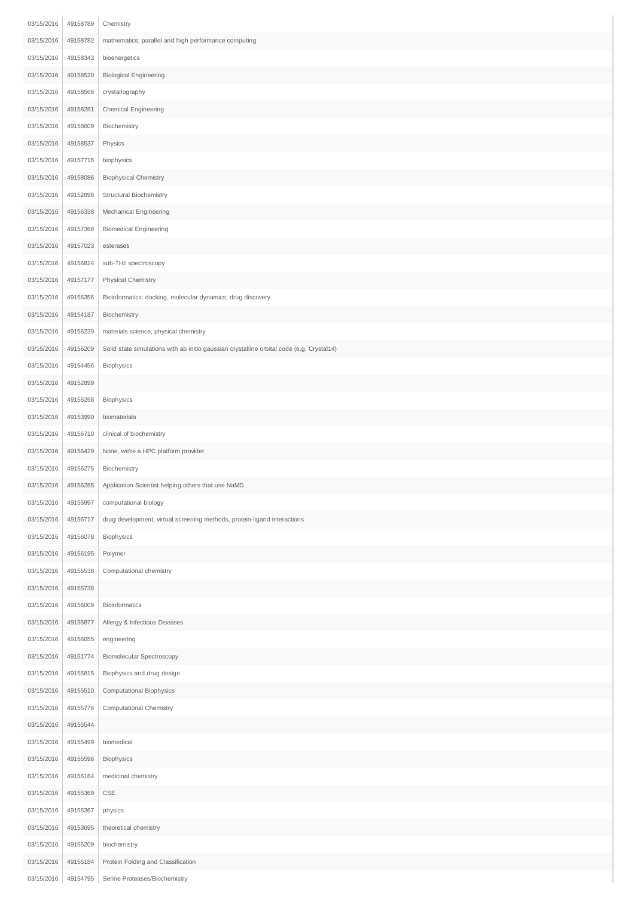| | | |
|---|---|---|
| 03/15/2016 | 49158789 | Chemistry |
| 03/15/2016 | 49158782 | mathematics; parallel and high performance computing |
| 03/15/2016 | 49158343 | bioenergetics |
| 03/15/2016 | 49158520 | Biological Engineering |
| 03/15/2016 | 49158566 | crystallography |
| 03/15/2016 | 49158281 | Chemical Engineering |
| 03/15/2016 | 49158609 | Biochemistry |
| 03/15/2016 | 49158537 | Physics |
| 03/15/2016 | 49157715 | biophysics |
| 03/15/2016 | 49158086 | Biophysical Chemistry |
| 03/15/2016 | 49152898 | Structural Biochemistry |
| 03/15/2016 | 49156338 | Mechanical Engineering |
| 03/15/2016 | 49157368 | Biomedical Engineering |
| 03/15/2016 | 49157023 | esterases |
| 03/15/2016 | 49156824 | sub-THz spectroscopy |
| 03/15/2016 | 49157177 | Physical Chemistry |
| 03/15/2016 | 49156356 | Bioinformatics: docking, molecular dynamics; drug discovery. |
| 03/15/2016 | 49154187 | Biochemistry |
| 03/15/2016 | 49156239 | materials science, physical chemistry |
| 03/15/2016 | 49156209 | Solid state simulations with ab initio gaussian crystalline orbital code (e.g. Crystal14) |
| 03/15/2016 | 49154456 | Biophysics |
| 03/15/2016 | 49152899 | |
| 03/15/2016 | 49156268 | Biophysics |
| 03/15/2016 | 49153990 | biomaterials |
| 03/15/2016 | 49156710 | clinical of biochemistry |
| 03/15/2016 | 49156429 | None, we're a HPC platform provider |
| 03/15/2016 | 49156275 | Biochemistry |
| 03/15/2016 | 49156285 | Application Scientist helping others that use NaMD |
| 03/15/2016 | 49155997 | computational biology |
| 03/15/2016 | 49155717 | drug development, virtual screening methods, protein-ligand interactions |
| 03/15/2016 | 49156078 | Biophysics |
| 03/15/2016 | 49156195 | Polymer |
| 03/15/2016 | 49155538 | Computational chemistry |
| 03/15/2016 | 49155738 | |
| 03/15/2016 | 49156009 | Bioinformatics |
| 03/15/2016 | 49155877 | Allergy & Infectious Diseases |
| 03/15/2016 | 49156055 | engineering |
| 03/15/2016 | 49151774 | Biomolecular Spectroscopy |
| 03/15/2016 | 49155815 | Biophysics and drug design |
| 03/15/2016 | 49155510 | Computational Biophysics |
| 03/15/2016 | 49155776 | Computational Chemistry |
| 03/15/2016 | 49155544 | |
| 03/15/2016 | 49155499 | biomedical |
| 03/15/2016 | 49155596 | Biophysics |
| 03/15/2016 | 49155164 | medicinal chemistry |
| 03/15/2016 | 49155369 | CSE |
| 03/15/2016 | 49155367 | physics |
| 03/15/2016 | 49153695 | theoretical chemistry |
| 03/15/2016 | 49155209 | biochemistry |
| 03/15/2016 | 49155184 | Protein Folding and Classification |
| 03/15/2016 | 49154795 | Serine Proteases/Biochemistry |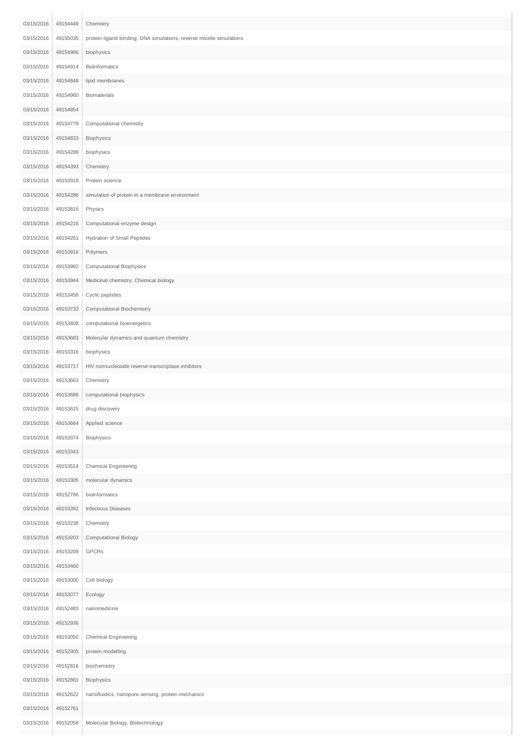| | | |
|---|---|---|
| 03/15/2016 | 49154449 | Chemistry |
| 03/15/2016 | 49155035 | protein-ligand binding, DNA simulations, reverse micelle simulations |
| 03/15/2016 | 49154986 | biophysics |
| 03/15/2016 | 49154914 | Bioinformatics |
| 03/15/2016 | 49154848 | lipid membranes |
| 03/15/2016 | 49154960 | Biomaterials |
| 03/15/2016 | 49154854 | |
| 03/15/2016 | 49154779 | Computational chemistry |
| 03/15/2016 | 49154833 | Biophysics |
| 03/15/2016 | 49154288 | biophysics |
| 03/15/2016 | 49154393 | Chemistry |
| 03/15/2016 | 49153918 | Protein science |
| 03/15/2016 | 49154286 | simulation of protein in a membrane environment |
| 03/15/2016 | 49153816 | Physics |
| 03/15/2016 | 49154216 | Computational enzyme design |
| 03/15/2016 | 49154261 | Hydration of Small Peptides |
| 03/15/2016 | 49153916 | Polymers |
| 03/15/2016 | 49153992 | Computational Biophysics |
| 03/15/2016 | 49153944 | Medicinal chemistry; Chemical biology |
| 03/15/2016 | 49153458 | Cyclic peptides |
| 03/15/2016 | 49153733 | Computational Biochemistry |
| 03/15/2016 | 49153408 | computational bioenergetics |
| 03/15/2016 | 49153683 | Molecular dynamics and quantum chemistry |
| 03/15/2016 | 49153316 | biophysics |
| 03/15/2016 | 49153717 | HIV nonnucleoside reverse transcriptase inhibitors |
| 03/15/2016 | 49153663 | Chemistry |
| 03/15/2016 | 49153686 | computational biophysics |
| 03/15/2016 | 49153615 | drug discovery |
| 03/15/2016 | 49153664 | Applied science |
| 03/15/2016 | 49153374 | Biophysics |
| 03/15/2016 | 49153343 | |
| 03/15/2016 | 49153514 | Chemical Engineering |
| 03/15/2016 | 49153305 | molecular dynamics |
| 03/15/2016 | 49152786 | bioinformatics |
| 03/15/2016 | 49153392 | Infectious Diseases |
| 03/15/2016 | 49153238 | Chemistry |
| 03/15/2016 | 49153203 | Computational Biology |
| 03/15/2016 | 49153209 | GPCRs |
| 03/15/2016 | 49153460 | |
| 03/15/2016 | 49153000 | Cell biology |
| 03/15/2016 | 49153077 | Ecology |
| 03/15/2016 | 49152483 | nanomedicine |
| 03/15/2016 | 49152936 | |
| 03/15/2016 | 49153050 | Chemical Engineering |
| 03/15/2016 | 49152305 | protein modelling |
| 03/15/2016 | 49152816 | biochemistry |
| 03/15/2016 | 49152861 | Biophysics |
| 03/15/2016 | 49152622 | nanofluidics, nanopore sensing, protein mechanics |
| 03/15/2016 | 49152761 | |
| 03/15/2016 | 49152058 | Molecular Biology, Biotechnology |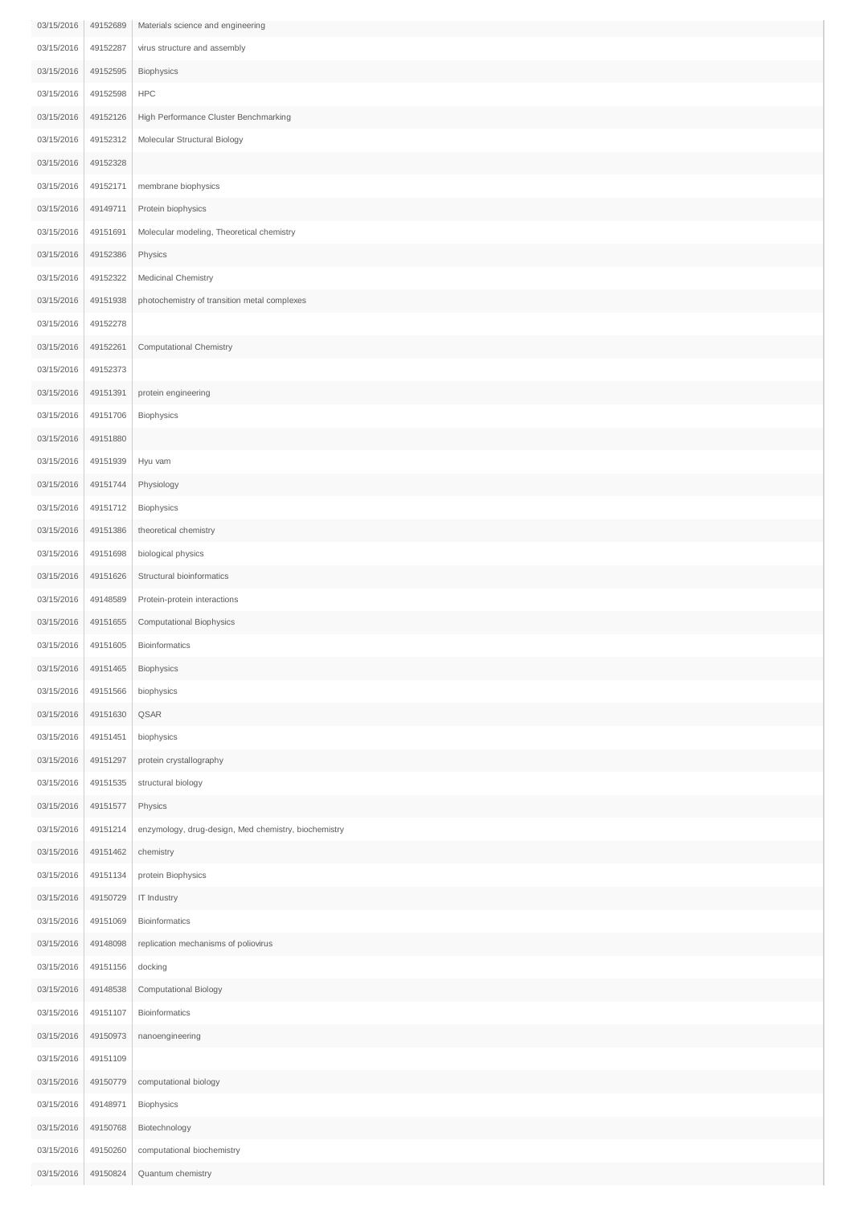| | | |
|---|---|---|
| 03/15/2016 | 49152689 | Materials science and engineering |
| 03/15/2016 | 49152287 | virus structure and assembly |
| 03/15/2016 | 49152595 | Biophysics |
| 03/15/2016 | 49152598 | HPC |
| 03/15/2016 | 49152126 | High Performance Cluster Benchmarking |
| 03/15/2016 | 49152312 | Molecular Structural Biology |
| 03/15/2016 | 49152328 | |
| 03/15/2016 | 49152171 | membrane biophysics |
| 03/15/2016 | 49149711 | Protein biophysics |
| 03/15/2016 | 49151691 | Molecular modeling, Theoretical chemistry |
| 03/15/2016 | 49152386 | Physics |
| 03/15/2016 | 49152322 | Medicinal Chemistry |
| 03/15/2016 | 49151938 | photochemistry of transition metal complexes |
| 03/15/2016 | 49152278 | |
| 03/15/2016 | 49152261 | Computational Chemistry |
| 03/15/2016 | 49152373 | |
| 03/15/2016 | 49151391 | protein engineering |
| 03/15/2016 | 49151706 | Biophysics |
| 03/15/2016 | 49151880 | |
| 03/15/2016 | 49151939 | Hyu vam |
| 03/15/2016 | 49151744 | Physiology |
| 03/15/2016 | 49151712 | Biophysics |
| 03/15/2016 | 49151386 | theoretical chemistry |
| 03/15/2016 | 49151698 | biological physics |
| 03/15/2016 | 49151626 | Structural bioinformatics |
| 03/15/2016 | 49148589 | Protein-protein interactions |
| 03/15/2016 | 49151655 | Computational Biophysics |
| 03/15/2016 | 49151605 | Bioinformatics |
| 03/15/2016 | 49151465 | Biophysics |
| 03/15/2016 | 49151566 | biophysics |
| 03/15/2016 | 49151630 | QSAR |
| 03/15/2016 | 49151451 | biophysics |
| 03/15/2016 | 49151297 | protein crystallography |
| 03/15/2016 | 49151535 | structural biology |
| 03/15/2016 | 49151577 | Physics |
| 03/15/2016 | 49151214 | enzymology, drug-design, Med chemistry, biochemistry |
| 03/15/2016 | 49151462 | chemistry |
| 03/15/2016 | 49151134 | protein Biophysics |
| 03/15/2016 | 49150729 | IT Industry |
| 03/15/2016 | 49151069 | Bioinformatics |
| 03/15/2016 | 49148098 | replication mechanisms of poliovirus |
| 03/15/2016 | 49151156 | docking |
| 03/15/2016 | 49148538 | Computational Biology |
| 03/15/2016 | 49151107 | Bioinformatics |
| 03/15/2016 | 49150973 | nanoengineering |
| 03/15/2016 | 49151109 | |
| 03/15/2016 | 49150779 | computational biology |
| 03/15/2016 | 49148971 | Biophysics |
| 03/15/2016 | 49150768 | Biotechnology |
| 03/15/2016 | 49150260 | computational biochemistry |
| 03/15/2016 | 49150824 | Quantum chemistry |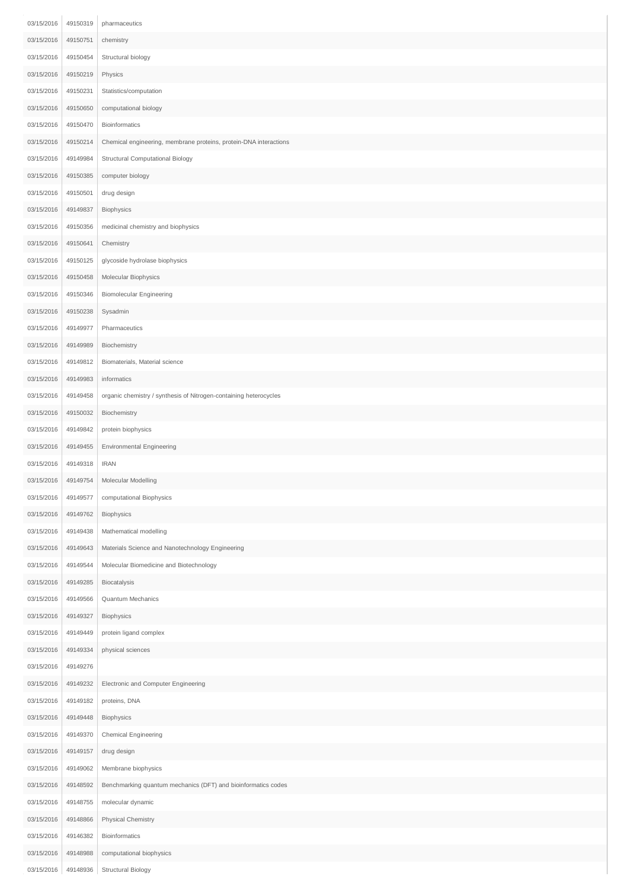| | | |
|---|---|---|
| 03/15/2016 | 49150319 | pharmaceutics |
| 03/15/2016 | 49150751 | chemistry |
| 03/15/2016 | 49150454 | Structural biology |
| 03/15/2016 | 49150219 | Physics |
| 03/15/2016 | 49150231 | Statistics/computation |
| 03/15/2016 | 49150650 | computational biology |
| 03/15/2016 | 49150470 | Bioinformatics |
| 03/15/2016 | 49150214 | Chemical engineering, membrane proteins, protein-DNA interactions |
| 03/15/2016 | 49149984 | Structural Computational Biology |
| 03/15/2016 | 49150385 | computer biology |
| 03/15/2016 | 49150501 | drug design |
| 03/15/2016 | 49149837 | Biophysics |
| 03/15/2016 | 49150356 | medicinal chemistry and biophysics |
| 03/15/2016 | 49150641 | Chemistry |
| 03/15/2016 | 49150125 | glycoside hydrolase biophysics |
| 03/15/2016 | 49150458 | Molecular Biophysics |
| 03/15/2016 | 49150346 | Biomolecular Engineering |
| 03/15/2016 | 49150238 | Sysadmin |
| 03/15/2016 | 49149977 | Pharmaceutics |
| 03/15/2016 | 49149989 | Biochemistry |
| 03/15/2016 | 49149812 | Biomaterials, Material science |
| 03/15/2016 | 49149983 | informatics |
| 03/15/2016 | 49149458 | organic chemistry / synthesis of Nitrogen-containing heterocycles |
| 03/15/2016 | 49150032 | Biochemistry |
| 03/15/2016 | 49149842 | protein biophysics |
| 03/15/2016 | 49149455 | Environmental Engineering |
| 03/15/2016 | 49149318 | IRAN |
| 03/15/2016 | 49149754 | Molecular Modelling |
| 03/15/2016 | 49149577 | computational Biophysics |
| 03/15/2016 | 49149762 | Biophysics |
| 03/15/2016 | 49149438 | Mathematical modelling |
| 03/15/2016 | 49149643 | Materials Science and Nanotechnology Engineering |
| 03/15/2016 | 49149544 | Molecular Biomedicine and Biotechnology |
| 03/15/2016 | 49149285 | Biocatalysis |
| 03/15/2016 | 49149566 | Quantum Mechanics |
| 03/15/2016 | 49149327 | Biophysics |
| 03/15/2016 | 49149449 | protein ligand complex |
| 03/15/2016 | 49149334 | physical sciences |
| 03/15/2016 | 49149276 | |
| 03/15/2016 | 49149232 | Electronic and Computer Engineering |
| 03/15/2016 | 49149182 | proteins, DNA |
| 03/15/2016 | 49149448 | Biophysics |
| 03/15/2016 | 49149370 | Chemical Engineering |
| 03/15/2016 | 49149157 | drug design |
| 03/15/2016 | 49149062 | Membrane biophysics |
| 03/15/2016 | 49148592 | Benchmarking quantum mechanics (DFT) and bioinformatics codes |
| 03/15/2016 | 49148755 | molecular dynamic |
| 03/15/2016 | 49148866 | Physical Chemistry |
| 03/15/2016 | 49146382 | Bioinformatics |
| 03/15/2016 | 49148988 | computational biophysics |
| 03/15/2016 | 49148936 | Structural Biology |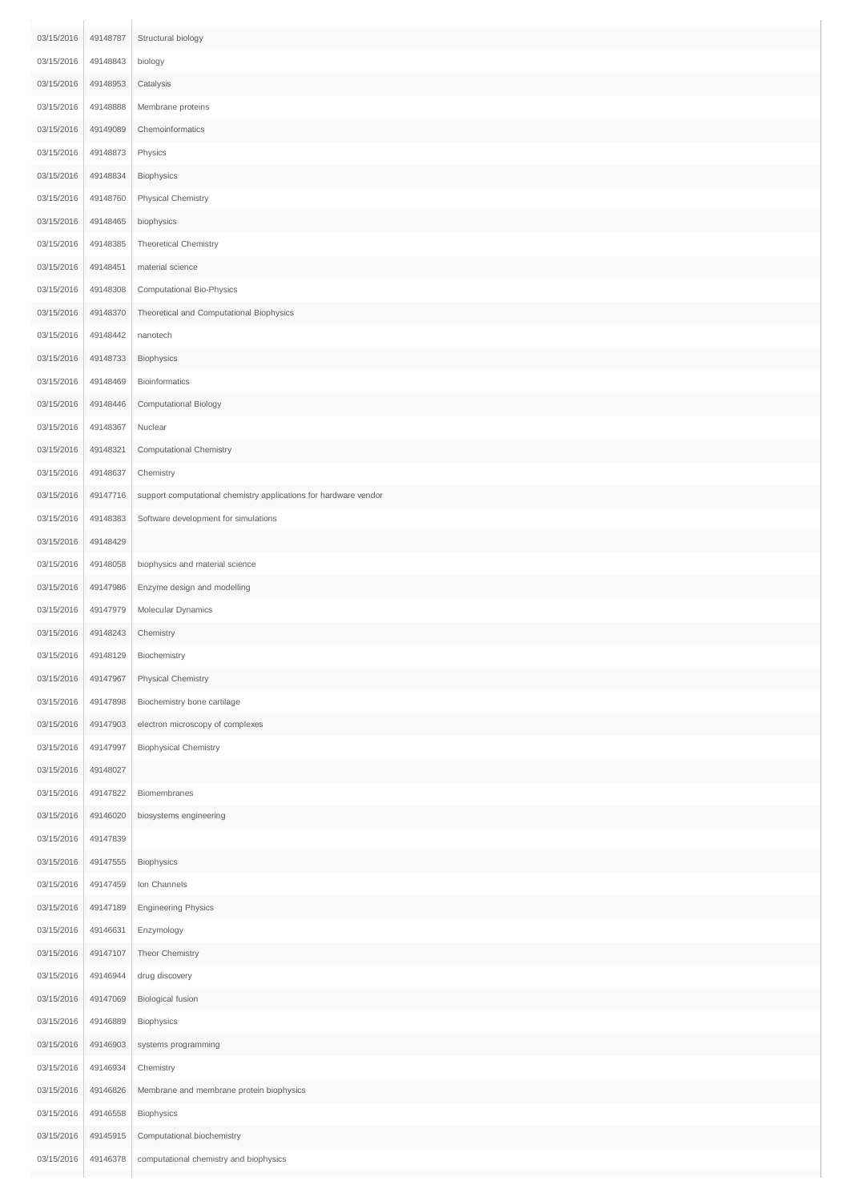| | | |
|---|---|---|
| 03/15/2016 | 49148787 | Structural biology |
| 03/15/2016 | 49148843 | biology |
| 03/15/2016 | 49148953 | Catalysis |
| 03/15/2016 | 49148888 | Membrane proteins |
| 03/15/2016 | 49149089 | Chemoinformatics |
| 03/15/2016 | 49148873 | Physics |
| 03/15/2016 | 49148834 | Biophysics |
| 03/15/2016 | 49148760 | Physical Chemistry |
| 03/15/2016 | 49148465 | biophysics |
| 03/15/2016 | 49148385 | Theoretical Chemistry |
| 03/15/2016 | 49148451 | material science |
| 03/15/2016 | 49148308 | Computational Bio-Physics |
| 03/15/2016 | 49148370 | Theoretical and Computational Biophysics |
| 03/15/2016 | 49148442 | nanotech |
| 03/15/2016 | 49148733 | Biophysics |
| 03/15/2016 | 49148469 | Bioinformatics |
| 03/15/2016 | 49148446 | Computational Biology |
| 03/15/2016 | 49148367 | Nuclear |
| 03/15/2016 | 49148321 | Computational Chemistry |
| 03/15/2016 | 49148637 | Chemistry |
| 03/15/2016 | 49147716 | support computational chemistry applications for hardware vendor |
| 03/15/2016 | 49148383 | Software development for simulations |
| 03/15/2016 | 49148429 | |
| 03/15/2016 | 49148058 | biophysics and material science |
| 03/15/2016 | 49147986 | Enzyme design and modelling |
| 03/15/2016 | 49147979 | Molecular Dynamics |
| 03/15/2016 | 49148243 | Chemistry |
| 03/15/2016 | 49148129 | Biochemistry |
| 03/15/2016 | 49147967 | Physical Chemistry |
| 03/15/2016 | 49147898 | Biochemistry bone cartilage |
| 03/15/2016 | 49147903 | electron microscopy of complexes |
| 03/15/2016 | 49147997 | Biophysical Chemistry |
| 03/15/2016 | 49148027 | |
| 03/15/2016 | 49147822 | Biomembranes |
| 03/15/2016 | 49146020 | biosystems engineering |
| 03/15/2016 | 49147839 | |
| 03/15/2016 | 49147555 | Biophysics |
| 03/15/2016 | 49147459 | Ion Channels |
| 03/15/2016 | 49147189 | Engineering Physics |
| 03/15/2016 | 49146631 | Enzymology |
| 03/15/2016 | 49147107 | Theor Chemistry |
| 03/15/2016 | 49146944 | drug discovery |
| 03/15/2016 | 49147069 | Biological fusion |
| 03/15/2016 | 49146889 | Biophysics |
| 03/15/2016 | 49146903 | systems programming |
| 03/15/2016 | 49146934 | Chemistry |
| 03/15/2016 | 49146826 | Membrane and membrane protein biophysics |
| 03/15/2016 | 49146558 | Biophysics |
| 03/15/2016 | 49145915 | Computational biochemistry |
| 03/15/2016 | 49146378 | computational chemistry and biophysics |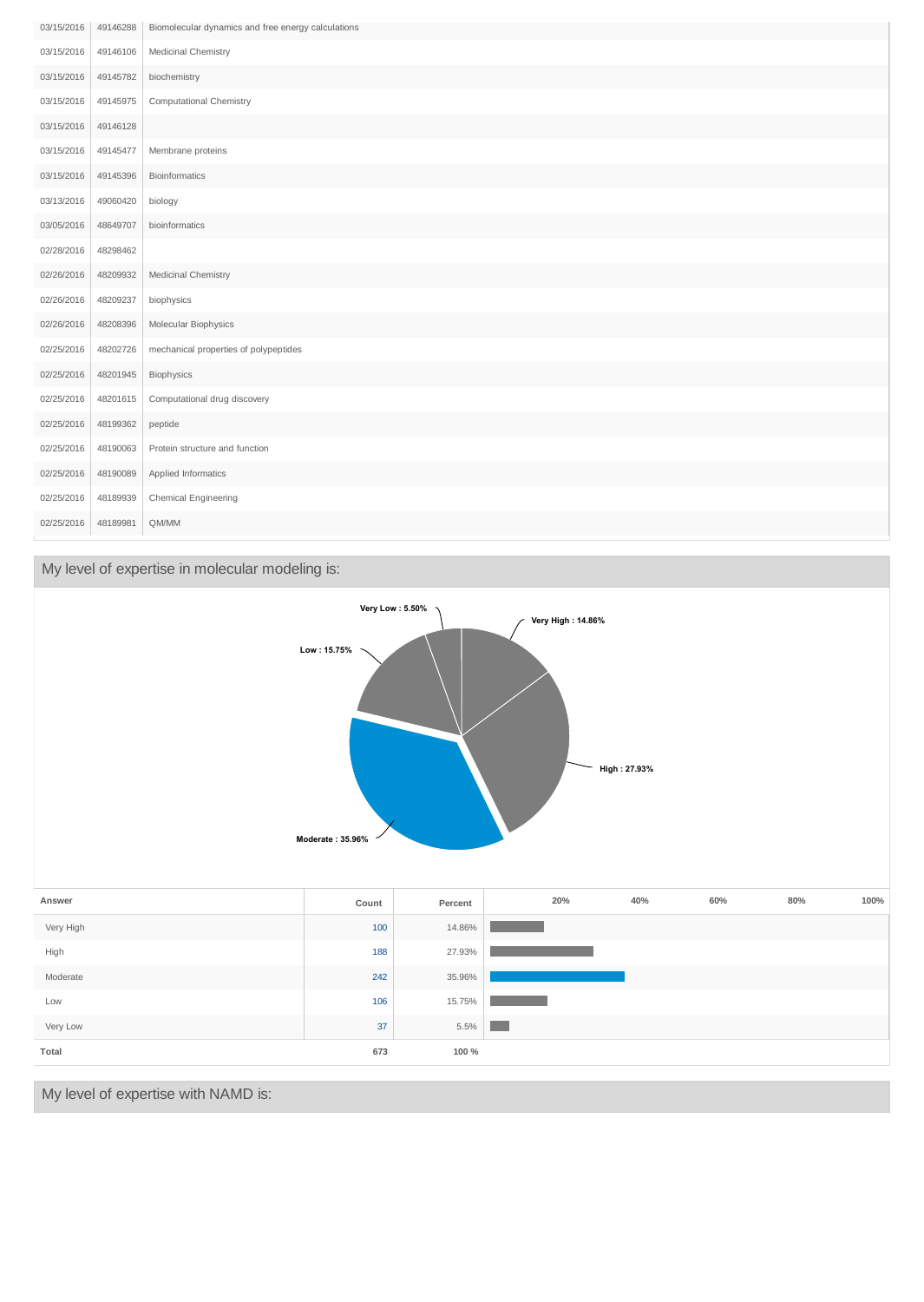| | | |
|---|---|---|
| 03/15/2016 | 49146288 | Biomolecular dynamics and free energy calculations |
| 03/15/2016 | 49146106 | Medicinal Chemistry |
| 03/15/2016 | 49145782 | biochemistry |
| 03/15/2016 | 49145975 | Computational Chemistry |
| 03/15/2016 | 49146128 | |
| 03/15/2016 | 49145477 | Membrane proteins |
| 03/15/2016 | 49145396 | Bioinformatics |
| 03/13/2016 | 49060420 | biology |
| 03/05/2016 | 48649707 | bioinformatics |
| 02/28/2016 | 48298462 | |
| 02/26/2016 | 48209932 | Medicinal Chemistry |
| 02/26/2016 | 48209237 | biophysics |
| 02/26/2016 | 48208396 | Molecular Biophysics |
| 02/25/2016 | 48202726 | mechanical properties of polypeptides |
| 02/25/2016 | 48201945 | Biophysics |
| 02/25/2016 | 48201615 | Computational drug discovery |
| 02/25/2016 | 48199362 | peptide |
| 02/25/2016 | 48190063 | Protein structure and function |
| 02/25/2016 | 48190089 | Applied Informatics |
| 02/25/2016 | 48189939 | Chemical Engineering |
| 02/25/2016 | 48189981 | QM/MM |

## My level of expertise in molecular modeling is:

Very Low : 5.50%
Very High : 14.86%
Low : 15.75%
High : 27.93%
Moderate : 35.96%

| Answer | Count | Percent |
|---|---|---|
| Very High | 100 | 14.86% |
| High | 188 | 27.93% |
| Moderate | 242 | 35.96% |
| Low | 106 | 15.75% |
| Very Low | 37 | 5.5% |
| **Total** | **673** | **100 %** |

## My level of expertise with NAMD is: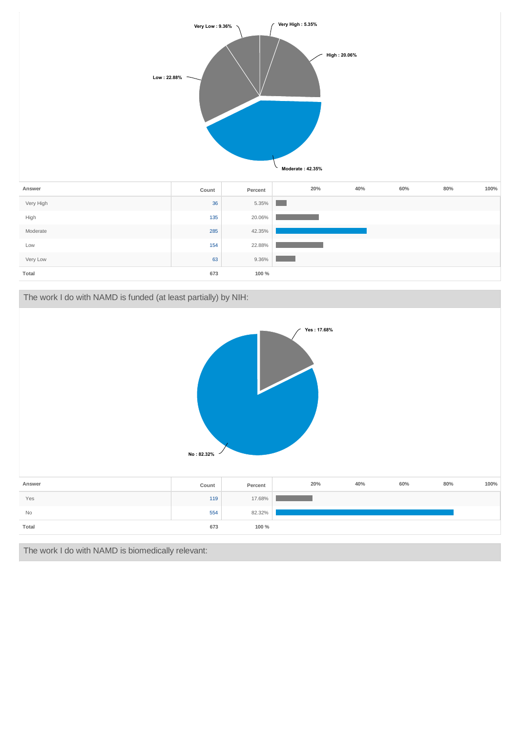Very Low : 9.36%

Very High : 5.35%

High : 20.06%

Low : 22.88%

Moderate : 42.35%

| Answer | Count | Percent |
|---|---|---|
| Very High | 36 | 5.35% |
| High | 135 | 20.06% |
| Moderate | 285 | 42.35% |
| Low | 154 | 22.88% |
| Very Low | 63 | 9.36% |
| **Total** | **673** | **100 %** |

## The work I do with NAMD is funded (at least partially) by NIH:

Yes : 17.68%

No : 82.32%

| Answer | Count | Percent |
|---|---|---|
| Yes | 119 | 17.68% |
| No | 554 | 82.32% |
| **Total** | **673** | **100 %** |

## The work I do with NAMD is biomedically relevant: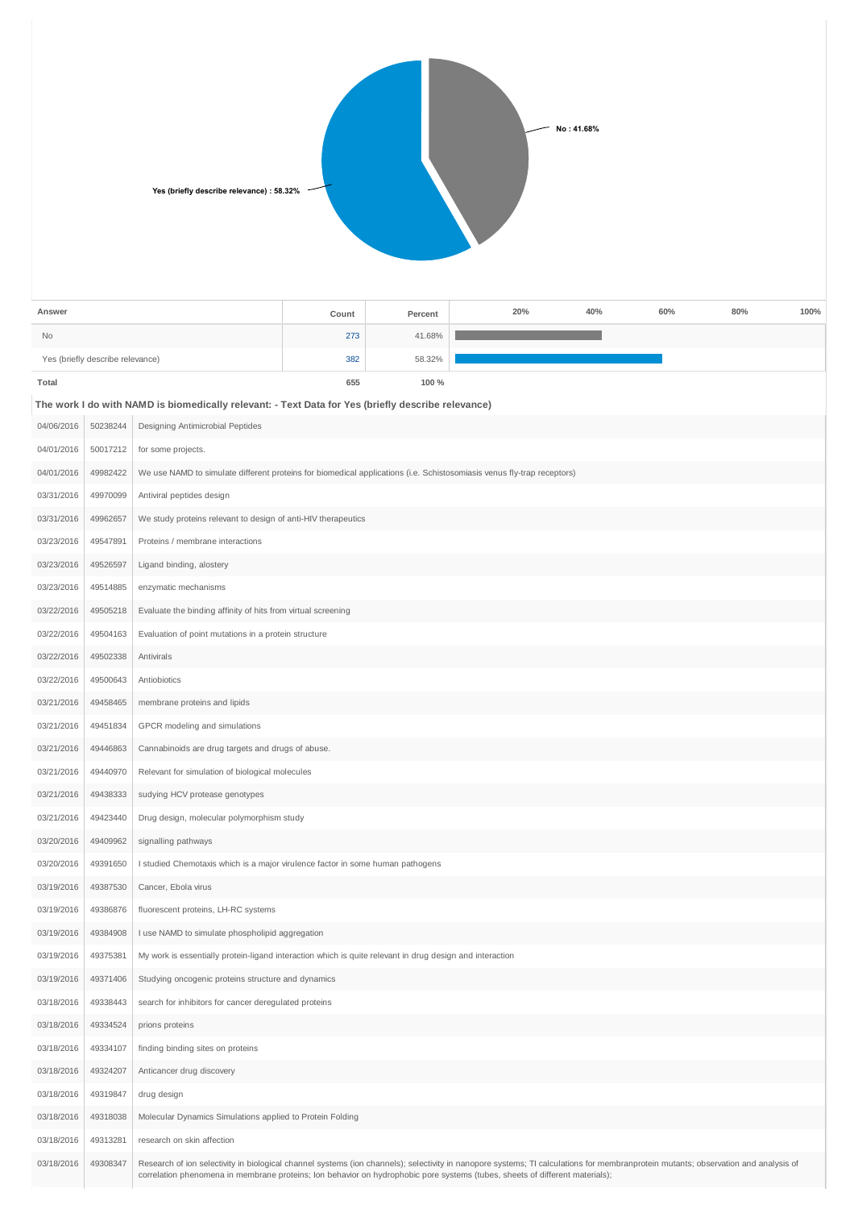Yes (briefly describe relevance) : 58.32%

No : 41.68%

| Answer | Count | Percent |
|---|---|---|
| No | 273 | 41.68% |
| Yes (briefly describe relevance) | 382 | 58.32% |
| **Total** | **655** | **100 %** |

**The work I do with NAMD is biomedically relevant: - Text Data for Yes (briefly describe relevance)**

| | | |
|---|---|---|
| 04/06/2016 | 50238244 | Designing Antimicrobial Peptides |
| 04/01/2016 | 50017212 | for some projects. |
| 04/01/2016 | 49982422 | We use NAMD to simulate different proteins for biomedical applications (i.e. Schistosomiasis venus fly-trap receptors) |
| 03/31/2016 | 49970099 | Antiviral peptides design |
| 03/31/2016 | 49962657 | We study proteins relevant to design of anti-HIV therapeutics |
| 03/23/2016 | 49547891 | Proteins / membrane interactions |
| 03/23/2016 | 49526597 | Ligand binding, alostery |
| 03/23/2016 | 49514885 | enzymatic mechanisms |
| 03/22/2016 | 49505218 | Evaluate the binding affinity of hits from virtual screening |
| 03/22/2016 | 49504163 | Evaluation of point mutations in a protein structure |
| 03/22/2016 | 49502338 | Antivirals |
| 03/22/2016 | 49500643 | Antiobiotics |
| 03/21/2016 | 49458465 | membrane proteins and lipids |
| 03/21/2016 | 49451834 | GPCR modeling and simulations |
| 03/21/2016 | 49446863 | Cannabinoids are drug targets and drugs of abuse. |
| 03/21/2016 | 49440970 | Relevant for simulation of biological molecules |
| 03/21/2016 | 49438333 | sudying HCV protease genotypes |
| 03/21/2016 | 49423440 | Drug design, molecular polymorphism study |
| 03/20/2016 | 49409962 | signalling pathways |
| 03/20/2016 | 49391650 | I studied Chemotaxis which is a major virulence factor in some human pathogens |
| 03/19/2016 | 49387530 | Cancer, Ebola virus |
| 03/19/2016 | 49386876 | fluorescent proteins, LH-RC systems |
| 03/19/2016 | 49384908 | I use NAMD to simulate phospholipid aggregation |
| 03/19/2016 | 49375381 | My work is essentially protein-ligand interaction which is quite relevant in drug design and interaction |
| 03/19/2016 | 49371406 | Studying oncogenic proteins structure and dynamics |
| 03/18/2016 | 49338443 | search for inhibitors for cancer deregulated proteins |
| 03/18/2016 | 49334524 | prions proteins |
| 03/18/2016 | 49334107 | finding binding sites on proteins |
| 03/18/2016 | 49324207 | Anticancer drug discovery |
| 03/18/2016 | 49319847 | drug design |
| 03/18/2016 | 49318038 | Molecular Dynamics Simulations applied to Protein Folding |
| 03/18/2016 | 49313281 | research on skin affection |
| 03/18/2016 | 49308347 | Research of ion selectivity in biological channel systems (ion channels); selectivity in nanopore systems; TI calculations for membranprotein mutants; observation and analysis of correlation phenomena in membrane proteins; Ion behavior on hydrophobic pore systems (tubes, sheets of different materials); |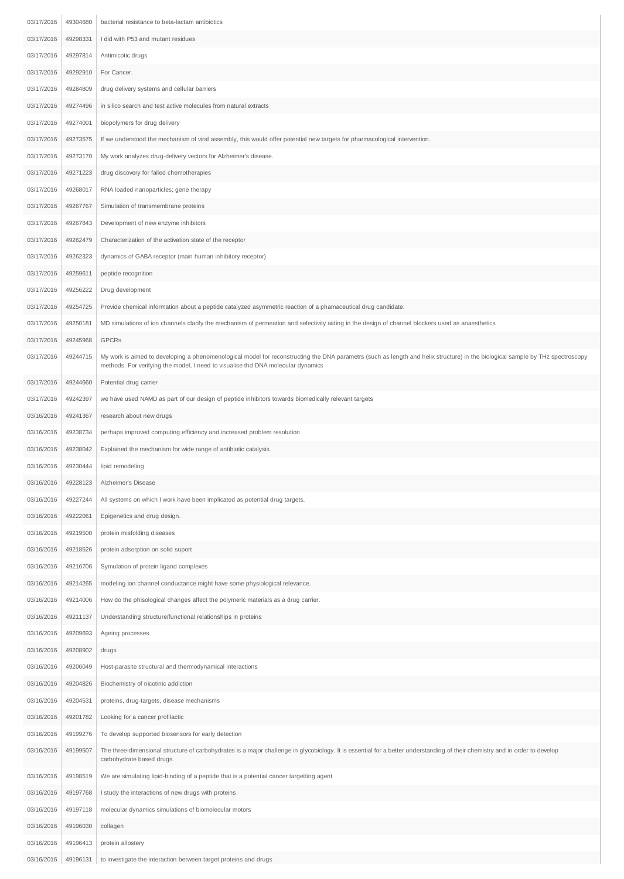| | | |
|---|---|---|
| 03/17/2016 | 49304680 | bacterial resistance to beta-lactam antibiotics |
| 03/17/2016 | 49298331 | I did with P53 and mutant residues |
| 03/17/2016 | 49297814 | Antimicotic drugs |
| 03/17/2016 | 49292910 | For Cancer. |
| 03/17/2016 | 49284809 | drug delivery systems and cellular barriers |
| 03/17/2016 | 49274496 | in silico search and test active molecules from natural extracts |
| 03/17/2016 | 49274001 | biopolymers for drug delivery |
| 03/17/2016 | 49273575 | If we understood the mechanism of viral assembly, this would offer potential new targets for pharmacological intervention. |
| 03/17/2016 | 49273170 | My work analyzes drug-delivery vectors for Alzheimer's disease. |
| 03/17/2016 | 49271223 | drug discovery for failed chemotherapies |
| 03/17/2016 | 49268017 | RNA loaded nanoparticles; gene therapy |
| 03/17/2016 | 49267767 | Simulation of transmembrane proteins |
| 03/17/2016 | 49267843 | Development of new enzyme inhibitors |
| 03/17/2016 | 49262479 | Characterization of the activation state of the receptor |
| 03/17/2016 | 49262323 | dynamics of GABA receptor (main human inhibitory receptor) |
| 03/17/2016 | 49259611 | peptide recognition |
| 03/17/2016 | 49256222 | Drug development |
| 03/17/2016 | 49254725 | Provide chemical information about a peptide catalyzed asymmetric reaction of a phamaceutical drug candidate. |
| 03/17/2016 | 49250181 | MD simulations of ion channels clarify the mechanism of permeation and selectivity aiding in the design of channel blockers used as anaesthetics |
| 03/17/2016 | 49245968 | GPCRs |
| 03/17/2016 | 49244715 | My work is aimed to developing a phenomenological model for reconstructing the DNA parametrs (such as length and helix structure) in the biological sample by THz spectroscopy methods. For verifying the model, I need to visualise thd DNA molecular dynamics |
| 03/17/2016 | 49244660 | Potential drug carrier |
| 03/17/2016 | 49242397 | we have used NAMD as part of our design of peptide inhibitors towards biomedically relevant targets |
| 03/16/2016 | 49241367 | research about new drugs |
| 03/16/2016 | 49238734 | perhaps improved computing efficiency and increased problem resolution |
| 03/16/2016 | 49238042 | Explained the mechanism for wide range of antibiotic catalysis. |
| 03/16/2016 | 49230444 | lipid remodeling |
| 03/16/2016 | 49228123 | Alzheimer's Disease |
| 03/16/2016 | 49227244 | All systems on which I work have been implicated as potential drug targets. |
| 03/16/2016 | 49222061 | Epigenetics and drug design. |
| 03/16/2016 | 49219500 | protein misfolding diseases |
| 03/16/2016 | 49218526 | protein adsorption on solid suport |
| 03/16/2016 | 49216706 | Symulation of protein ligand complexes |
| 03/16/2016 | 49214265 | modeling ion channel conductance might have some physiological relevance. |
| 03/16/2016 | 49214006 | How do the phisological changes affect the polymeric materials as a drug carrier. |
| 03/16/2016 | 49211137 | Understanding structure/functional relationships in proteins |
| 03/16/2016 | 49209693 | Ageing processes. |
| 03/16/2016 | 49208902 | drugs |
| 03/16/2016 | 49206049 | Host-parasite structural and thermodynamical interactions |
| 03/16/2016 | 49204826 | Biochemistry of nicotinic addiction |
| 03/16/2016 | 49204531 | proteins, drug-targets, disease mechanisms |
| 03/16/2016 | 49201782 | Looking for a cancer profilactic |
| 03/16/2016 | 49199276 | To develop supported biosensors for early detection |
| 03/16/2016 | 49199507 | The three-dimensional structure of carbohydrates is a major challenge in glycobiology. It is essential for a better understanding of their chemistry and in order to develop carbohydrate based drugs. |
| 03/16/2016 | 49198519 | We are simulating lipid-binding of a peptide that is a potential cancer targetting agent |
| 03/16/2016 | 49197768 | I study the interactions of new drugs with proteins |
| 03/16/2016 | 49197118 | molecular dynamics simulations of biomolecular motors |
| 03/16/2016 | 49196030 | collagen |
| 03/16/2016 | 49196413 | protein allostery |
| 03/16/2016 | 49196131 | to investigate the interaction between target proteins and drugs |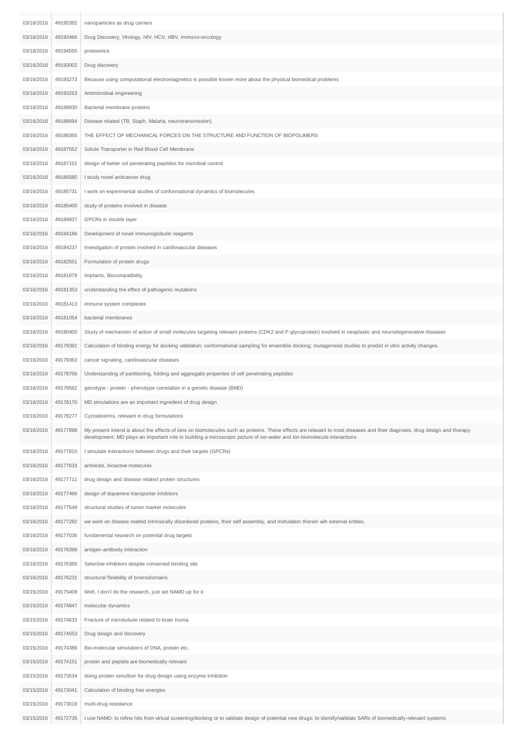| | | |
|---|---|---|
| 03/16/2016 | 49195392 | nanoparticles as drug carriers |
| 03/16/2016 | 49193466 | Drug Discovery, Virology, HIV, HCV, HBV, immuno-oncology |
| 03/16/2016 | 49194555 | proteomics |
| 03/16/2016 | 49193002 | Drug discovery |
| 03/16/2016 | 49193273 | Because using computational electromagnetics is possible known more about the physical biomedical problems |
| 03/16/2016 | 49193263 | Antimicrobial engineering |
| 03/16/2016 | 49189930 | Bacterial membrane proteins |
| 03/16/2016 | 49188694 | Disease related (TB, Staph, Malaria, neurotransmission) |
| 03/16/2016 | 49188356 | THE EFFECT OF MECHANICAL FORCES ON THE STRUCTURE AND FUNCTION OF BIOPOLIMERS |
| 03/16/2016 | 49187552 | Solute Transporter in Red Blood Cell Membrane |
| 03/16/2016 | 49187151 | design of better cel penetrating peptides for microbial control |
| 03/16/2016 | 49186580 | I study novel anticancer drug |
| 03/16/2016 | 49185731 | I work on experimental studies of conformational dynamics of biomolecules |
| 03/16/2016 | 49185400 | study of proteins involved in disease |
| 03/16/2016 | 49184937 | GPCRs in double layer |
| 03/16/2016 | 49184186 | Development of novel immunoglobulin reagents |
| 03/16/2016 | 49184237 | Investigation of protein involved in cardiovascular diseases |
| 03/16/2016 | 49182551 | Formulation of protein drugs |
| 03/16/2016 | 49181879 | Implants, Biocompatibility |
| 03/16/2016 | 49181353 | understanding the effect of pathogenic mutations |
| 03/16/2016 | 49181413 | immune system complexes |
| 03/16/2016 | 49181054 | bacterial membranes |
| 03/16/2016 | 49180400 | Study of mechanism of action of small molecules targeting relevant proteins (CDK2 and P-glycoprotein) involved in neoplastic and neurodegenerative diseases |
| 03/16/2016 | 49179392 | Calculation of binding energy for docking validation; conformational sampling for ensemble docking; mutagenesis studies to predict in vitro activity changes. |
| 03/16/2016 | 49179363 | cancer signaling, cardiovascular diseases |
| 03/16/2016 | 49178756 | Understanding of partitioning, folding and aggregatio properties of cell penetrating peptides |
| 03/16/2016 | 49178582 | genotype - protein - phenotype correlation in a genetic disease (BMD) |
| 03/16/2016 | 49178170 | MD simulations are an important ingredient of drug design |
| 03/16/2016 | 49178277 | Cyclodextrins, relevant in drug formulations |
| 03/16/2016 | 49177998 | My present interst is about the effects of ions on biomolecules such as proteins. These effects are relavant to most diseases and their diagnosis, drug design and therapy development. MD plays an important role in building a microscopic picture of ion-water and ion-biomolecule interactions. |
| 03/16/2016 | 49177810 | I simulate interactions between drugs and their targets (GPCRs) |
| 03/16/2016 | 49177633 | antivirals, bioactive molecules |
| 03/16/2016 | 49177711 | drug design and disease related protein structures |
| 03/16/2016 | 49177466 | design of dopamine transporter inhibitors |
| 03/16/2016 | 49177548 | structural studies of tumor marker molecules |
| 03/16/2016 | 49177282 | we work on disease realted intrinsically disordered proteins, their self assembly, and mofulation therein wih external entties. |
| 03/16/2016 | 49177036 | fundamental research on potential drug targets |
| 03/16/2016 | 49176398 | antigen-antibody interaction |
| 03/16/2016 | 49176365 | Selective inhibitors despite conserved binding site |
| 03/16/2016 | 49176231 | structural flexibility of bromodomains |
| 03/15/2016 | 49175409 | Well, I don't do the research, just set NAMD up for it |
| 03/15/2016 | 49174847 | molecular dynamics |
| 03/15/2016 | 49174633 | Fracture of microtubule related to brain truma. |
| 03/15/2016 | 49174553 | Drug design and discovery |
| 03/15/2016 | 49174386 | Bio-molecular simulations of DNA, protein etc.. |
| 03/15/2016 | 49174151 | protein and peptide are biomedically relevant |
| 03/15/2016 | 49173534 | doing protein simultion for drug design using enzyme inhibition |
| 03/15/2016 | 49173041 | Calculation of binding free energies |
| 03/15/2016 | 49173019 | multi-drug resistance |
| 03/15/2016 | 49172735 | I use NAMD: to refine hits from virtual screening/docking or to validate design of potential new drugs; to identify/validate SARs of biomedically-relevant systems |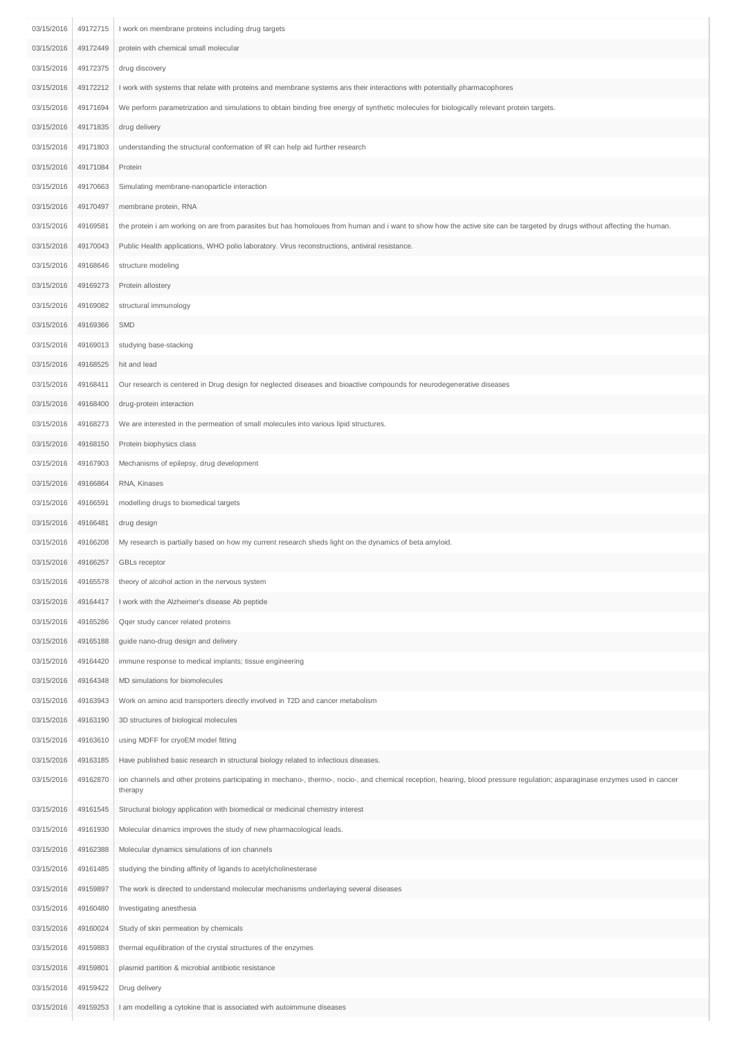| | | |
|---|---|---|
| 03/15/2016 | 49172715 | I work on membrane proteins including drug targets |
| 03/15/2016 | 49172449 | protein with chemical small molecular |
| 03/15/2016 | 49172375 | drug discovery |
| 03/15/2016 | 49172212 | I work with systems that relate with proteins and membrane systems ans their interactions with potentially pharmacophores |
| 03/15/2016 | 49171694 | We perform parametrization and simulations to obtain binding free energy of synthetic molecules for biologically relevant protein targets. |
| 03/15/2016 | 49171835 | drug delivery |
| 03/15/2016 | 49171803 | understanding the structural conformation of IR can help aid further research |
| 03/15/2016 | 49171084 | Protein |
| 03/15/2016 | 49170663 | Simulating membrane-nanoparticle interaction |
| 03/15/2016 | 49170497 | membrane protein, RNA |
| 03/15/2016 | 49169581 | the protein i am working on are from parasites but has homoloues from human and i want to show how the active site can be targeted by drugs without affecting the human. |
| 03/15/2016 | 49170043 | Public Health applications, WHO polio laboratory. Virus reconstructions, antiviral resistance. |
| 03/15/2016 | 49168646 | structure modeling |
| 03/15/2016 | 49169273 | Protein allostery |
| 03/15/2016 | 49169082 | structural immunology |
| 03/15/2016 | 49169366 | SMD |
| 03/15/2016 | 49169013 | studying base-stacking |
| 03/15/2016 | 49168525 | hit and lead |
| 03/15/2016 | 49168411 | Our research is centered in Drug design for neglected diseases and bioactive compounds for neurodegenerative diseases |
| 03/15/2016 | 49168400 | drug-protein interaction |
| 03/15/2016 | 49168273 | We are interested in the permeation of small molecules into various lipid structures. |
| 03/15/2016 | 49168150 | Protein biophysics class |
| 03/15/2016 | 49167903 | Mechanisms of epilepsy, drug development |
| 03/15/2016 | 49166864 | RNA, Kinases |
| 03/15/2016 | 49166591 | modelling drugs to biomedical targets |
| 03/15/2016 | 49166481 | drug design |
| 03/15/2016 | 49166208 | My research is partially based on how my current research sheds light on the dynamics of beta amyloid. |
| 03/15/2016 | 49166257 | GBLs receptor |
| 03/15/2016 | 49165578 | theory of alcohol action in the nervous system |
| 03/15/2016 | 49164417 | I work with the Alzheimer's disease Ab peptide |
| 03/15/2016 | 49165286 | Qqer study cancer related proteins |
| 03/15/2016 | 49165188 | guide nano-drug design and delivery |
| 03/15/2016 | 49164420 | immune response to medical implants; tissue engineering |
| 03/15/2016 | 49164348 | MD simulations for biomolecules |
| 03/15/2016 | 49163943 | Work on amino acid transporters directly involved in T2D and cancer metabolism |
| 03/15/2016 | 49163190 | 3D structures of biological molecules |
| 03/15/2016 | 49163610 | using MDFF for cryoEM model fitting |
| 03/15/2016 | 49163185 | Have published basic research in structural biology related to infectious diseases. |
| 03/15/2016 | 49162870 | ion channels and other proteins participating in mechano-, thermo-, nocio-, and chemical reception, hearing, blood pressure regulation; asparaginase enzymes used in cancer therapy |
| 03/15/2016 | 49161545 | Structural biology application with biomedical or medicinal chemistry interest |
| 03/15/2016 | 49161930 | Molecular dinamics improves the study of new pharmacological leads. |
| 03/15/2016 | 49162388 | Molecular dynamics simulations of ion channels |
| 03/15/2016 | 49161485 | studying the binding affinity of ligands to acetylcholinesterase |
| 03/15/2016 | 49159897 | The work is directed to understand molecular mechanisms underlaying several diseases |
| 03/15/2016 | 49160480 | Investigating anesthesia |
| 03/15/2016 | 49160024 | Study of skin permeation by chemicals |
| 03/15/2016 | 49159883 | thermal equilibration of the crystal structures of the enzymes |
| 03/15/2016 | 49159801 | plasmid partition & microbial antibiotic resistance |
| 03/15/2016 | 49159422 | Drug delivery |
| 03/15/2016 | 49159253 | I am modelling a cytokine that is associated wirh autoimmune diseases |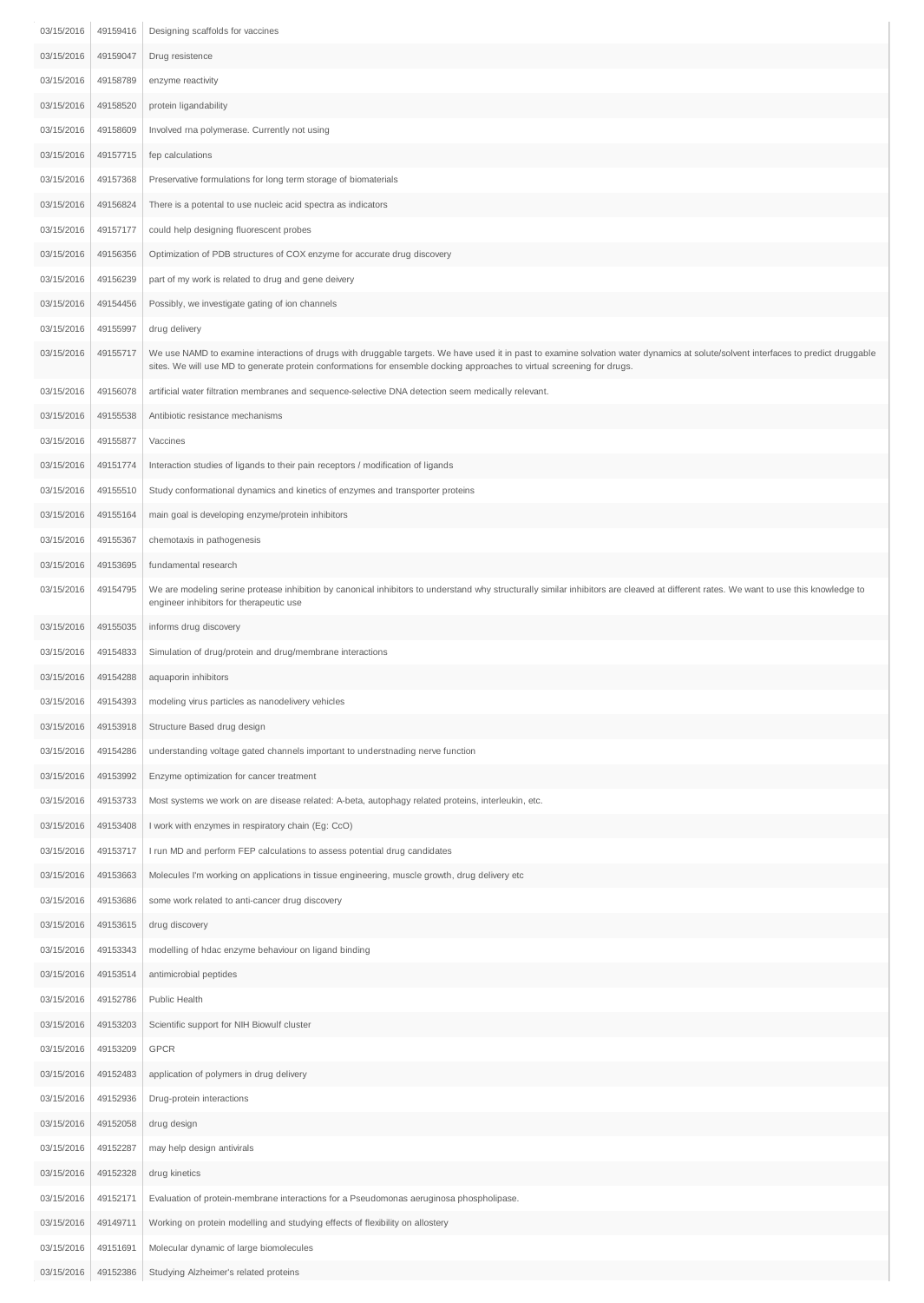| | | |
|---|---|---|
| 03/15/2016 | 49159416 | Designing scaffolds for vaccines |
| 03/15/2016 | 49159047 | Drug resistence |
| 03/15/2016 | 49158789 | enzyme reactivity |
| 03/15/2016 | 49158520 | protein ligandability |
| 03/15/2016 | 49158609 | Involved rna polymerase. Currently not using |
| 03/15/2016 | 49157715 | fep calculations |
| 03/15/2016 | 49157368 | Preservative formulations for long term storage of biomaterials |
| 03/15/2016 | 49156824 | There is a potental to use nucleic acid spectra as indicators |
| 03/15/2016 | 49157177 | could help designing fluorescent probes |
| 03/15/2016 | 49156356 | Optimization of PDB structures of COX enzyme for accurate drug discovery |
| 03/15/2016 | 49156239 | part of my work is related to drug and gene deivery |
| 03/15/2016 | 49154456 | Possibly, we investigate gating of ion channels |
| 03/15/2016 | 49155997 | drug delivery |
| 03/15/2016 | 49155717 | We use NAMD to examine interactions of drugs with druggable targets. We have used it in past to examine solvation water dynamics at solute/solvent interfaces to predict druggable sites. We will use MD to generate protein conformations for ensemble docking approaches to virtual screening for drugs. |
| 03/15/2016 | 49156078 | artificial water filtration membranes and sequence-selective DNA detection seem medically relevant. |
| 03/15/2016 | 49155538 | Antibiotic resistance mechanisms |
| 03/15/2016 | 49155877 | Vaccines |
| 03/15/2016 | 49151774 | Interaction studies of ligands to their pain receptors / modification of ligands |
| 03/15/2016 | 49155510 | Study conformational dynamics and kinetics of enzymes and transporter proteins |
| 03/15/2016 | 49155164 | main goal is developing enzyme/protein inhibitors |
| 03/15/2016 | 49155367 | chemotaxis in pathogenesis |
| 03/15/2016 | 49153695 | fundamental research |
| 03/15/2016 | 49154795 | We are modeling serine protease inhibition by canonical inhibitors to understand why structurally similar inhibitors are cleaved at different rates. We want to use this knowledge to engineer inhibitors for therapeutic use |
| 03/15/2016 | 49155035 | informs drug discovery |
| 03/15/2016 | 49154833 | Simulation of drug/protein and drug/membrane interactions |
| 03/15/2016 | 49154288 | aquaporin inhibitors |
| 03/15/2016 | 49154393 | modeling virus particles as nanodelivery vehicles |
| 03/15/2016 | 49153918 | Structure Based drug design |
| 03/15/2016 | 49154286 | understanding voltage gated channels important to understnading nerve function |
| 03/15/2016 | 49153992 | Enzyme optimization for cancer treatment |
| 03/15/2016 | 49153733 | Most systems we work on are disease related: A-beta, autophagy related proteins, interleukin, etc. |
| 03/15/2016 | 49153408 | I work with enzymes in respiratory chain (Eg: CcO) |
| 03/15/2016 | 49153717 | I run MD and perform FEP calculations to assess potential drug candidates |
| 03/15/2016 | 49153663 | Molecules I'm working on applications in tissue engineering, muscle growth, drug delivery etc |
| 03/15/2016 | 49153686 | some work related to anti-cancer drug discovery |
| 03/15/2016 | 49153615 | drug discovery |
| 03/15/2016 | 49153343 | modelling of hdac enzyme behaviour on ligand binding |
| 03/15/2016 | 49153514 | antimicrobial peptides |
| 03/15/2016 | 49152786 | Public Health |
| 03/15/2016 | 49153203 | Scientific support for NIH Biowulf cluster |
| 03/15/2016 | 49153209 | GPCR |
| 03/15/2016 | 49152483 | application of polymers in drug delivery |
| 03/15/2016 | 49152936 | Drug-protein interactions |
| 03/15/2016 | 49152058 | drug design |
| 03/15/2016 | 49152287 | may help design antivirals |
| 03/15/2016 | 49152328 | drug kinetics |
| 03/15/2016 | 49152171 | Evaluation of protein-membrane interactions for a Pseudomonas aeruginosa phospholipase. |
| 03/15/2016 | 49149711 | Working on protein modelling and studying effects of flexibility on allostery |
| 03/15/2016 | 49151691 | Molecular dynamic of large biomolecules |
| 03/15/2016 | 49152386 | Studying Alzheimer's related proteins |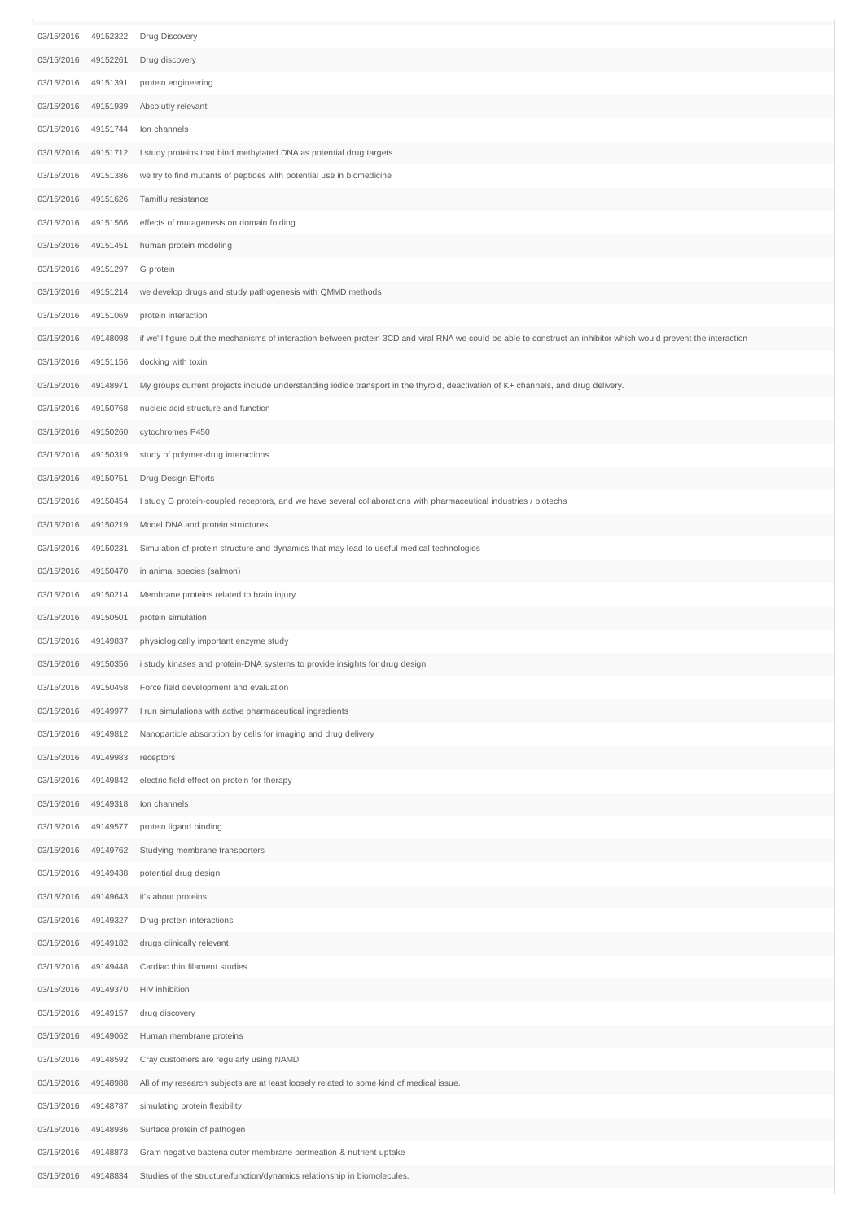| | | |
|---|---|---|
| 03/15/2016 | 49152322 | Drug Discovery |
| 03/15/2016 | 49152261 | Drug discovery |
| 03/15/2016 | 49151391 | protein engineering |
| 03/15/2016 | 49151939 | Absolutly relevant |
| 03/15/2016 | 49151744 | Ion channels |
| 03/15/2016 | 49151712 | I study proteins that bind methylated DNA as potential drug targets. |
| 03/15/2016 | 49151386 | we try to find mutants of peptides with potential use in biomedicine |
| 03/15/2016 | 49151626 | Tamiflu resistance |
| 03/15/2016 | 49151566 | effects of mutagenesis on domain folding |
| 03/15/2016 | 49151451 | human protein modeling |
| 03/15/2016 | 49151297 | G protein |
| 03/15/2016 | 49151214 | we develop drugs and study pathogenesis with QMMD methods |
| 03/15/2016 | 49151069 | protein interaction |
| 03/15/2016 | 49148098 | if we'll figure out the mechanisms of interaction between protein 3CD and viral RNA we could be able to construct an inhibitor which would prevent the interaction |
| 03/15/2016 | 49151156 | docking with toxin |
| 03/15/2016 | 49148971 | My groups current projects include understanding iodide transport in the thyroid, deactivation of K+ channels, and drug delivery. |
| 03/15/2016 | 49150768 | nucleic acid structure and function |
| 03/15/2016 | 49150260 | cytochromes P450 |
| 03/15/2016 | 49150319 | study of polymer-drug interactions |
| 03/15/2016 | 49150751 | Drug Design Efforts |
| 03/15/2016 | 49150454 | I study G protein-coupled receptors, and we have several collaborations with pharmaceutical industries / biotechs |
| 03/15/2016 | 49150219 | Model DNA and protein structures |
| 03/15/2016 | 49150231 | Simulation of protein structure and dynamics that may lead to useful medical technologies |
| 03/15/2016 | 49150470 | in animal species (salmon) |
| 03/15/2016 | 49150214 | Membrane proteins related to brain injury |
| 03/15/2016 | 49150501 | protein simulation |
| 03/15/2016 | 49149837 | physiologically important enzyme study |
| 03/15/2016 | 49150356 | i study kinases and protein-DNA systems to provide insights for drug design |
| 03/15/2016 | 49150458 | Force field development and evaluation |
| 03/15/2016 | 49149977 | I run simulations with active pharmaceutical ingredients |
| 03/15/2016 | 49149812 | Nanoparticle absorption by cells for imaging and drug delivery |
| 03/15/2016 | 49149983 | receptors |
| 03/15/2016 | 49149842 | electric field effect on protein for therapy |
| 03/15/2016 | 49149318 | Ion channels |
| 03/15/2016 | 49149577 | protein ligand binding |
| 03/15/2016 | 49149762 | Studying membrane transporters |
| 03/15/2016 | 49149438 | potential drug design |
| 03/15/2016 | 49149643 | it's about proteins |
| 03/15/2016 | 49149327 | Drug-protein interactions |
| 03/15/2016 | 49149182 | drugs clinically relevant |
| 03/15/2016 | 49149448 | Cardiac thin filament studies |
| 03/15/2016 | 49149370 | HIV inhibition |
| 03/15/2016 | 49149157 | drug discovery |
| 03/15/2016 | 49149062 | Human membrane proteins |
| 03/15/2016 | 49148592 | Cray customers are regularly using NAMD |
| 03/15/2016 | 49148988 | All of my research subjects are at least loosely related to some kind of medical issue. |
| 03/15/2016 | 49148787 | simulating protein flexibility |
| 03/15/2016 | 49148936 | Surface protein of pathogen |
| 03/15/2016 | 49148873 | Gram negative bacteria outer membrane permeation & nutrient uptake |
| 03/15/2016 | 49148834 | Studies of the structure/function/dynamics relationship in biomolecules. |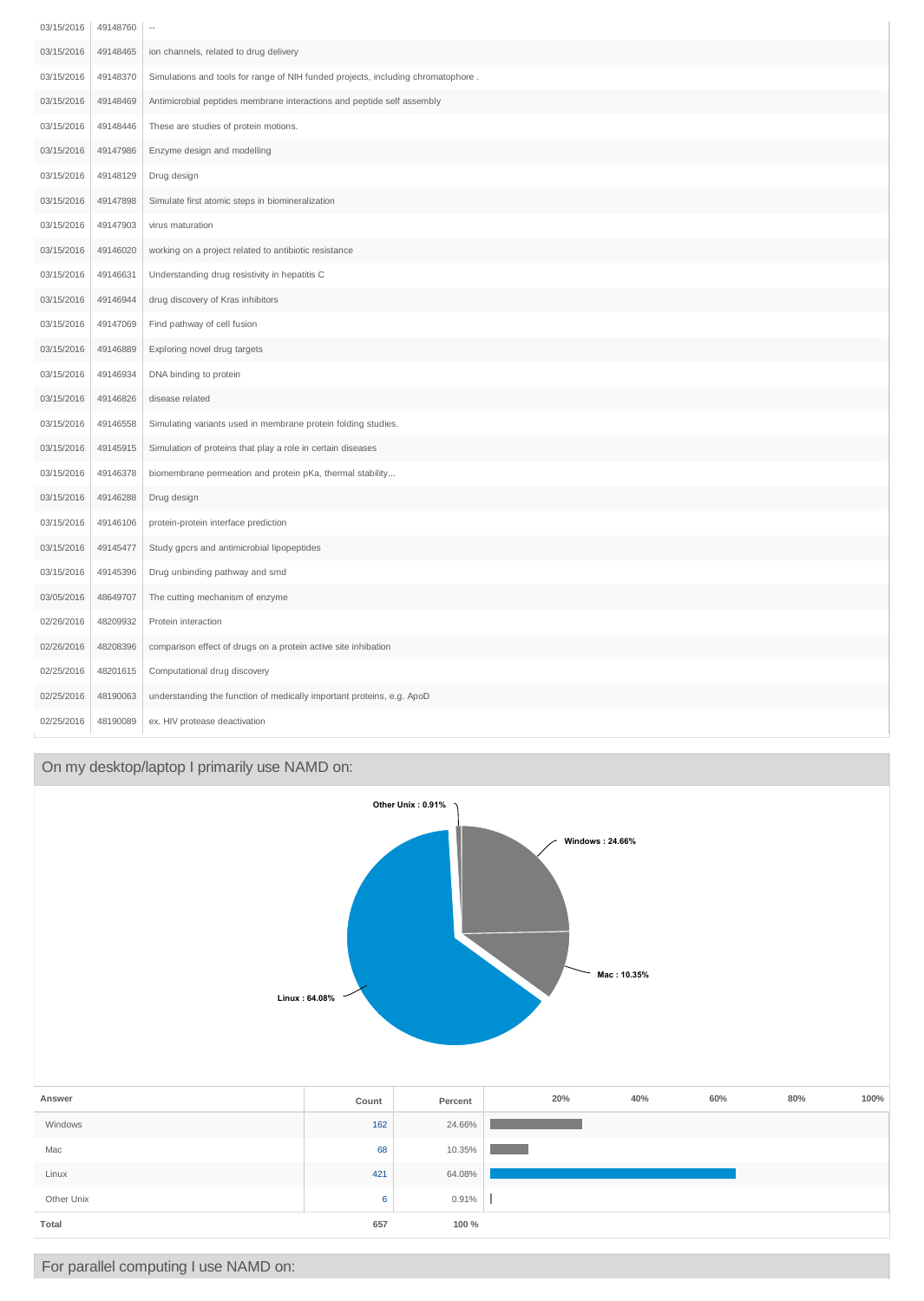| | | |
|---|---|---|
| 03/15/2016 | 49148760 | -- |
| 03/15/2016 | 49148465 | ion channels, related to drug delivery |
| 03/15/2016 | 49148370 | Simulations and tools for range of NIH funded projects, including chromatophore . |
| 03/15/2016 | 49148469 | Antimicrobial peptides membrane interactions and peptide self assembly |
| 03/15/2016 | 49148446 | These are studies of protein motions. |
| 03/15/2016 | 49147986 | Enzyme design and modelling |
| 03/15/2016 | 49148129 | Drug design |
| 03/15/2016 | 49147898 | Simulate first atomic steps in biomineralization |
| 03/15/2016 | 49147903 | virus maturation |
| 03/15/2016 | 49146020 | working on a project related to antibiotic resistance |
| 03/15/2016 | 49146631 | Understanding drug resistivity in hepatitis C |
| 03/15/2016 | 49146944 | drug discovery of Kras inhibitors |
| 03/15/2016 | 49147069 | Find pathway of cell fusion |
| 03/15/2016 | 49146889 | Exploring novel drug targets |
| 03/15/2016 | 49146934 | DNA binding to protein |
| 03/15/2016 | 49146826 | disease related |
| 03/15/2016 | 49146558 | Simulating variants used in membrane protein folding studies. |
| 03/15/2016 | 49145915 | Simulation of proteins that play a role in certain diseases |
| 03/15/2016 | 49146378 | biomembrane permeation and protein pKa, thermal stability... |
| 03/15/2016 | 49146288 | Drug design |
| 03/15/2016 | 49146106 | protein-protein interface prediction |
| 03/15/2016 | 49145477 | Study gpcrs and antimicrobial lipopeptides |
| 03/15/2016 | 49145396 | Drug unbinding pathway and smd |
| 03/05/2016 | 48649707 | The cutting mechanism of enzyme |
| 02/26/2016 | 48209932 | Protein interaction |
| 02/26/2016 | 48208396 | comparison effect of drugs on a protein active site inhibation |
| 02/25/2016 | 48201615 | Computational drug discovery |
| 02/25/2016 | 48190063 | understanding the function of medically important proteins, e.g. ApoD |
| 02/25/2016 | 48190089 | ex. HIV protease deactivation |

## On my desktop/laptop I primarily use NAMD on:

Other Unix : 0.91%
Windows : 24.66%
Mac : 10.35%
Linux : 64.08%

| Answer | Count | Percent |
|---|---|---|
| Windows | 162 | 24.66% |
| Mac | 68 | 10.35% |
| Linux | 421 | 64.08% |
| Other Unix | 6 | 0.91% |
| **Total** | **657** | **100 %** |

## For parallel computing I use NAMD on: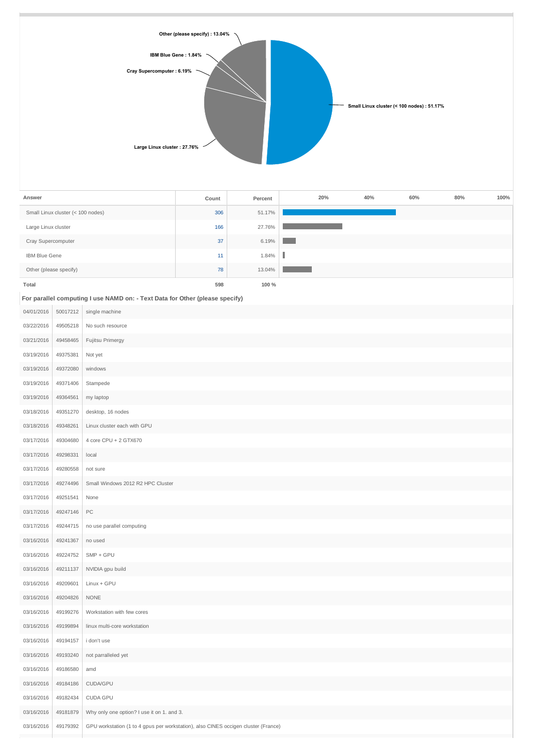| Answer | Count | Percent |
|---|---|---|
| Small Linux cluster (< 100 nodes) | 306 | 51.17% |
| Large Linux cluster | 166 | 27.76% |
| Cray Supercomputer | 37 | 6.19% |
| IBM Blue Gene | 11 | 1.84% |
| Other (please specify) | 78 | 13.04% |
| **Total** | **598** | **100 %** |

**For parallel computing I use NAMD on: - Text Data for Other (please specify)**

| | | |
|---|---|---|
| 04/01/2016 | 50017212 | single machine |
| 03/22/2016 | 49505218 | No such resource |
| 03/21/2016 | 49458465 | Fujitsu Primergy |
| 03/19/2016 | 49375381 | Not yet |
| 03/19/2016 | 49372080 | windows |
| 03/19/2016 | 49371406 | Stampede |
| 03/19/2016 | 49364561 | my laptop |
| 03/18/2016 | 49351270 | desktop, 16 nodes |
| 03/18/2016 | 49348261 | Linux cluster each with GPU |
| 03/17/2016 | 49304680 | 4 core CPU + 2 GTX670 |
| 03/17/2016 | 49298331 | local |
| 03/17/2016 | 49280558 | not sure |
| 03/17/2016 | 49274496 | Small Windows 2012 R2 HPC Cluster |
| 03/17/2016 | 49251541 | None |
| 03/17/2016 | 49247146 | PC |
| 03/17/2016 | 49244715 | no use parallel computing |
| 03/16/2016 | 49241367 | no used |
| 03/16/2016 | 49224752 | SMP + GPU |
| 03/16/2016 | 49211137 | NVIDIA gpu build |
| 03/16/2016 | 49209601 | Linux + GPU |
| 03/16/2016 | 49204826 | NONE |
| 03/16/2016 | 49199276 | Workstation with few cores |
| 03/16/2016 | 49199894 | linux multi-core workstation |
| 03/16/2016 | 49194157 | i don't use |
| 03/16/2016 | 49193240 | not parralleled yet |
| 03/16/2016 | 49186580 | amd |
| 03/16/2016 | 49184186 | CUDA/GPU |
| 03/16/2016 | 49182434 | CUDA GPU |
| 03/16/2016 | 49181879 | Why only one option? I use it on 1. and 3. |
| 03/16/2016 | 49179392 | GPU workstation (1 to 4 gpus per workstation), also CINES occigen cluster (France) |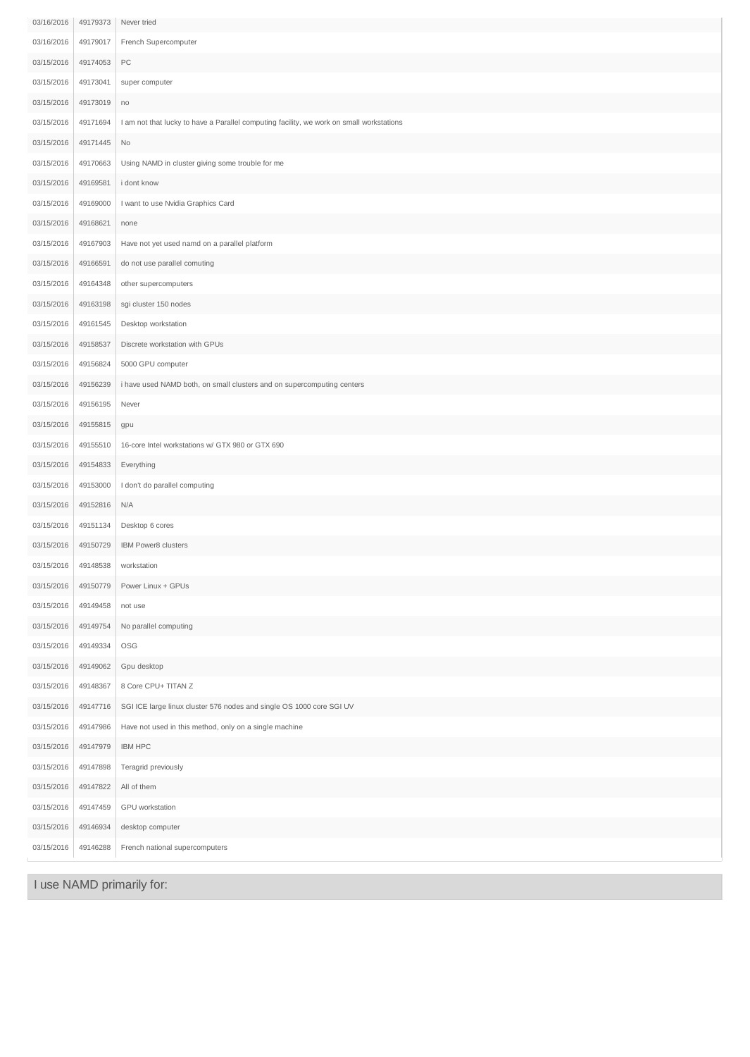| | | |
|---|---|---|
| 03/16/2016 | 49179373 | Never tried |
| 03/16/2016 | 49179017 | French Supercomputer |
| 03/15/2016 | 49174053 | PC |
| 03/15/2016 | 49173041 | super computer |
| 03/15/2016 | 49173019 | no |
| 03/15/2016 | 49171694 | I am not that lucky to have a Parallel computing facility, we work on small workstations |
| 03/15/2016 | 49171445 | No |
| 03/15/2016 | 49170663 | Using NAMD in cluster giving some trouble for me |
| 03/15/2016 | 49169581 | i dont know |
| 03/15/2016 | 49169000 | I want to use Nvidia Graphics Card |
| 03/15/2016 | 49168621 | none |
| 03/15/2016 | 49167903 | Have not yet used namd on a parallel platform |
| 03/15/2016 | 49166591 | do not use parallel comuting |
| 03/15/2016 | 49164348 | other supercomputers |
| 03/15/2016 | 49163198 | sgi cluster 150 nodes |
| 03/15/2016 | 49161545 | Desktop workstation |
| 03/15/2016 | 49158537 | Discrete workstation with GPUs |
| 03/15/2016 | 49156824 | 5000 GPU computer |
| 03/15/2016 | 49156239 | i have used NAMD both, on small clusters and on supercomputing centers |
| 03/15/2016 | 49156195 | Never |
| 03/15/2016 | 49155815 | gpu |
| 03/15/2016 | 49155510 | 16-core Intel workstations w/ GTX 980 or GTX 690 |
| 03/15/2016 | 49154833 | Everything |
| 03/15/2016 | 49153000 | I don't do parallel computing |
| 03/15/2016 | 49152816 | N/A |
| 03/15/2016 | 49151134 | Desktop 6 cores |
| 03/15/2016 | 49150729 | IBM Power8 clusters |
| 03/15/2016 | 49148538 | workstation |
| 03/15/2016 | 49150779 | Power Linux + GPUs |
| 03/15/2016 | 49149458 | not use |
| 03/15/2016 | 49149754 | No parallel computing |
| 03/15/2016 | 49149334 | OSG |
| 03/15/2016 | 49149062 | Gpu desktop |
| 03/15/2016 | 49148367 | 8 Core CPU+ TITAN Z |
| 03/15/2016 | 49147716 | SGI ICE large linux cluster 576 nodes and single OS 1000 core SGI UV |
| 03/15/2016 | 49147986 | Have not used in this method, only on a single machine |
| 03/15/2016 | 49147979 | IBM HPC |
| 03/15/2016 | 49147898 | Teragrid previously |
| 03/15/2016 | 49147822 | All of them |
| 03/15/2016 | 49147459 | GPU workstation |
| 03/15/2016 | 49146934 | desktop computer |
| 03/15/2016 | 49146288 | French national supercomputers |

## I use NAMD primarily for: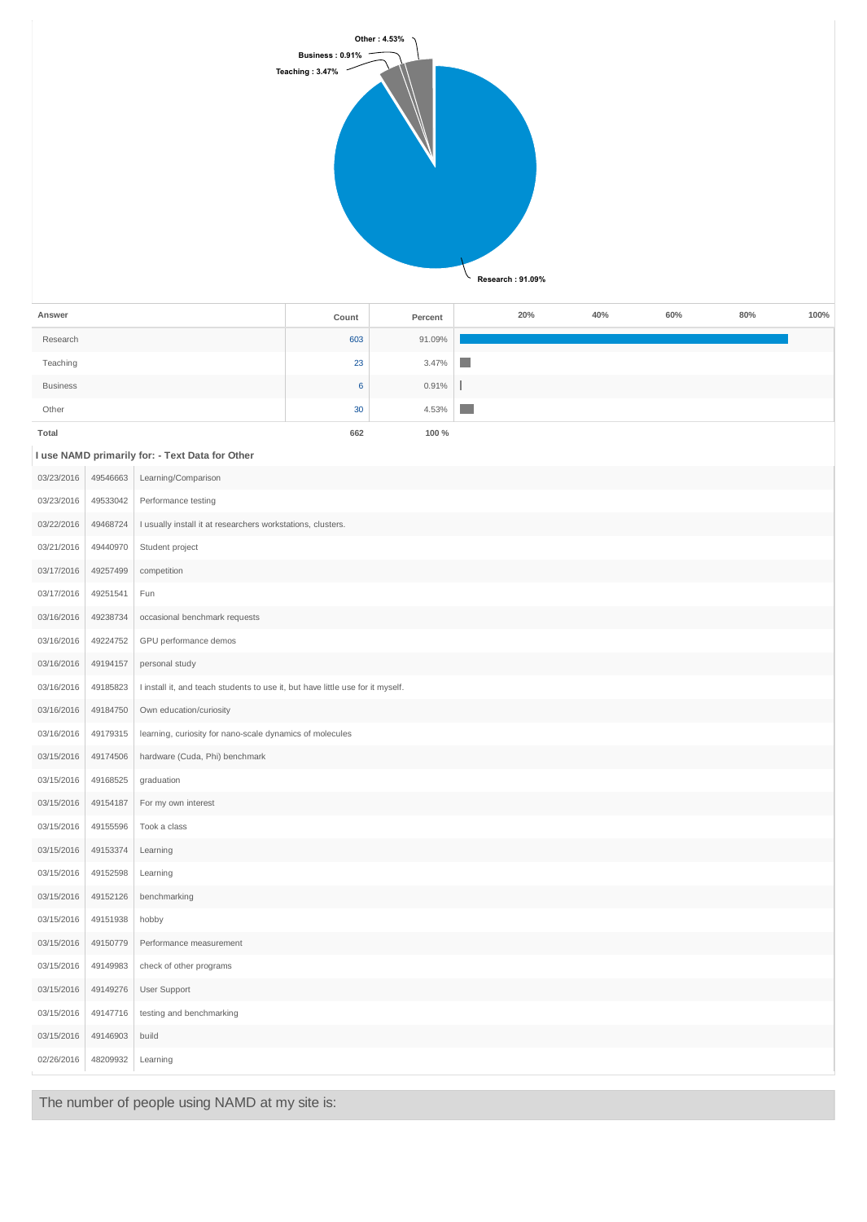Other : 4.53%

Business : 0.91%

Teaching : 3.47%

Research : 91.09%

| Answer | Count | Percent |
|---|---|---|
| Research | 603 | 91.09% |
| Teaching | 23 | 3.47% |
| Business | 6 | 0.91% |
| Other | 30 | 4.53% |
| Total | 662 | 100 % |

**I use NAMD primarily for: - Text Data for Other**

| | | |
|---|---|---|
| 03/23/2016 | 49546663 | Learning/Comparison |
| 03/23/2016 | 49533042 | Performance testing |
| 03/22/2016 | 49468724 | I usually install it at researchers workstations, clusters. |
| 03/21/2016 | 49440970 | Student project |
| 03/17/2016 | 49257499 | competition |
| 03/17/2016 | 49251541 | Fun |
| 03/16/2016 | 49238734 | occasional benchmark requests |
| 03/16/2016 | 49224752 | GPU performance demos |
| 03/16/2016 | 49194157 | personal study |
| 03/16/2016 | 49185823 | I install it, and teach students to use it, but have little use for it myself. |
| 03/16/2016 | 49184750 | Own education/curiosity |
| 03/16/2016 | 49179315 | learning, curiosity for nano-scale dynamics of molecules |
| 03/15/2016 | 49174506 | hardware (Cuda, Phi) benchmark |
| 03/15/2016 | 49168525 | graduation |
| 03/15/2016 | 49154187 | For my own interest |
| 03/15/2016 | 49155596 | Took a class |
| 03/15/2016 | 49153374 | Learning |
| 03/15/2016 | 49152598 | Learning |
| 03/15/2016 | 49152126 | benchmarking |
| 03/15/2016 | 49151938 | hobby |
| 03/15/2016 | 49150779 | Performance measurement |
| 03/15/2016 | 49149983 | check of other programs |
| 03/15/2016 | 49149276 | User Support |
| 03/15/2016 | 49147716 | testing and benchmarking |
| 03/15/2016 | 49146903 | build |
| 02/26/2016 | 48209932 | Learning |

## The number of people using NAMD at my site is: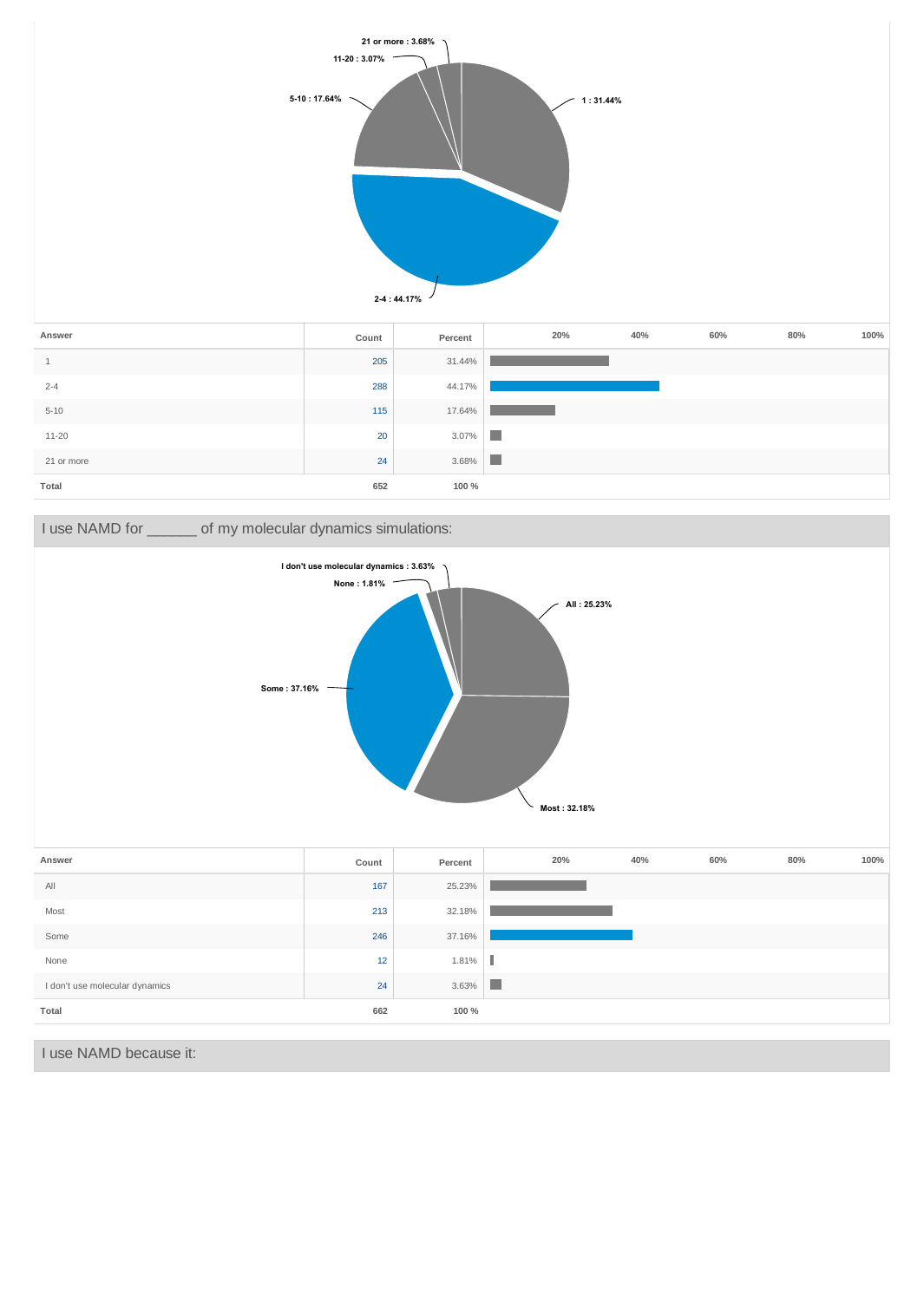| Answer | Count | Percent |
|---|---|---|
| 1 | 205 | 31.44% |
| 2-4 | 288 | 44.17% |
| 5-10 | 115 | 17.64% |
| 11-20 | 20 | 3.07% |
| 21 or more | 24 | 3.68% |
| Total | 652 | 100 % |

## I use NAMD for ______ of my molecular dynamics simulations:

| Answer | Count | Percent |
|---|---|---|
| All | 167 | 25.23% |
| Most | 213 | 32.18% |
| Some | 246 | 37.16% |
| None | 12 | 1.81% |
| I don't use molecular dynamics | 24 | 3.63% |
| Total | 662 | 100 % |

## I use NAMD because it: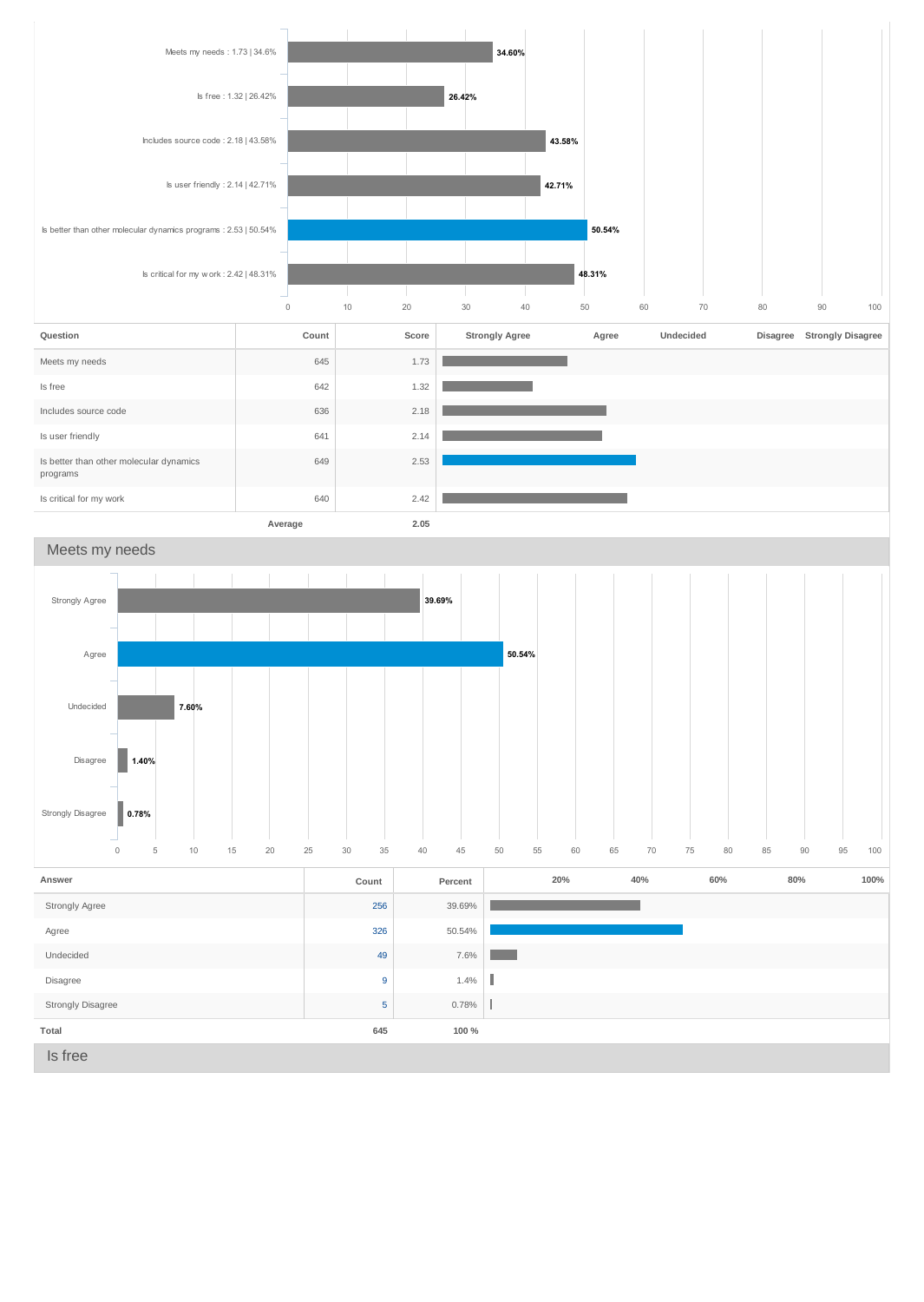Meets my needs : 1.73 | 34.6% — 34.60%

Is free : 1.32 | 26.42% — 26.42%

Includes source code : 2.18 | 43.58% — 43.58%

Is user friendly : 2.14 | 42.71% — 42.71%

Is better than other molecular dynamics programs : 2.53 | 50.54% — 50.54%

Is critical for my work : 2.42 | 48.31% — 48.31%

| Question | Count | Score | Strongly Agree | Agree | Undecided | Disagree | Strongly Disagree |
|---|---|---|---|---|---|---|---|
| Meets my needs | 645 | 1.73 | | | | | |
| Is free | 642 | 1.32 | | | | | |
| Includes source code | 636 | 2.18 | | | | | |
| Is user friendly | 641 | 2.14 | | | | | |
| Is better than other molecular dynamics programs | 649 | 2.53 | | | | | |
| Is critical for my work | 640 | 2.42 | | | | | |
| Average | | 2.05 | | | | | |

## Meets my needs

Strongly Agree — 39.69%

Agree — 50.54%

Undecided — 7.60%

Disagree — 1.40%

Strongly Disagree — 0.78%

| Answer | Count | Percent |
|---|---|---|
| Strongly Agree | 256 | 39.69% |
| Agree | 326 | 50.54% |
| Undecided | 49 | 7.6% |
| Disagree | 9 | 1.4% |
| Strongly Disagree | 5 | 0.78% |
| Total | 645 | 100 % |

## Is free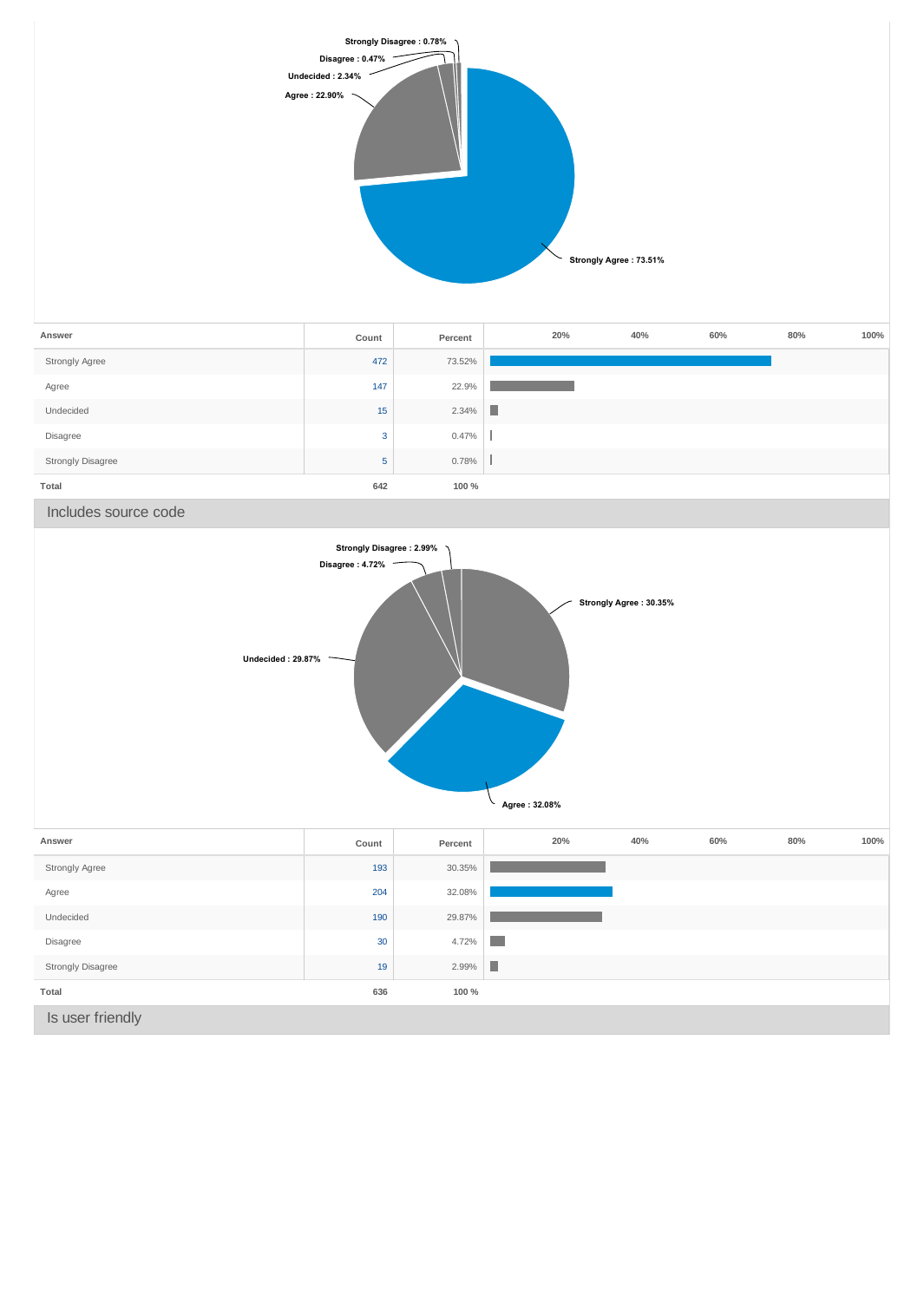Strongly Disagree : 0.78%

Disagree : 0.47%

Undecided : 2.34%

Agree : 22.90%

Strongly Agree : 73.51%

| Answer | Count | Percent |
|---|---|---|
| Strongly Agree | 472 | 73.52% |
| Agree | 147 | 22.9% |
| Undecided | 15 | 2.34% |
| Disagree | 3 | 0.47% |
| Strongly Disagree | 5 | 0.78% |
| Total | 642 | 100 % |

## Includes source code

Strongly Disagree : 2.99%

Disagree : 4.72%

Strongly Agree : 30.35%

Undecided : 29.87%

Agree : 32.08%

| Answer | Count | Percent |
|---|---|---|
| Strongly Agree | 193 | 30.35% |
| Agree | 204 | 32.08% |
| Undecided | 190 | 29.87% |
| Disagree | 30 | 4.72% |
| Strongly Disagree | 19 | 2.99% |
| Total | 636 | 100 % |

## Is user friendly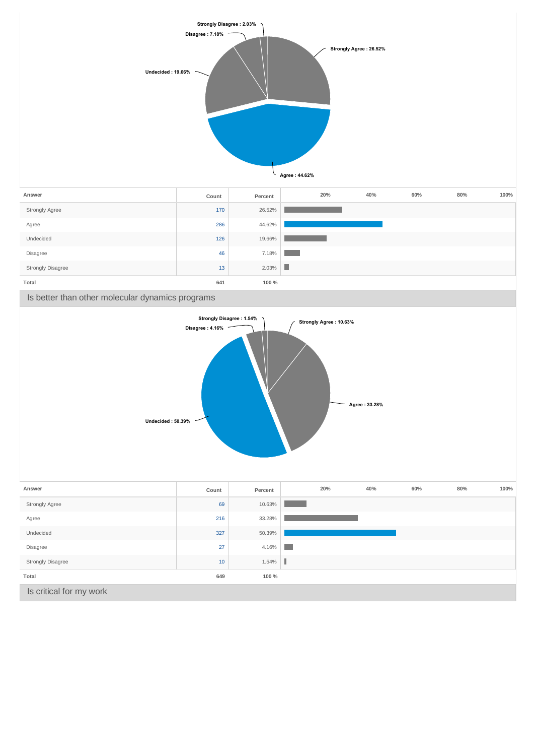Strongly Disagree : 2.03%
Disagree : 7.18%
Undecided : 19.66%
Strongly Agree : 26.52%
Agree : 44.62%

| Answer | Count | Percent |
|---|---|---|
| Strongly Agree | 170 | 26.52% |
| Agree | 286 | 44.62% |
| Undecided | 126 | 19.66% |
| Disagree | 46 | 7.18% |
| Strongly Disagree | 13 | 2.03% |
| **Total** | **641** | **100 %** |

## Is better than other molecular dynamics programs

Strongly Disagree : 1.54%
Disagree : 4.16%
Strongly Agree : 10.63%
Agree : 33.28%
Undecided : 50.39%

| Answer | Count | Percent |
|---|---|---|
| Strongly Agree | 69 | 10.63% |
| Agree | 216 | 33.28% |
| Undecided | 327 | 50.39% |
| Disagree | 27 | 4.16% |
| Strongly Disagree | 10 | 1.54% |
| **Total** | **649** | **100 %** |

## Is critical for my work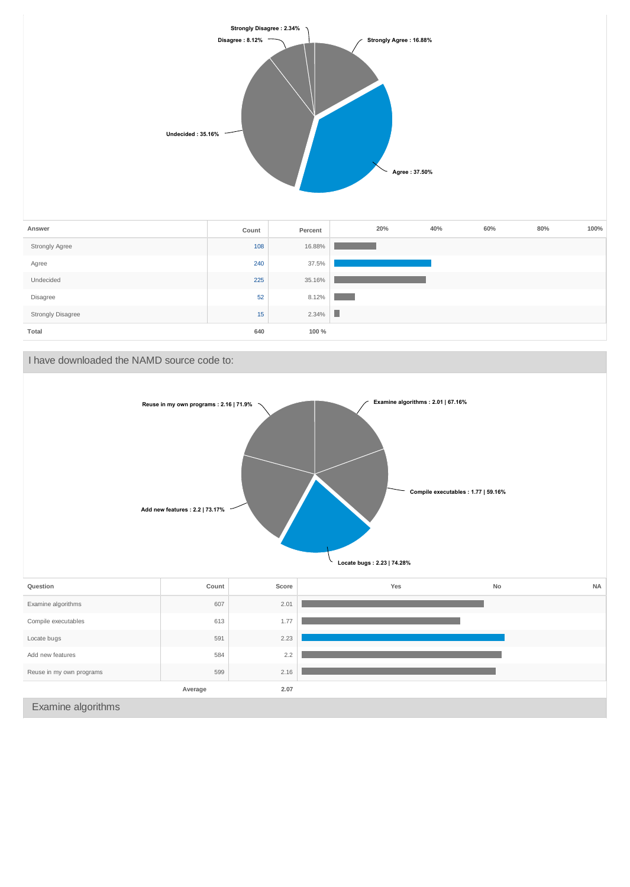Strongly Disagree : 2.34%
Disagree : 8.12%
Strongly Agree : 16.88%
Undecided : 35.16%
Agree : 37.50%

| Answer | Count | Percent |
|---|---|---|
| Strongly Agree | 108 | 16.88% |
| Agree | 240 | 37.5% |
| Undecided | 225 | 35.16% |
| Disagree | 52 | 8.12% |
| Strongly Disagree | 15 | 2.34% |
| Total | 640 | 100 % |

## I have downloaded the NAMD source code to:

Reuse in my own programs : 2.16 | 71.9%
Examine algorithms : 2.01 | 67.16%
Compile executables : 1.77 | 59.16%
Add new features : 2.2 | 73.17%
Locate bugs : 2.23 | 74.28%

| Question | Count | Score |
|---|---|---|
| Examine algorithms | 607 | 2.01 |
| Compile executables | 613 | 1.77 |
| Locate bugs | 591 | 2.23 |
| Add new features | 584 | 2.2 |
| Reuse in my own programs | 599 | 2.16 |
| Average | | 2.07 |

## Examine algorithms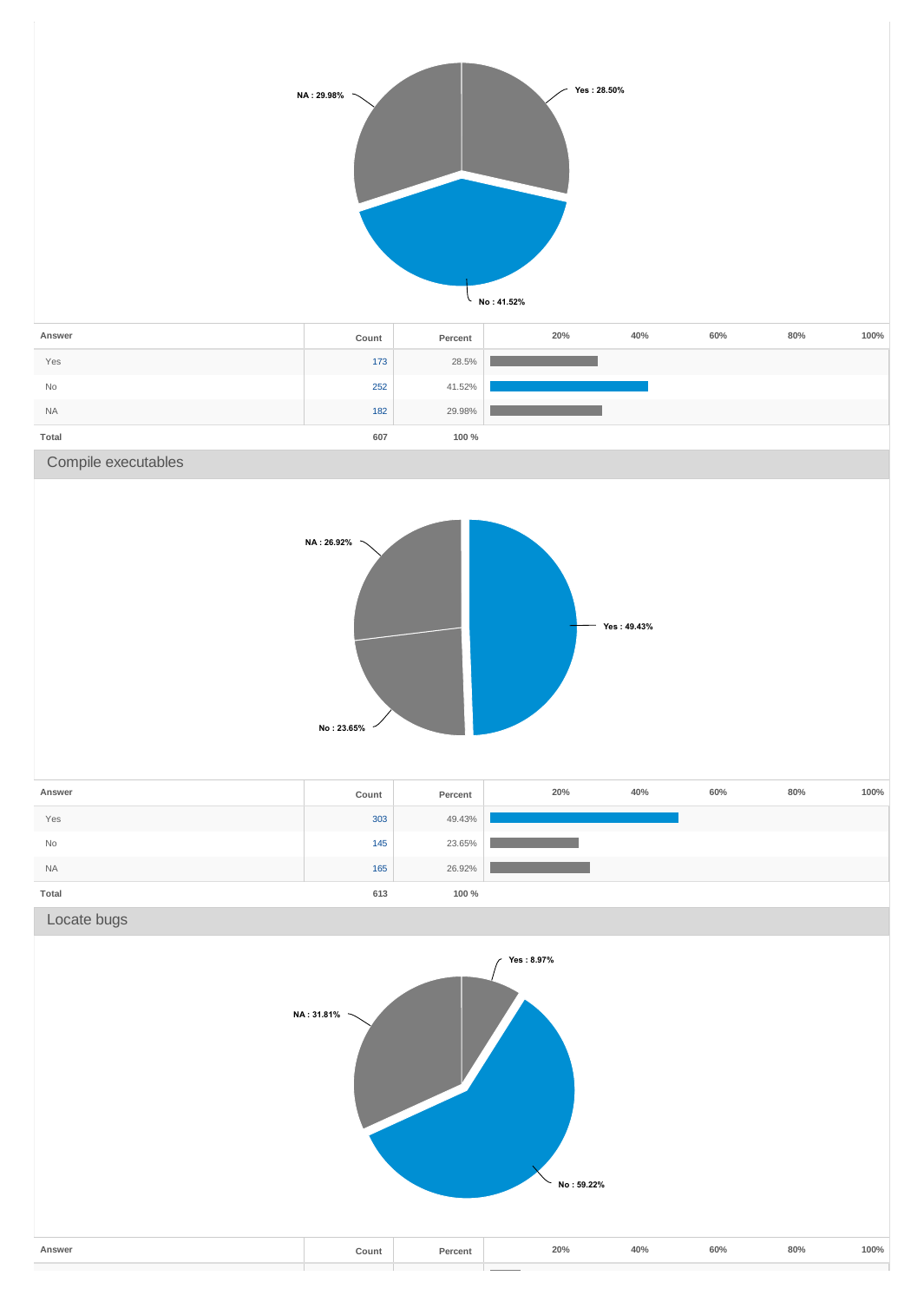NA : 29.98%

Yes : 28.50%

No : 41.52%

| Answer | Count | Percent |
|---|---|---|
| Yes | 173 | 28.5% |
| No | 252 | 41.52% |
| NA | 182 | 29.98% |
| Total | 607 | 100 % |

## Compile executables

NA : 26.92%

Yes : 49.43%

No : 23.65%

| Answer | Count | Percent |
|---|---|---|
| Yes | 303 | 49.43% |
| No | 145 | 23.65% |
| NA | 165 | 26.92% |
| Total | 613 | 100 % |

## Locate bugs

Yes : 8.97%

NA : 31.81%

No : 59.22%

| Answer | Count | Percent |
|---|---|---|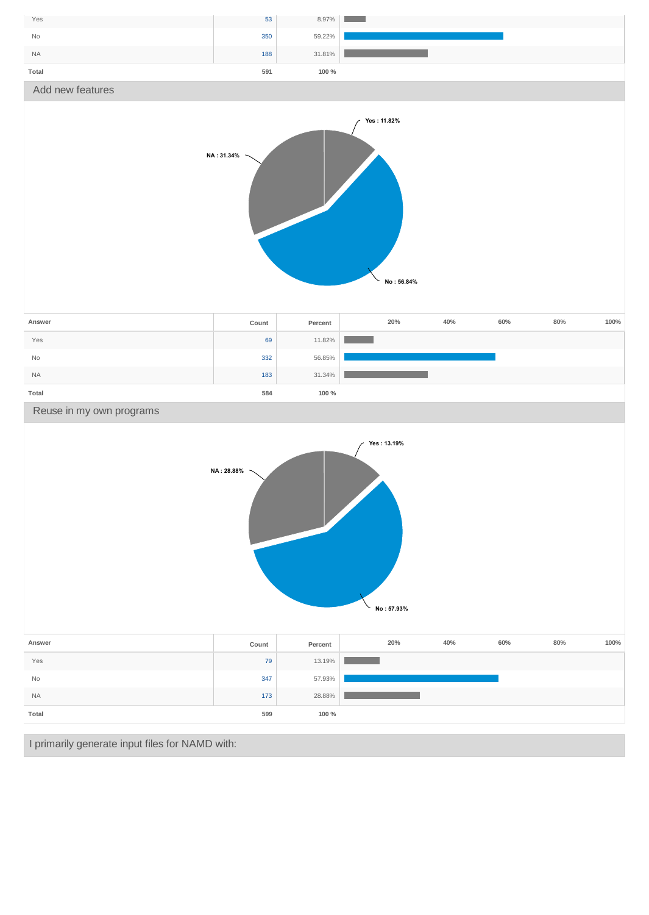| Answer | Count | Percent |
|---|---|---|
| Yes | 53 | 8.97% |
| No | 350 | 59.22% |
| NA | 188 | 31.81% |
| Total | 591 | 100 % |

## Add new features

Yes : 11.82%

NA : 31.34%

No : 56.84%

| Answer | Count | Percent |
|---|---|---|
| Yes | 69 | 11.82% |
| No | 332 | 56.85% |
| NA | 183 | 31.34% |
| Total | 584 | 100 % |

## Reuse in my own programs

Yes : 13.19%

NA : 28.88%

No : 57.93%

| Answer | Count | Percent |
|---|---|---|
| Yes | 79 | 13.19% |
| No | 347 | 57.93% |
| NA | 173 | 28.88% |
| Total | 599 | 100 % |

## I primarily generate input files for NAMD with: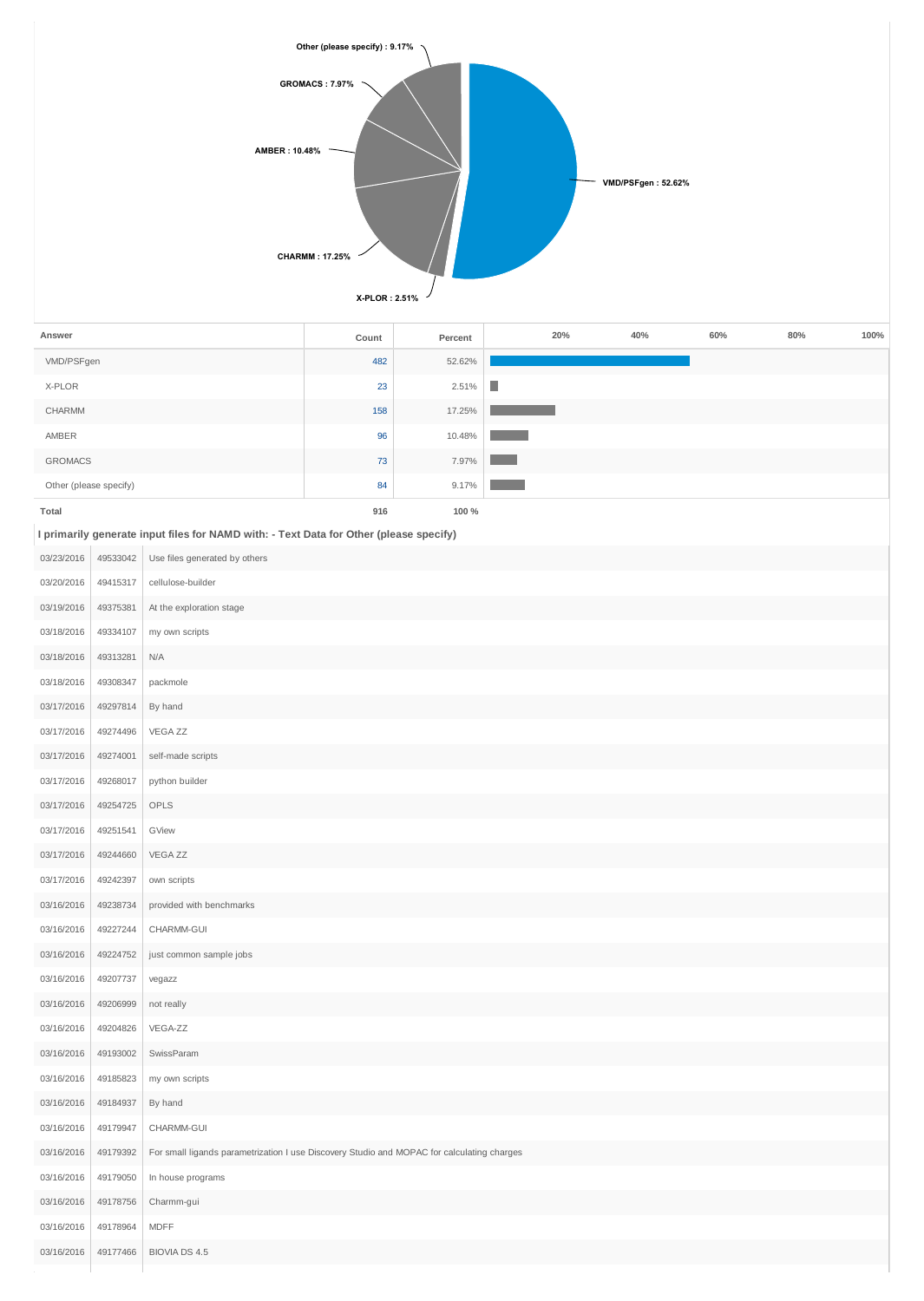| Answer | Count | Percent |
|---|---|---|
| VMD/PSFgen | 482 | 52.62% |
| X-PLOR | 23 | 2.51% |
| CHARMM | 158 | 17.25% |
| AMBER | 96 | 10.48% |
| GROMACS | 73 | 7.97% |
| Other (please specify) | 84 | 9.17% |
| **Total** | **916** | **100 %** |

**I primarily generate input files for NAMD with: - Text Data for Other (please specify)**

| | | |
|---|---|---|
| 03/23/2016 | 49533042 | Use files generated by others |
| 03/20/2016 | 49415317 | cellulose-builder |
| 03/19/2016 | 49375381 | At the exploration stage |
| 03/18/2016 | 49334107 | my own scripts |
| 03/18/2016 | 49313281 | N/A |
| 03/18/2016 | 49308347 | packmole |
| 03/17/2016 | 49297814 | By hand |
| 03/17/2016 | 49274496 | VEGA ZZ |
| 03/17/2016 | 49274001 | self-made scripts |
| 03/17/2016 | 49268017 | python builder |
| 03/17/2016 | 49254725 | OPLS |
| 03/17/2016 | 49251541 | GView |
| 03/17/2016 | 49244660 | VEGA ZZ |
| 03/17/2016 | 49242397 | own scripts |
| 03/16/2016 | 49238734 | provided with benchmarks |
| 03/16/2016 | 49227244 | CHARMM-GUI |
| 03/16/2016 | 49224752 | just common sample jobs |
| 03/16/2016 | 49207737 | vegazz |
| 03/16/2016 | 49206999 | not really |
| 03/16/2016 | 49204826 | VEGA-ZZ |
| 03/16/2016 | 49193002 | SwissParam |
| 03/16/2016 | 49185823 | my own scripts |
| 03/16/2016 | 49184937 | By hand |
| 03/16/2016 | 49179947 | CHARMM-GUI |
| 03/16/2016 | 49179392 | For small ligands parametrization I use Discovery Studio and MOPAC for calculating charges |
| 03/16/2016 | 49179050 | In house programs |
| 03/16/2016 | 49178756 | Charmm-gui |
| 03/16/2016 | 49178964 | MDFF |
| 03/16/2016 | 49177466 | BIOVIA DS 4.5 |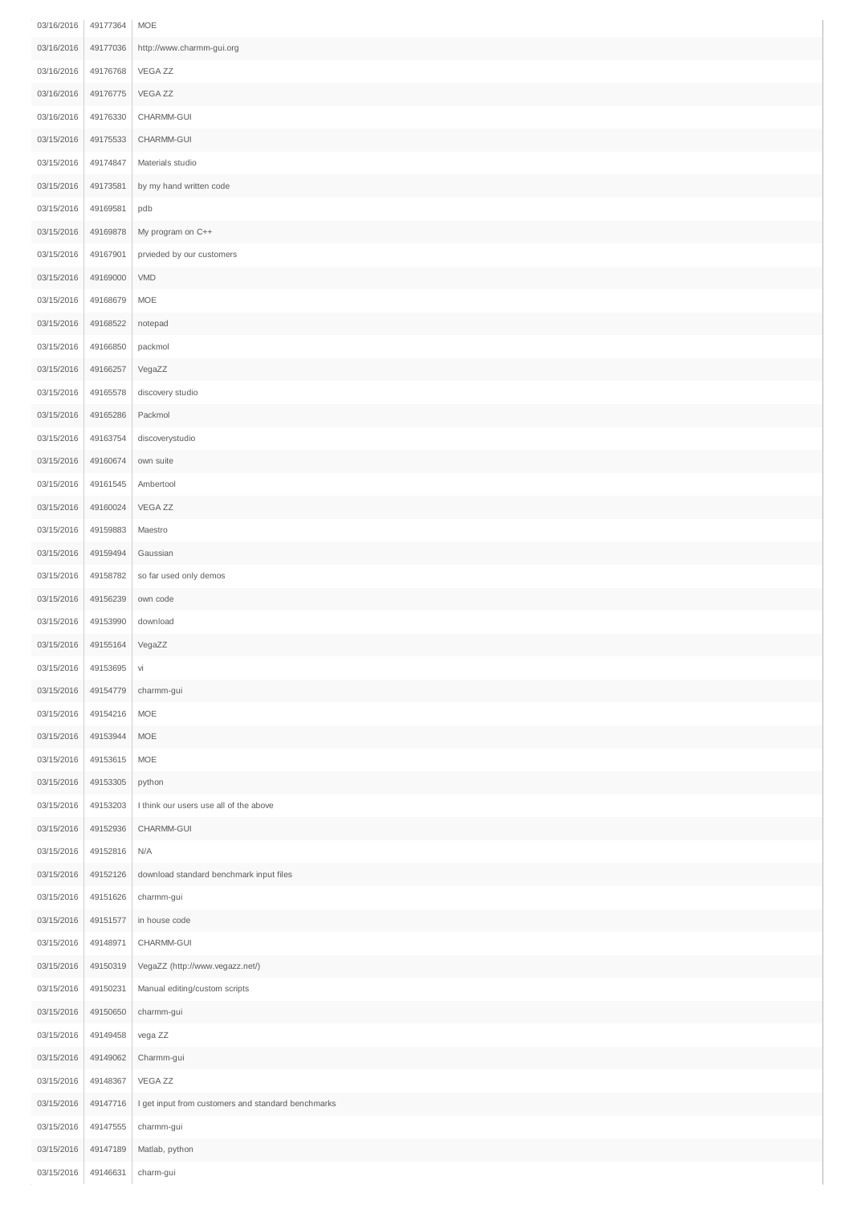| | | |
|---|---|---|
| 03/16/2016 | 49177364 | MOE |
| 03/16/2016 | 49177036 | http://www.charmm-gui.org |
| 03/16/2016 | 49176768 | VEGA ZZ |
| 03/16/2016 | 49176775 | VEGA ZZ |
| 03/16/2016 | 49176330 | CHARMM-GUI |
| 03/15/2016 | 49175533 | CHARMM-GUI |
| 03/15/2016 | 49174847 | Materials studio |
| 03/15/2016 | 49173581 | by my hand written code |
| 03/15/2016 | 49169581 | pdb |
| 03/15/2016 | 49169878 | My program on C++ |
| 03/15/2016 | 49167901 | prvieded by our customers |
| 03/15/2016 | 49169000 | VMD |
| 03/15/2016 | 49168679 | MOE |
| 03/15/2016 | 49168522 | notepad |
| 03/15/2016 | 49166850 | packmol |
| 03/15/2016 | 49166257 | VegaZZ |
| 03/15/2016 | 49165578 | discovery studio |
| 03/15/2016 | 49165286 | Packmol |
| 03/15/2016 | 49163754 | discoverystudio |
| 03/15/2016 | 49160674 | own suite |
| 03/15/2016 | 49161545 | Ambertool |
| 03/15/2016 | 49160024 | VEGA ZZ |
| 03/15/2016 | 49159883 | Maestro |
| 03/15/2016 | 49159494 | Gaussian |
| 03/15/2016 | 49158782 | so far used only demos |
| 03/15/2016 | 49156239 | own code |
| 03/15/2016 | 49153990 | download |
| 03/15/2016 | 49155164 | VegaZZ |
| 03/15/2016 | 49153695 | vi |
| 03/15/2016 | 49154779 | charmm-gui |
| 03/15/2016 | 49154216 | MOE |
| 03/15/2016 | 49153944 | MOE |
| 03/15/2016 | 49153615 | MOE |
| 03/15/2016 | 49153305 | python |
| 03/15/2016 | 49153203 | I think our users use all of the above |
| 03/15/2016 | 49152936 | CHARMM-GUI |
| 03/15/2016 | 49152816 | N/A |
| 03/15/2016 | 49152126 | download standard benchmark input files |
| 03/15/2016 | 49151626 | charmm-gui |
| 03/15/2016 | 49151577 | in house code |
| 03/15/2016 | 49148971 | CHARMM-GUI |
| 03/15/2016 | 49150319 | VegaZZ (http://www.vegazz.net/) |
| 03/15/2016 | 49150231 | Manual editing/custom scripts |
| 03/15/2016 | 49150650 | charmm-gui |
| 03/15/2016 | 49149458 | vega ZZ |
| 03/15/2016 | 49149062 | Charmm-gui |
| 03/15/2016 | 49148367 | VEGA ZZ |
| 03/15/2016 | 49147716 | I get input from customers and standard benchmarks |
| 03/15/2016 | 49147555 | charmm-gui |
| 03/15/2016 | 49147189 | Matlab, python |
| 03/15/2016 | 49146631 | charm-gui |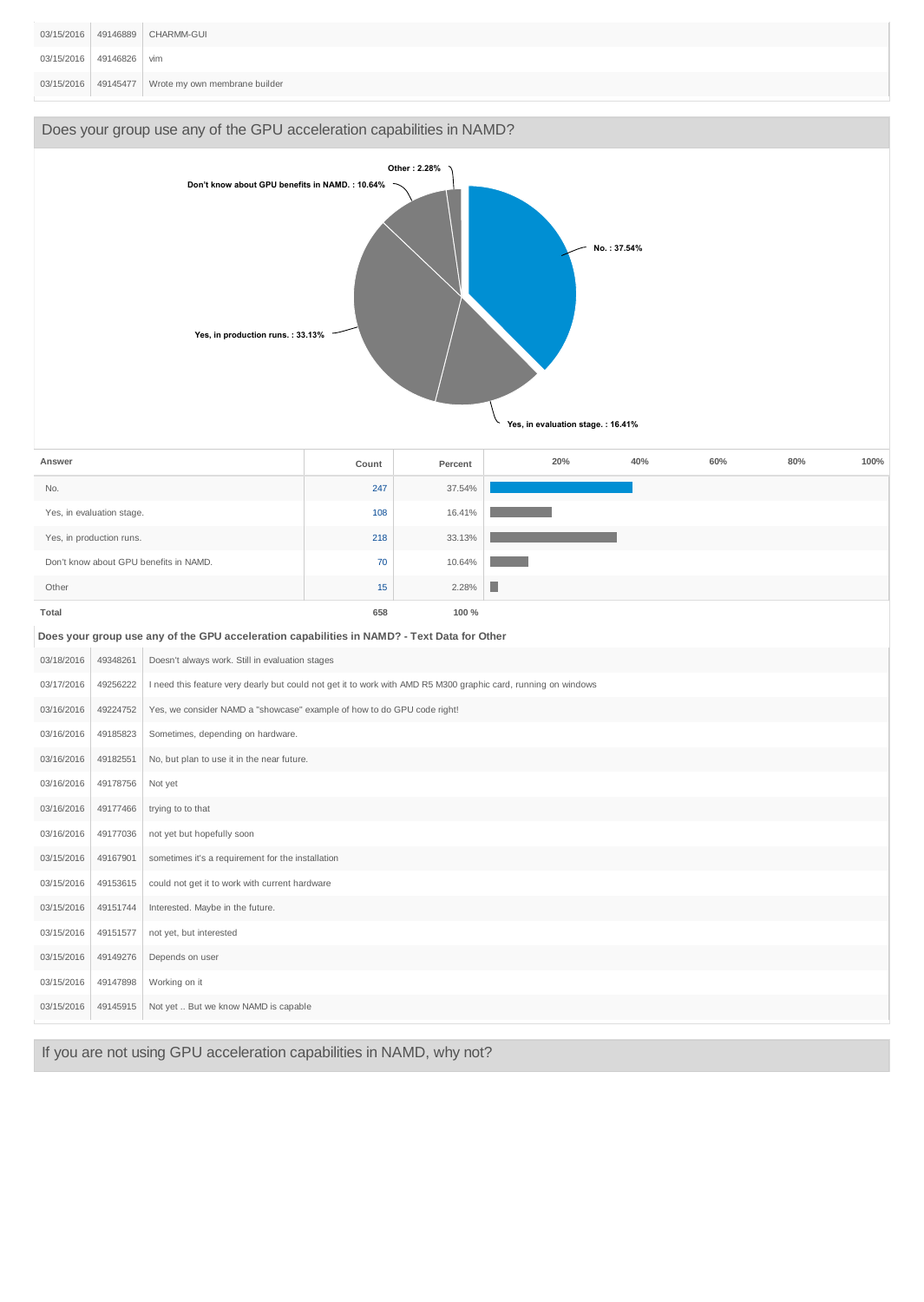| | | |
|---|---|---|
| 03/15/2016 | 49146889 | CHARMM-GUI |
| 03/15/2016 | 49146826 | vim |
| 03/15/2016 | 49145477 | Wrote my own membrane builder |

## Does your group use any of the GPU acceleration capabilities in NAMD?

Other : 2.28%

Don't know about GPU benefits in NAMD. : 10.64%

No. : 37.54%

Yes, in production runs. : 33.13%

Yes, in evaluation stage. : 16.41%

| Answer | Count | Percent |
|---|---|---|
| No. | 247 | 37.54% |
| Yes, in evaluation stage. | 108 | 16.41% |
| Yes, in production runs. | 218 | 33.13% |
| Don't know about GPU benefits in NAMD. | 70 | 10.64% |
| Other | 15 | 2.28% |
| **Total** | **658** | **100 %** |

**Does your group use any of the GPU acceleration capabilities in NAMD? - Text Data for Other**

| | | |
|---|---|---|
| 03/18/2016 | 49348261 | Doesn't always work. Still in evaluation stages |
| 03/17/2016 | 49256222 | I need this feature very dearly but could not get it to work with AMD R5 M300 graphic card, running on windows |
| 03/16/2016 | 49224752 | Yes, we consider NAMD a "showcase" example of how to do GPU code right! |
| 03/16/2016 | 49185823 | Sometimes, depending on hardware. |
| 03/16/2016 | 49182551 | No, but plan to use it in the near future. |
| 03/16/2016 | 49178756 | Not yet |
| 03/16/2016 | 49177466 | trying to to that |
| 03/16/2016 | 49177036 | not yet but hopefully soon |
| 03/15/2016 | 49167901 | sometimes it's a requirement for the installation |
| 03/15/2016 | 49153615 | could not get it to work with current hardware |
| 03/15/2016 | 49151744 | Interested. Maybe in the future. |
| 03/15/2016 | 49151577 | not yet, but interested |
| 03/15/2016 | 49149276 | Depends on user |
| 03/15/2016 | 49147898 | Working on it |
| 03/15/2016 | 49145915 | Not yet .. But we know NAMD is capable |

## If you are not using GPU acceleration capabilities in NAMD, why not?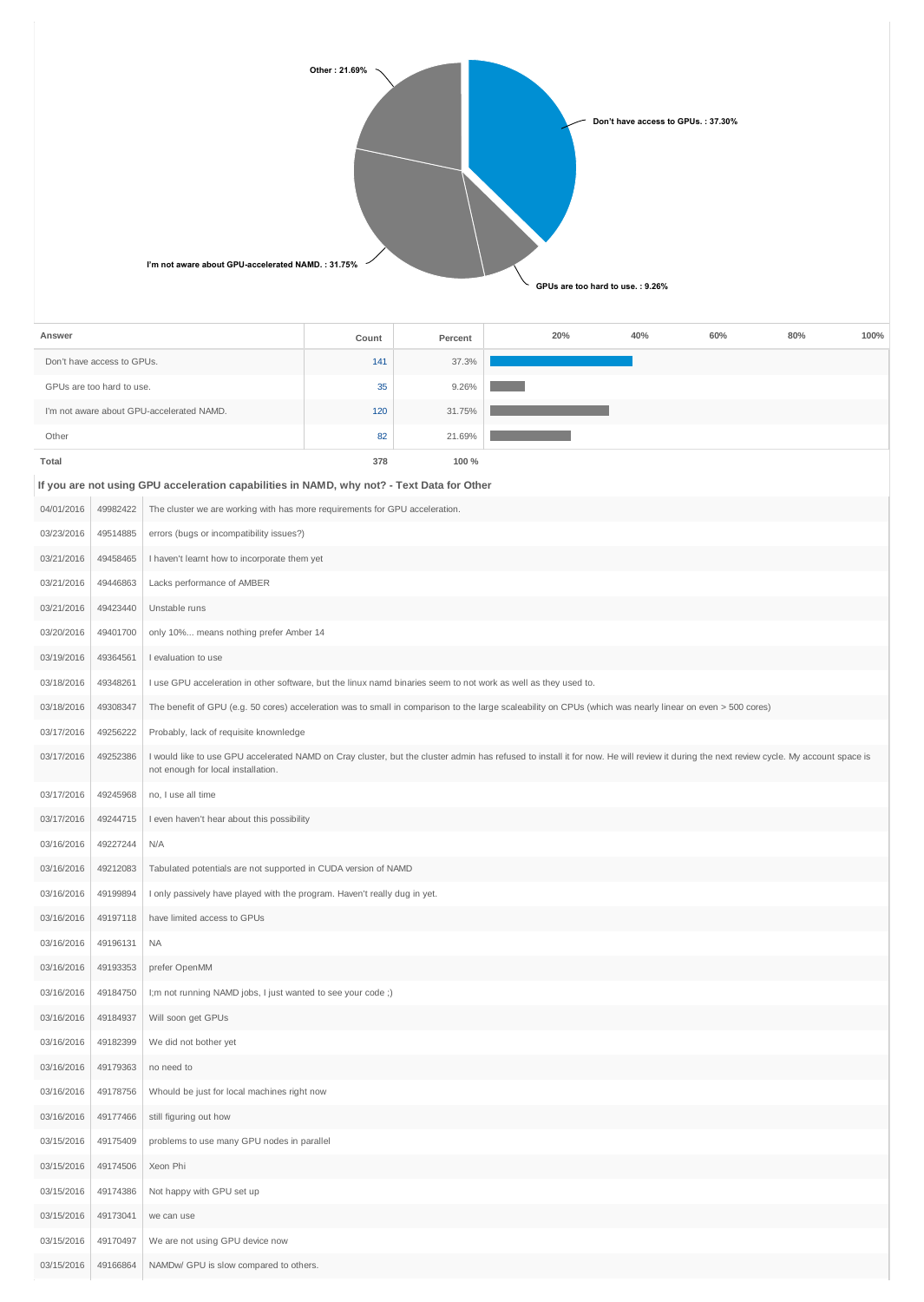Other : 21.69%

Don't have access to GPUs. : 37.30%

I'm not aware about GPU-accelerated NAMD. : 31.75%

GPUs are too hard to use. : 9.26%

| Answer | Count | Percent |
|---|---|---|
| Don't have access to GPUs. | 141 | 37.3% |
| GPUs are too hard to use. | 35 | 9.26% |
| I'm not aware about GPU-accelerated NAMD. | 120 | 31.75% |
| Other | 82 | 21.69% |
| **Total** | **378** | **100 %** |

**If you are not using GPU acceleration capabilities in NAMD, why not? - Text Data for Other**

| | | |
|---|---|---|
| 04/01/2016 | 49982422 | The cluster we are working with has more requirements for GPU acceleration. |
| 03/23/2016 | 49514885 | errors (bugs or incompatibility issues?) |
| 03/21/2016 | 49458465 | I haven't learnt how to incorporate them yet |
| 03/21/2016 | 49446863 | Lacks performance of AMBER |
| 03/21/2016 | 49423440 | Unstable runs |
| 03/20/2016 | 49401700 | only 10%... means nothing prefer Amber 14 |
| 03/19/2016 | 49364561 | I evaluation to use |
| 03/18/2016 | 49348261 | I use GPU acceleration in other software, but the linux namd binaries seem to not work as well as they used to. |
| 03/18/2016 | 49308347 | The benefit of GPU (e.g. 50 cores) acceleration was to small in comparison to the large scaleability on CPUs (which was nearly linear on even > 500 cores) |
| 03/17/2016 | 49256222 | Probably, lack of requisite knownledge |
| 03/17/2016 | 49252386 | I would like to use GPU accelerated NAMD on Cray cluster, but the cluster admin has refused to install it for now. He will review it during the next review cycle. My account space is not enough for local installation. |
| 03/17/2016 | 49245968 | no, I use all time |
| 03/17/2016 | 49244715 | I even haven't hear about this possibility |
| 03/16/2016 | 49227244 | N/A |
| 03/16/2016 | 49212083 | Tabulated potentials are not supported in CUDA version of NAMD |
| 03/16/2016 | 49199894 | I only passively have played with the program. Haven't really dug in yet. |
| 03/16/2016 | 49197118 | have limited access to GPUs |
| 03/16/2016 | 49196131 | NA |
| 03/16/2016 | 49193353 | prefer OpenMM |
| 03/16/2016 | 49184750 | I;m not running NAMD jobs, I just wanted to see your code ;) |
| 03/16/2016 | 49184937 | Will soon get GPUs |
| 03/16/2016 | 49182399 | We did not bother yet |
| 03/16/2016 | 49179363 | no need to |
| 03/16/2016 | 49178756 | Whould be just for local machines right now |
| 03/16/2016 | 49177466 | still figuring out how |
| 03/15/2016 | 49175409 | problems to use many GPU nodes in parallel |
| 03/15/2016 | 49174506 | Xeon Phi |
| 03/15/2016 | 49174386 | Not happy with GPU set up |
| 03/15/2016 | 49173041 | we can use |
| 03/15/2016 | 49170497 | We are not using GPU device now |
| 03/15/2016 | 49166864 | NAMDw/ GPU is slow compared to others. |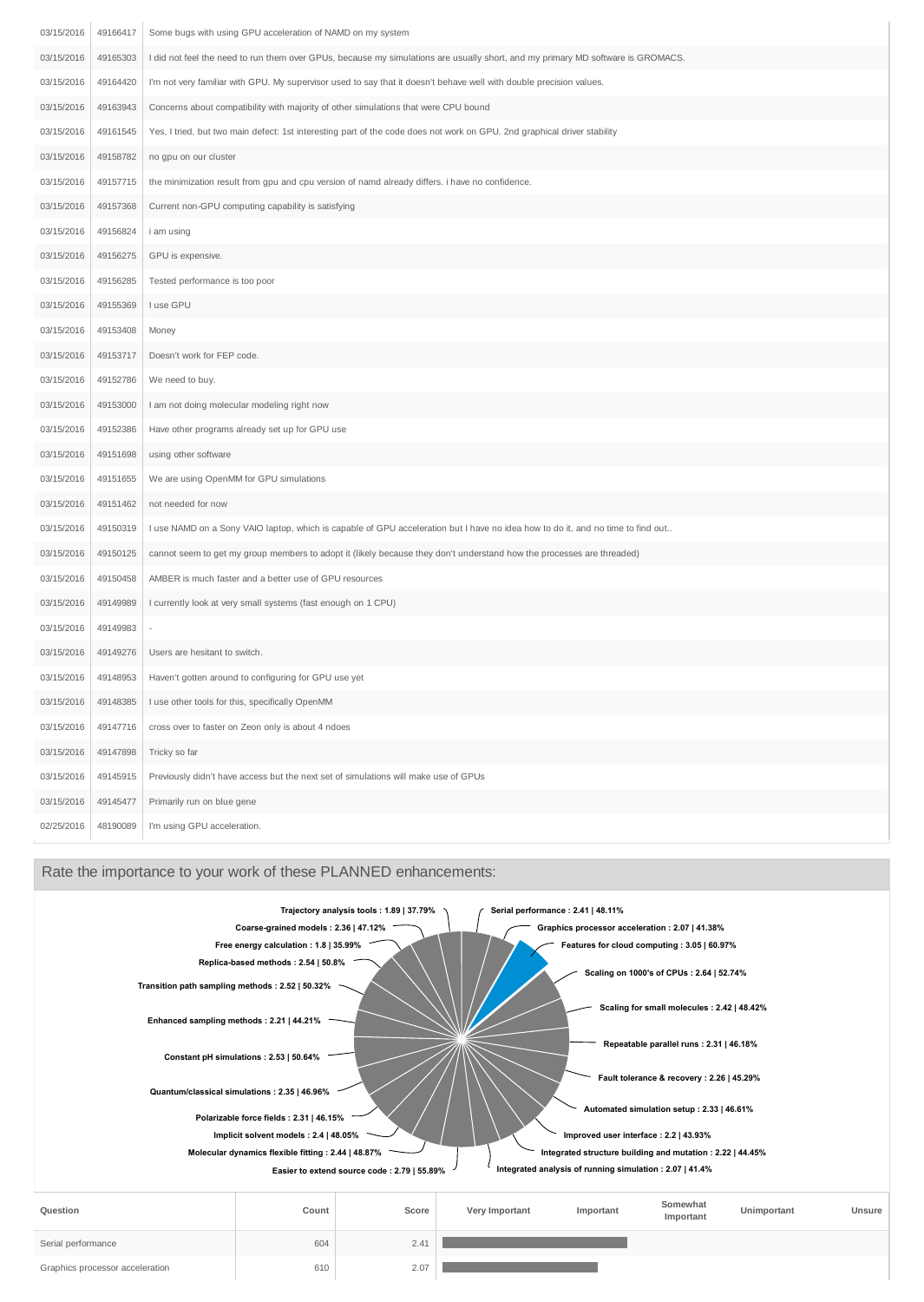| | | |
|---|---|---|
| 03/15/2016 | 49166417 | Some bugs with using GPU acceleration of NAMD on my system |
| 03/15/2016 | 49165303 | I did not feel the need to run them over GPUs, because my simulations are usually short, and my primary MD software is GROMACS. |
| 03/15/2016 | 49164420 | I'm not very familiar with GPU. My supervisor used to say that it doesn't behave well with double precision values. |
| 03/15/2016 | 49163943 | Concerns about compatibility with majority of other simulations that were CPU bound |
| 03/15/2016 | 49161545 | Yes, I tried, but two main defect: 1st interesting part of the code does not work on GPU. 2nd graphical driver stability |
| 03/15/2016 | 49158782 | no gpu on our cluster |
| 03/15/2016 | 49157715 | the minimization result from gpu and cpu version of namd already differs. i have no confidence. |
| 03/15/2016 | 49157368 | Current non-GPU computing capability is satisfying |
| 03/15/2016 | 49156824 | i am using |
| 03/15/2016 | 49156275 | GPU is expensive. |
| 03/15/2016 | 49156285 | Tested performance is too poor |
| 03/15/2016 | 49155369 | I use GPU |
| 03/15/2016 | 49153408 | Money |
| 03/15/2016 | 49153717 | Doesn't work for FEP code. |
| 03/15/2016 | 49152786 | We need to buy. |
| 03/15/2016 | 49153000 | I am not doing molecular modeling right now |
| 03/15/2016 | 49152386 | Have other programs already set up for GPU use |
| 03/15/2016 | 49151698 | using other software |
| 03/15/2016 | 49151655 | We are using OpenMM for GPU simulations |
| 03/15/2016 | 49151462 | not needed for now |
| 03/15/2016 | 49150319 | I use NAMD on a Sony VAIO laptop, which is capable of GPU acceleration but I have no idea how to do it, and no time to find out.. |
| 03/15/2016 | 49150125 | cannot seem to get my group members to adopt it (likely because they don't understand how the processes are threaded) |
| 03/15/2016 | 49150458 | AMBER is much faster and a better use of GPU resources |
| 03/15/2016 | 49149989 | I currently look at very small systems (fast enough on 1 CPU) |
| 03/15/2016 | 49149983 | - |
| 03/15/2016 | 49149276 | Users are hesitant to switch. |
| 03/15/2016 | 49148953 | Haven't gotten around to configuring for GPU use yet |
| 03/15/2016 | 49148385 | I use other tools for this, specifically OpenMM |
| 03/15/2016 | 49147716 | cross over to faster on Zeon only is about 4 ndoes |
| 03/15/2016 | 49147898 | Tricky so far |
| 03/15/2016 | 49145915 | Previously didn't have access but the next set of simulations will make use of GPUs |
| 03/15/2016 | 49145477 | Primarily run on blue gene |
| 02/25/2016 | 48190089 | I'm using GPU acceleration. |

## Rate the importance to your work of these PLANNED enhancements:

- Trajectory analysis tools : 1.89 | 37.79%
- Serial performance : 2.41 | 48.11%
- Graphics processor acceleration : 2.07 | 41.38%
- Features for cloud computing : 3.05 | 60.97%
- Scaling on 1000's of CPUs : 2.64 | 52.74%
- Scaling for small molecules : 2.42 | 48.42%
- Repeatable parallel runs : 2.31 | 46.18%
- Fault tolerance & recovery : 2.26 | 45.29%
- Automated simulation setup : 2.33 | 46.61%
- Improved user interface : 2.2 | 43.93%
- Integrated structure building and mutation : 2.22 | 44.45%
- Integrated analysis of running simulation : 2.07 | 41.4%
- Easier to extend source code : 2.79 | 55.89%
- Molecular dynamics flexible fitting : 2.44 | 48.87%
- Implicit solvent models : 2.4 | 48.05%
- Polarizable force fields : 2.31 | 46.15%
- Quantum/classical simulations : 2.35 | 46.96%
- Constant pH simulations : 2.53 | 50.64%
- Enhanced sampling methods : 2.21 | 44.21%
- Transition path sampling methods : 2.52 | 50.32%
- Replica-based methods : 2.54 | 50.8%
- Free energy calculation : 1.8 | 35.99%
- Coarse-grained models : 2.36 | 47.12%

| Question | Count | Score | Very Important | Important | Somewhat Important | Unimportant | Unsure |
|---|---|---|---|---|---|---|---|
| Serial performance | 604 | 2.41 | | | | | |
| Graphics processor acceleration | 610 | 2.07 | | | | | |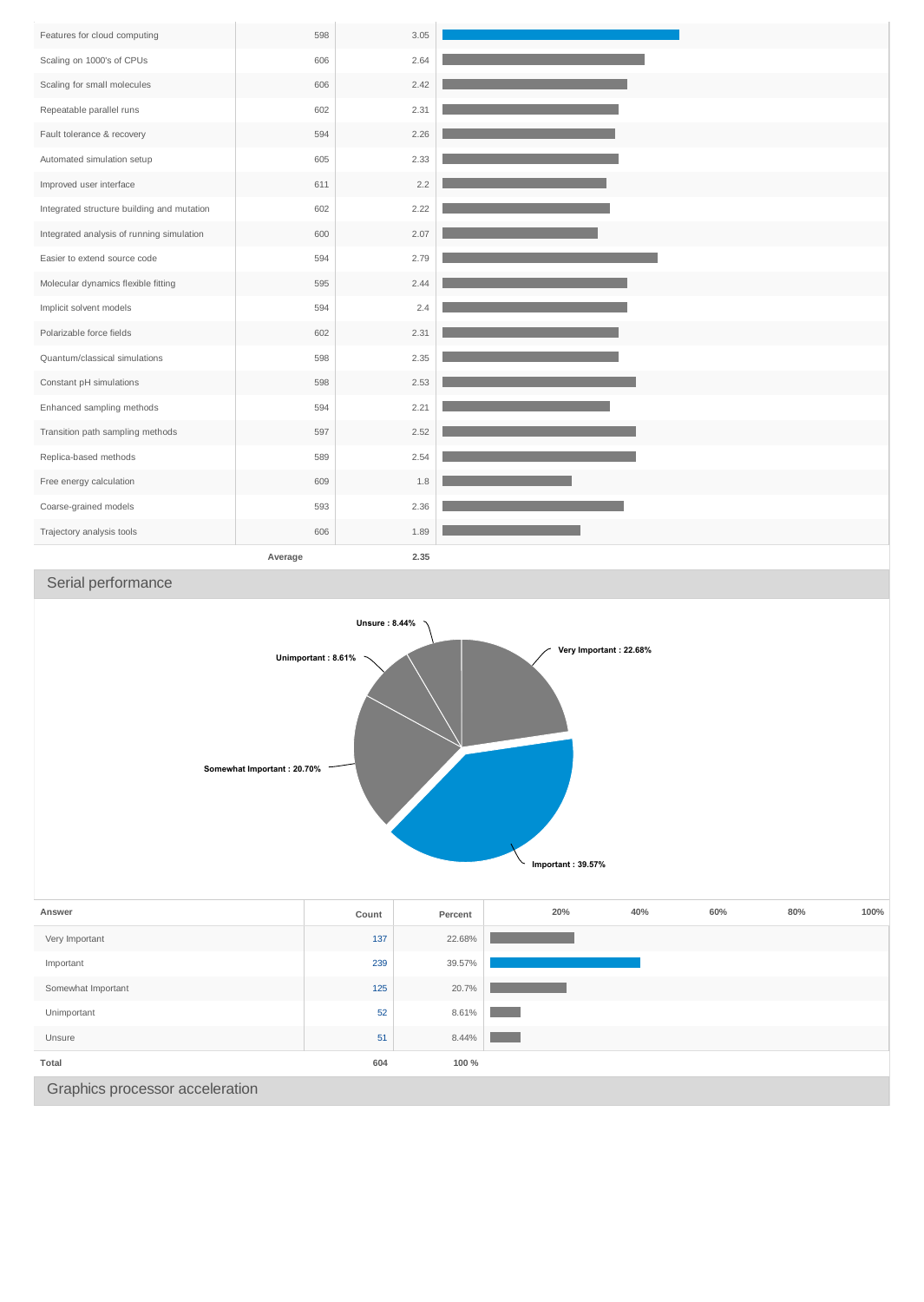| | | |
|---|---|---|
| Features for cloud computing | 598 | 3.05 |
| Scaling on 1000's of CPUs | 606 | 2.64 |
| Scaling for small molecules | 606 | 2.42 |
| Repeatable parallel runs | 602 | 2.31 |
| Fault tolerance & recovery | 594 | 2.26 |
| Automated simulation setup | 605 | 2.33 |
| Improved user interface | 611 | 2.2 |
| Integrated structure building and mutation | 602 | 2.22 |
| Integrated analysis of running simulation | 600 | 2.07 |
| Easier to extend source code | 594 | 2.79 |
| Molecular dynamics flexible fitting | 595 | 2.44 |
| Implicit solvent models | 594 | 2.4 |
| Polarizable force fields | 602 | 2.31 |
| Quantum/classical simulations | 598 | 2.35 |
| Constant pH simulations | 598 | 2.53 |
| Enhanced sampling methods | 594 | 2.21 |
| Transition path sampling methods | 597 | 2.52 |
| Replica-based methods | 589 | 2.54 |
| Free energy calculation | 609 | 1.8 |
| Coarse-grained models | 593 | 2.36 |
| Trajectory analysis tools | 606 | 1.89 |
| | **Average** | **2.35** |

## Serial performance

Unsure : 8.44%
Very Important : 22.68%
Unimportant : 8.61%
Somewhat Important : 20.70%
Important : 39.57%

| Answer | Count | Percent |
|---|---|---|
| Very Important | 137 | 22.68% |
| Important | 239 | 39.57% |
| Somewhat Important | 125 | 20.7% |
| Unimportant | 52 | 8.61% |
| Unsure | 51 | 8.44% |
| **Total** | **604** | **100 %** |

## Graphics processor acceleration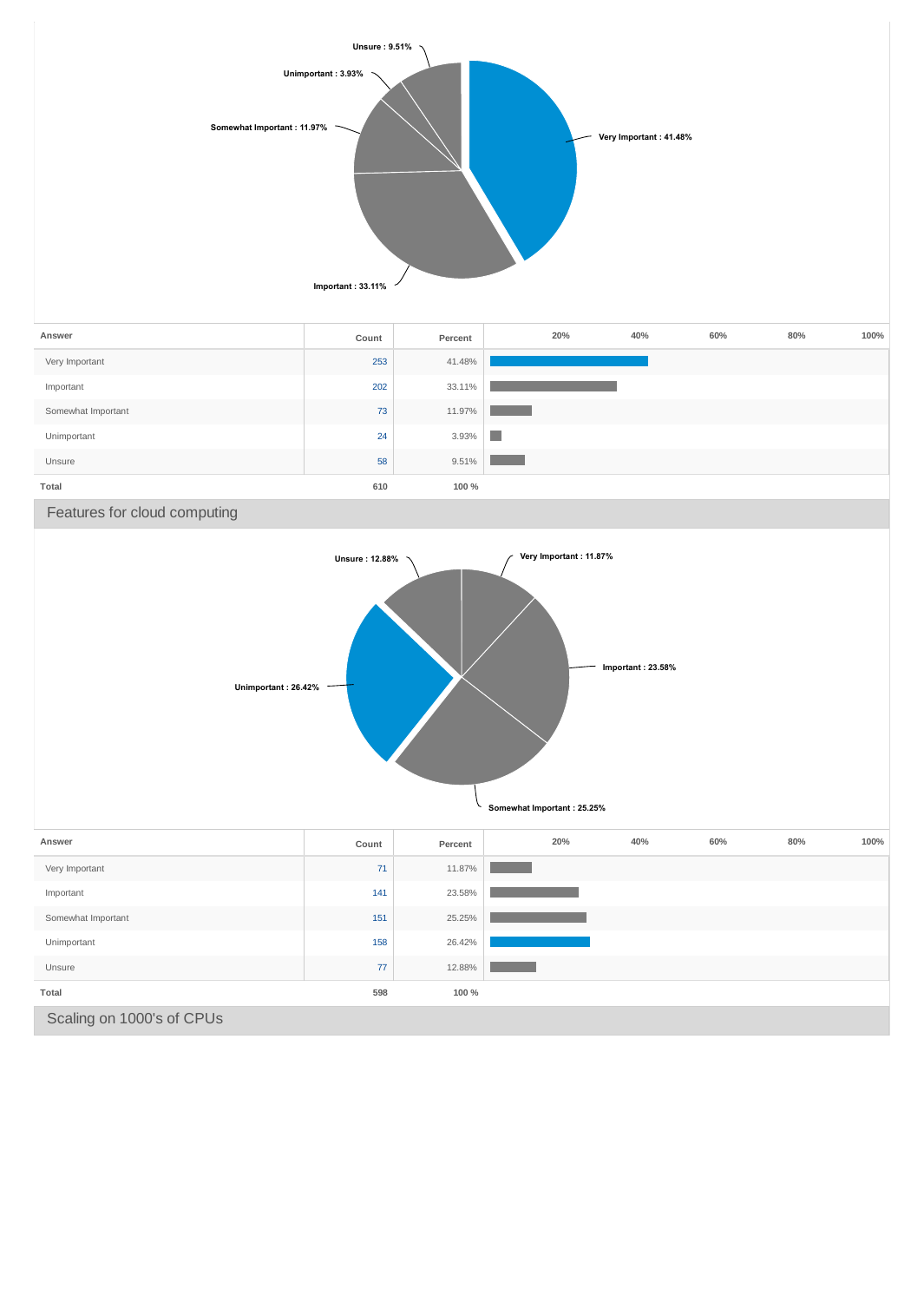| Answer | Count | Percent |
| --- | --- | --- |
| Very Important | 253 | 41.48% |
| Important | 202 | 33.11% |
| Somewhat Important | 73 | 11.97% |
| Unimportant | 24 | 3.93% |
| Unsure | 58 | 9.51% |
| Total | 610 | 100 % |

## Features for cloud computing

| Answer | Count | Percent |
| --- | --- | --- |
| Very Important | 71 | 11.87% |
| Important | 141 | 23.58% |
| Somewhat Important | 151 | 25.25% |
| Unimportant | 158 | 26.42% |
| Unsure | 77 | 12.88% |
| Total | 598 | 100 % |

## Scaling on 1000's of CPUs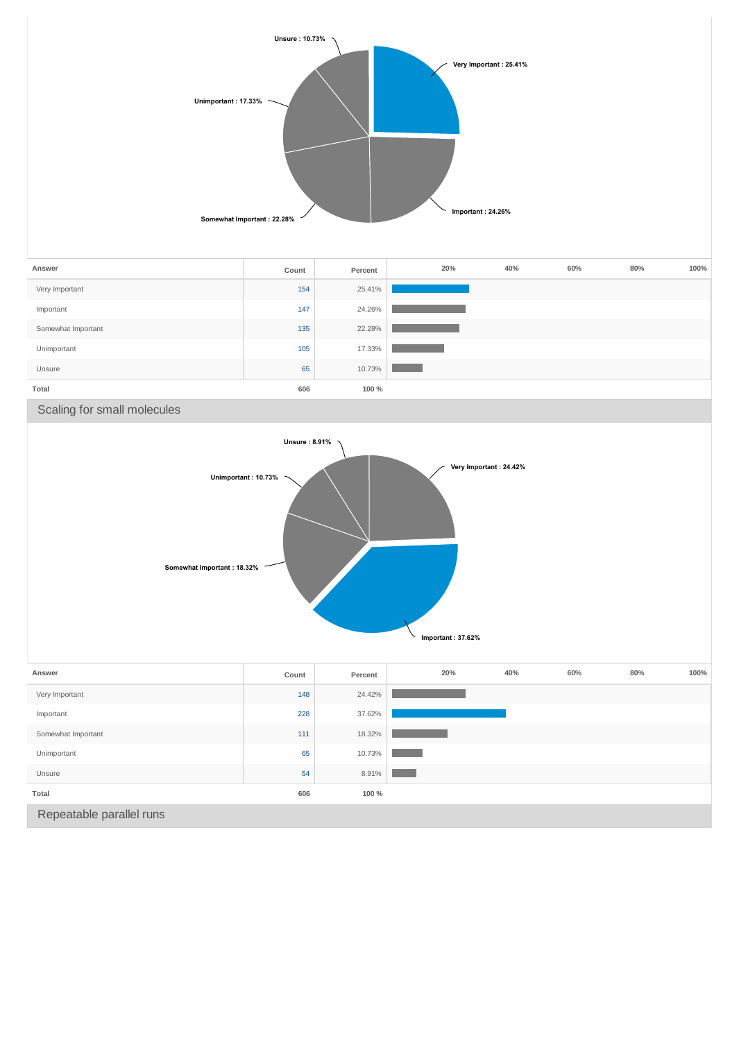Unsure : 10.73%
Very Important : 25.41%
Unimportant : 17.33%
Somewhat Important : 22.28%
Important : 24.26%

| Answer | Count | Percent |
| --- | --- | --- |
| Very Important | 154 | 25.41% |
| Important | 147 | 24.26% |
| Somewhat Important | 135 | 22.28% |
| Unimportant | 105 | 17.33% |
| Unsure | 65 | 10.73% |
| Total | 606 | 100 % |

## Scaling for small molecules

Unsure : 8.91%
Very Important : 24.42%
Unimportant : 10.73%
Somewhat Important : 18.32%
Important : 37.62%

| Answer | Count | Percent |
| --- | --- | --- |
| Very Important | 148 | 24.42% |
| Important | 228 | 37.62% |
| Somewhat Important | 111 | 18.32% |
| Unimportant | 65 | 10.73% |
| Unsure | 54 | 8.91% |
| Total | 606 | 100 % |

## Repeatable parallel runs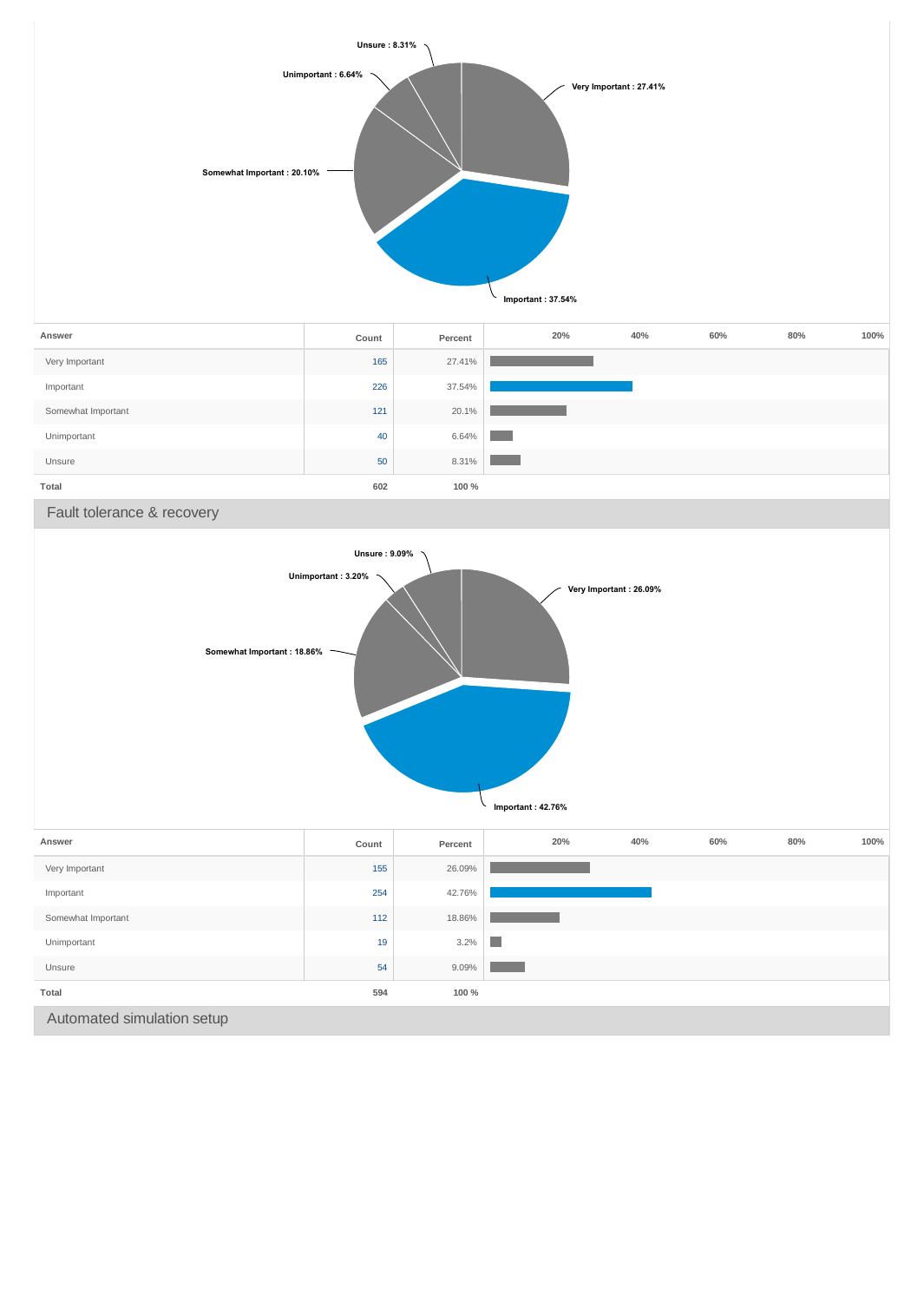Unsure : 8.31%

Unimportant : 6.64%

Very Important : 27.41%

Somewhat Important : 20.10%

Important : 37.54%

| Answer | Count | Percent |
|---|---|---|
| Very Important | 165 | 27.41% |
| Important | 226 | 37.54% |
| Somewhat Important | 121 | 20.1% |
| Unimportant | 40 | 6.64% |
| Unsure | 50 | 8.31% |
| **Total** | **602** | **100 %** |

## Fault tolerance & recovery

Unsure : 9.09%

Unimportant : 3.20%

Very Important : 26.09%

Somewhat Important : 18.86%

Important : 42.76%

| Answer | Count | Percent |
|---|---|---|
| Very Important | 155 | 26.09% |
| Important | 254 | 42.76% |
| Somewhat Important | 112 | 18.86% |
| Unimportant | 19 | 3.2% |
| Unsure | 54 | 9.09% |
| **Total** | **594** | **100 %** |

## Automated simulation setup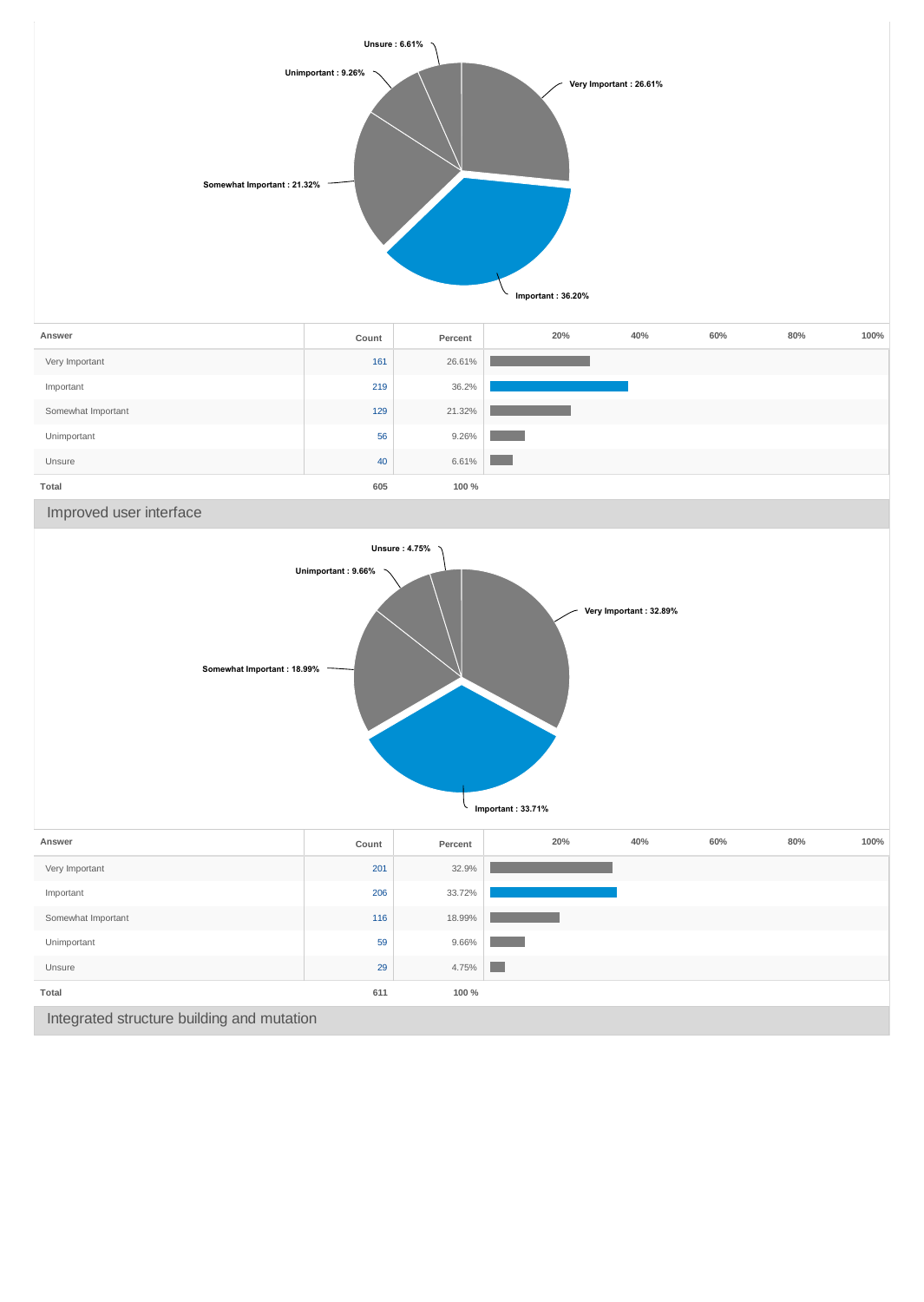| Answer | Count | Percent |
| --- | --- | --- |
| Very Important | 161 | 26.61% |
| Important | 219 | 36.2% |
| Somewhat Important | 129 | 21.32% |
| Unimportant | 56 | 9.26% |
| Unsure | 40 | 6.61% |
| **Total** | **605** | **100 %** |

## Improved user interface

| Answer | Count | Percent |
| --- | --- | --- |
| Very Important | 201 | 32.9% |
| Important | 206 | 33.72% |
| Somewhat Important | 116 | 18.99% |
| Unimportant | 59 | 9.66% |
| Unsure | 29 | 4.75% |
| **Total** | **611** | **100 %** |

## Integrated structure building and mutation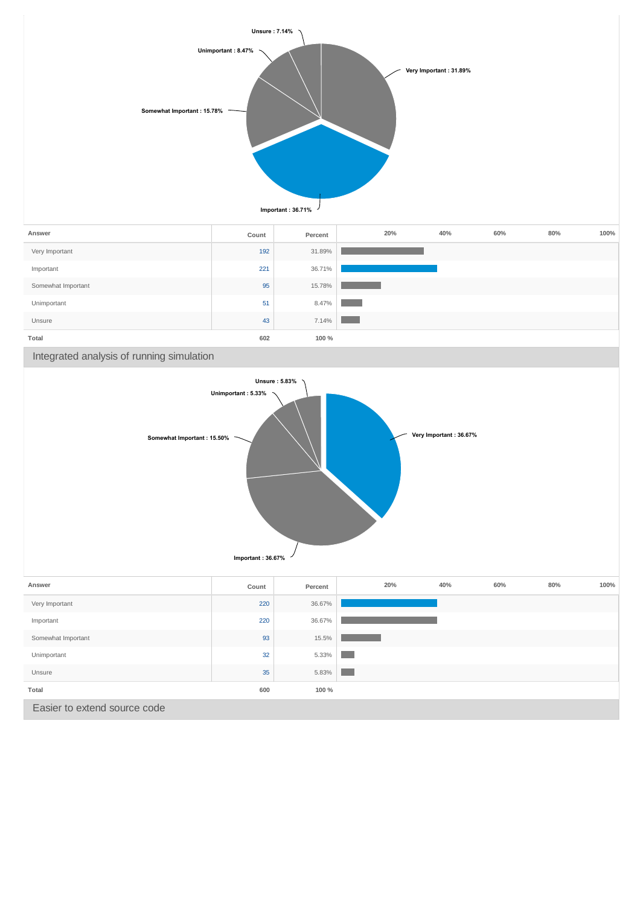Unsure : 7.14%

Unimportant : 8.47%

Very Important : 31.89%

Somewhat Important : 15.78%

Important : 36.71%

| Answer | Count | Percent |
|---|---|---|
| Very Important | 192 | 31.89% |
| Important | 221 | 36.71% |
| Somewhat Important | 95 | 15.78% |
| Unimportant | 51 | 8.47% |
| Unsure | 43 | 7.14% |
| **Total** | **602** | **100 %** |

## Integrated analysis of running simulation

Unsure : 5.83%

Unimportant : 5.33%

Somewhat Important : 15.50%

Very Important : 36.67%

Important : 36.67%

| Answer | Count | Percent |
|---|---|---|
| Very Important | 220 | 36.67% |
| Important | 220 | 36.67% |
| Somewhat Important | 93 | 15.5% |
| Unimportant | 32 | 5.33% |
| Unsure | 35 | 5.83% |
| **Total** | **600** | **100 %** |

## Easier to extend source code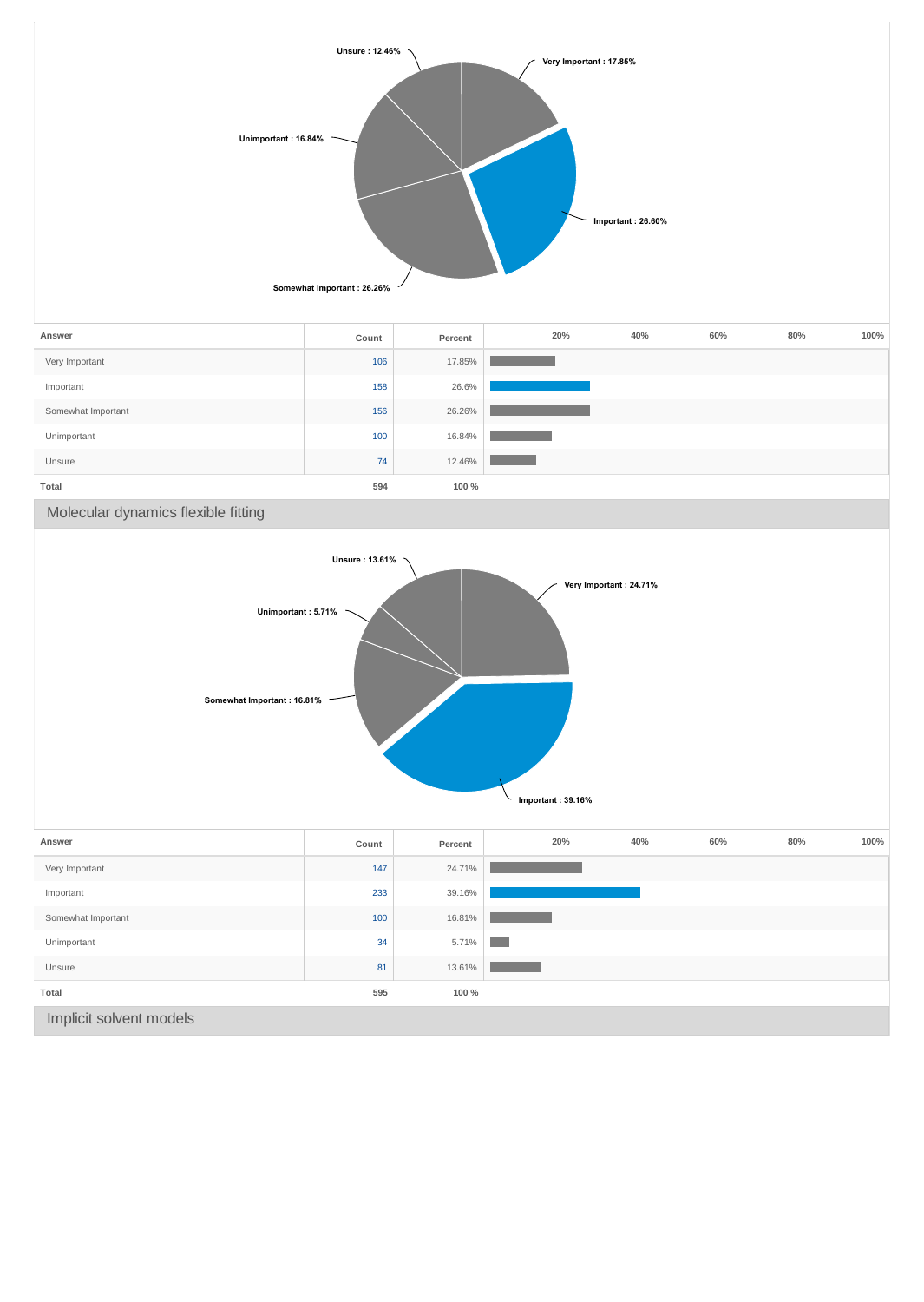| Answer | Count | Percent |
|---|---|---|
| Very Important | 106 | 17.85% |
| Important | 158 | 26.6% |
| Somewhat Important | 156 | 26.26% |
| Unimportant | 100 | 16.84% |
| Unsure | 74 | 12.46% |
| Total | 594 | 100 % |

## Molecular dynamics flexible fitting

| Answer | Count | Percent |
|---|---|---|
| Very Important | 147 | 24.71% |
| Important | 233 | 39.16% |
| Somewhat Important | 100 | 16.81% |
| Unimportant | 34 | 5.71% |
| Unsure | 81 | 13.61% |
| Total | 595 | 100 % |

## Implicit solvent models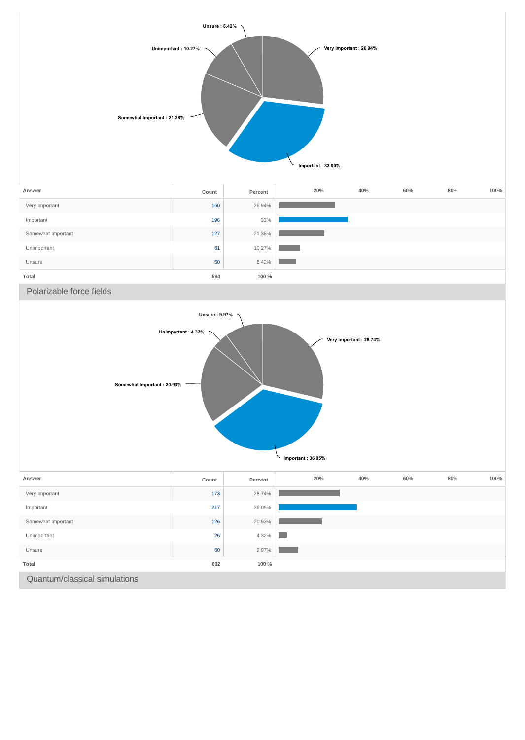| Answer | Count | Percent |
|---|---|---|
| Very Important | 160 | 26.94% |
| Important | 196 | 33% |
| Somewhat Important | 127 | 21.38% |
| Unimportant | 61 | 10.27% |
| Unsure | 50 | 8.42% |
| **Total** | **594** | **100 %** |

## Polarizable force fields

| Answer | Count | Percent |
|---|---|---|
| Very Important | 173 | 28.74% |
| Important | 217 | 36.05% |
| Somewhat Important | 126 | 20.93% |
| Unimportant | 26 | 4.32% |
| Unsure | 60 | 9.97% |
| **Total** | **602** | **100 %** |

## Quantum/classical simulations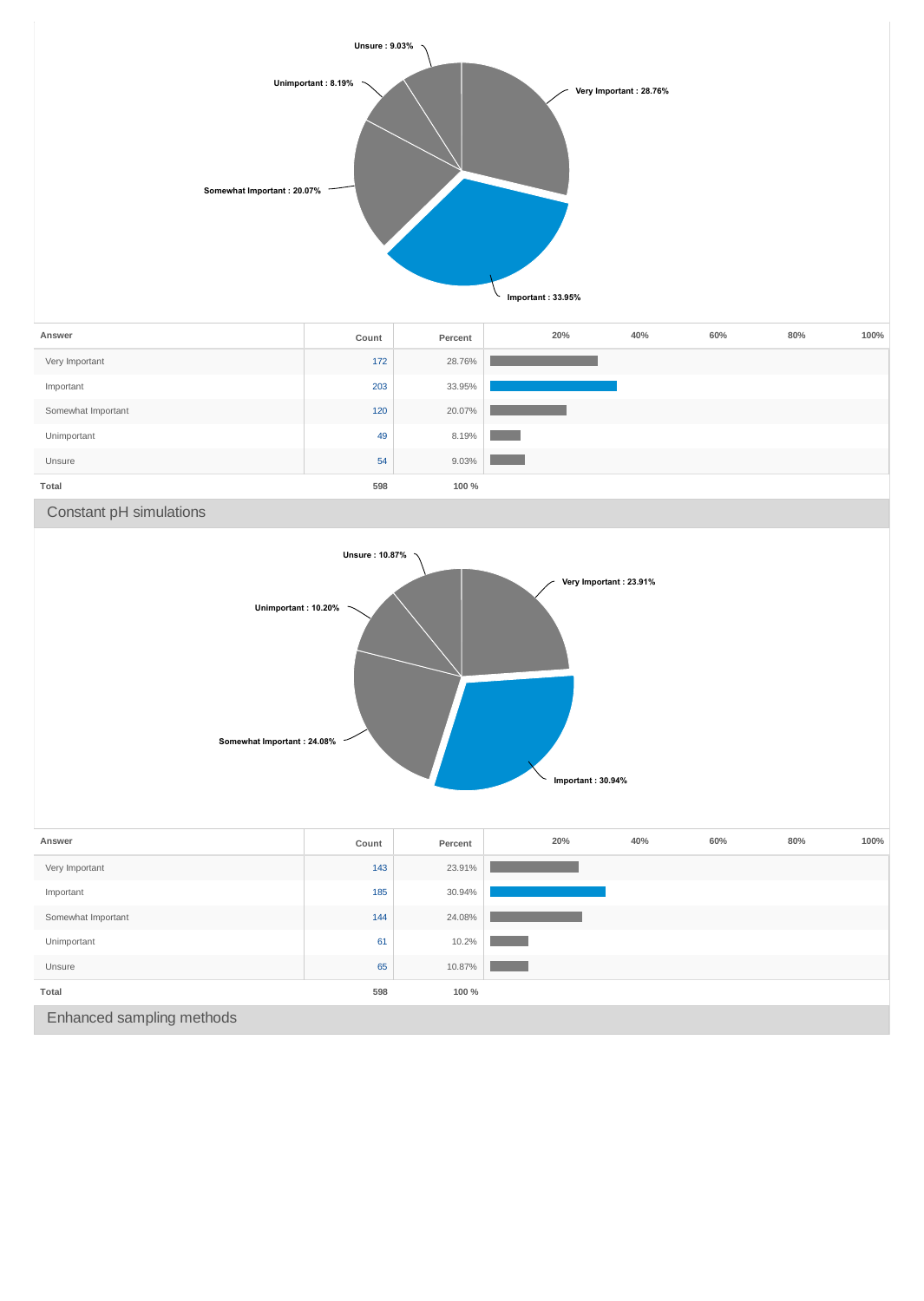Unsure : 9.03%

Unimportant : 8.19%

Very Important : 28.76%

Somewhat Important : 20.07%

Important : 33.95%

| Answer | Count | Percent |
|---|---|---|
| Very Important | 172 | 28.76% |
| Important | 203 | 33.95% |
| Somewhat Important | 120 | 20.07% |
| Unimportant | 49 | 8.19% |
| Unsure | 54 | 9.03% |
| Total | 598 | 100 % |

## Constant pH simulations

Unsure : 10.87%

Very Important : 23.91%

Unimportant : 10.20%

Somewhat Important : 24.08%

Important : 30.94%

| Answer | Count | Percent |
|---|---|---|
| Very Important | 143 | 23.91% |
| Important | 185 | 30.94% |
| Somewhat Important | 144 | 24.08% |
| Unimportant | 61 | 10.2% |
| Unsure | 65 | 10.87% |
| Total | 598 | 100 % |

## Enhanced sampling methods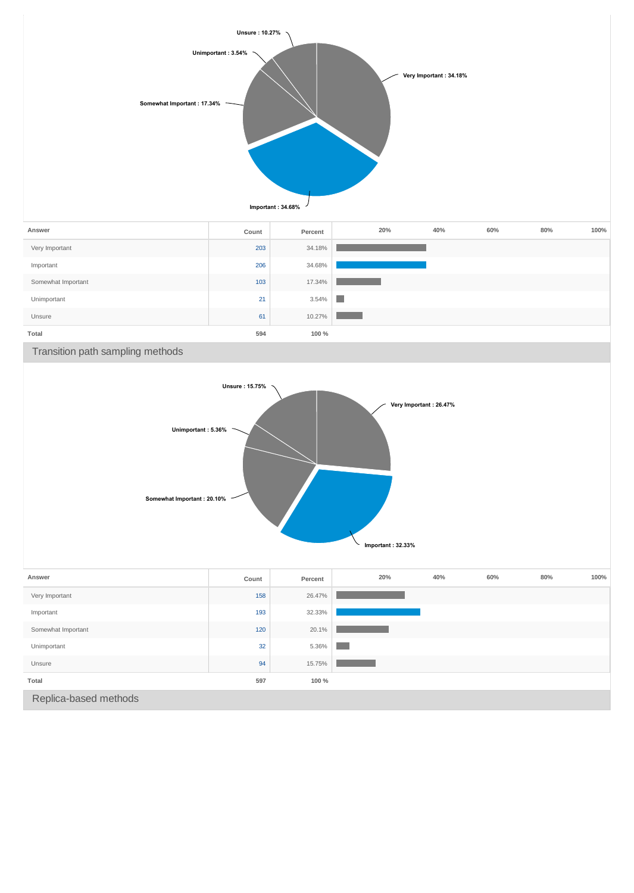Unsure : 10.27%

Unimportant : 3.54%

Somewhat Important : 17.34%

Very Important : 34.18%

Important : 34.68%

| Answer | Count | Percent |
|---|---|---|
| Very Important | 203 | 34.18% |
| Important | 206 | 34.68% |
| Somewhat Important | 103 | 17.34% |
| Unimportant | 21 | 3.54% |
| Unsure | 61 | 10.27% |
| **Total** | **594** | **100 %** |

## Transition path sampling methods

Unsure : 15.75%

Unimportant : 5.36%

Somewhat Important : 20.10%

Very Important : 26.47%

Important : 32.33%

| Answer | Count | Percent |
|---|---|---|
| Very Important | 158 | 26.47% |
| Important | 193 | 32.33% |
| Somewhat Important | 120 | 20.1% |
| Unimportant | 32 | 5.36% |
| Unsure | 94 | 15.75% |
| **Total** | **597** | **100 %** |

## Replica-based methods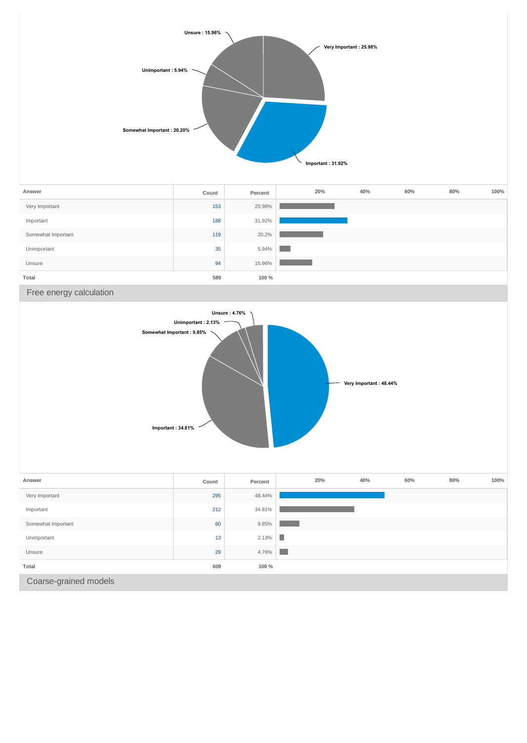| Answer | Count | Percent |
|---|---|---|
| Very Important | 153 | 25.98% |
| Important | 188 | 31.92% |
| Somewhat Important | 119 | 20.2% |
| Unimportant | 35 | 5.94% |
| Unsure | 94 | 15.96% |
| Total | 589 | 100 % |

## Free energy calculation

| Answer | Count | Percent |
|---|---|---|
| Very Important | 295 | 48.44% |
| Important | 212 | 34.81% |
| Somewhat Important | 60 | 9.85% |
| Unimportant | 13 | 2.13% |
| Unsure | 29 | 4.76% |
| Total | 609 | 100 % |

## Coarse-grained models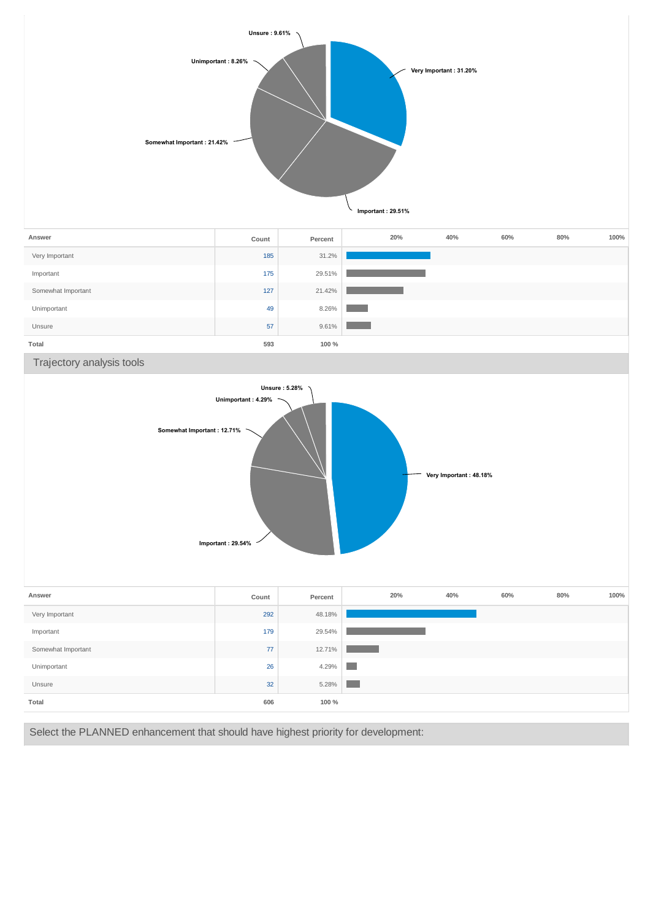Unsure : 9.61%
Unimportant : 8.26%
Very Important : 31.20%
Somewhat Important : 21.42%
Important : 29.51%

| Answer | Count | Percent |
|---|---|---|
| Very Important | 185 | 31.2% |
| Important | 175 | 29.51% |
| Somewhat Important | 127 | 21.42% |
| Unimportant | 49 | 8.26% |
| Unsure | 57 | 9.61% |
| Total | 593 | 100 % |

## Trajectory analysis tools

Unsure : 5.28%
Unimportant : 4.29%
Somewhat Important : 12.71%
Very Important : 48.18%
Important : 29.54%

| Answer | Count | Percent |
|---|---|---|
| Very Important | 292 | 48.18% |
| Important | 179 | 29.54% |
| Somewhat Important | 77 | 12.71% |
| Unimportant | 26 | 4.29% |
| Unsure | 32 | 5.28% |
| Total | 606 | 100 % |

## Select the PLANNED enhancement that should have highest priority for development: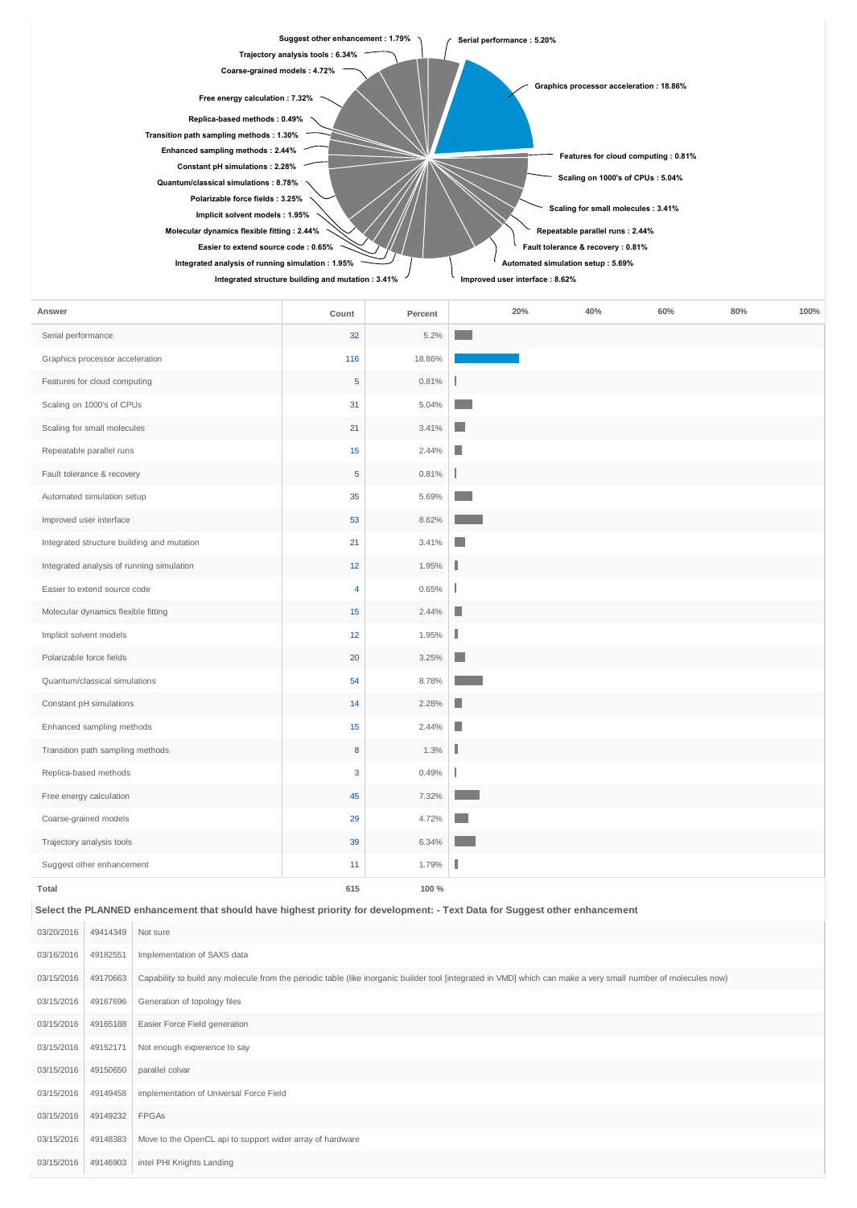| Answer | Count | Percent |
|---|---|---|
| Serial performance | 32 | 5.2% |
| Graphics processor acceleration | 116 | 18.86% |
| Features for cloud computing | 5 | 0.81% |
| Scaling on 1000's of CPUs | 31 | 5.04% |
| Scaling for small molecules | 21 | 3.41% |
| Repeatable parallel runs | 15 | 2.44% |
| Fault tolerance & recovery | 5 | 0.81% |
| Automated simulation setup | 35 | 5.69% |
| Improved user interface | 53 | 8.62% |
| Integrated structure building and mutation | 21 | 3.41% |
| Integrated analysis of running simulation | 12 | 1.95% |
| Easier to extend source code | 4 | 0.65% |
| Molecular dynamics flexible fitting | 15 | 2.44% |
| Implicit solvent models | 12 | 1.95% |
| Polarizable force fields | 20 | 3.25% |
| Quantum/classical simulations | 54 | 8.78% |
| Constant pH simulations | 14 | 2.28% |
| Enhanced sampling methods | 15 | 2.44% |
| Transition path sampling methods | 8 | 1.3% |
| Replica-based methods | 3 | 0.49% |
| Free energy calculation | 45 | 7.32% |
| Coarse-grained models | 29 | 4.72% |
| Trajectory analysis tools | 39 | 6.34% |
| Suggest other enhancement | 11 | 1.79% |
| **Total** | **615** | **100 %** |

**Select the PLANNED enhancement that should have highest priority for development: - Text Data for Suggest other enhancement**

| | | |
|---|---|---|
| 03/20/2016 | 49414349 | Not sure |
| 03/16/2016 | 49182551 | Implementation of SAXS data |
| 03/15/2016 | 49170663 | Capability to build any molecule from the periodic table (like inorganic builder tool [integrated in VMD] which can make a very small number of molecules now) |
| 03/15/2016 | 49167696 | Generation of topology files |
| 03/15/2016 | 49165188 | Easier Force Field generation |
| 03/15/2016 | 49152171 | Not enough experience to say |
| 03/15/2016 | 49150650 | parallel colvar |
| 03/15/2016 | 49149458 | implementation of Universal Force Field |
| 03/15/2016 | 49149232 | FPGAs |
| 03/15/2016 | 49148383 | Move to the OpenCL api to support wider array of hardware |
| 03/15/2016 | 49146903 | intel PHI Knights Landing |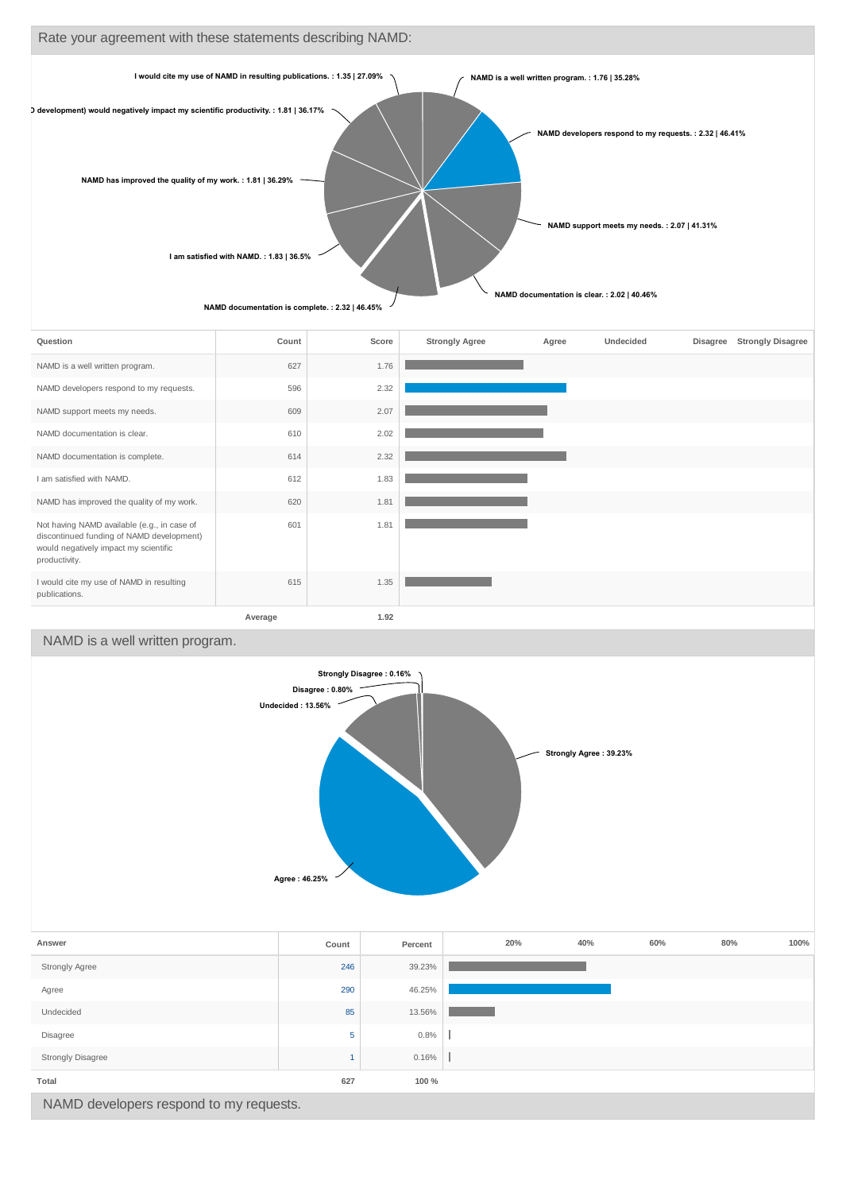## Rate your agreement with these statements describing NAMD:

I would cite my use of NAMD in resulting publications. : 1.35 | 27.09%

development) would negatively impact my scientific productivity. : 1.81 | 36.17%

NAMD has improved the quality of my work. : 1.81 | 36.29%

I am satisfied with NAMD. : 1.83 | 36.5%

NAMD documentation is complete. : 2.32 | 46.45%

NAMD is a well written program. : 1.76 | 35.28%

NAMD developers respond to my requests. : 2.32 | 46.41%

NAMD support meets my needs. : 2.07 | 41.31%

NAMD documentation is clear. : 2.02 | 40.46%

| Question | Count | Score |
|---|---|---|
| NAMD is a well written program. | 627 | 1.76 |
| NAMD developers respond to my requests. | 596 | 2.32 |
| NAMD support meets my needs. | 609 | 2.07 |
| NAMD documentation is clear. | 610 | 2.02 |
| NAMD documentation is complete. | 614 | 2.32 |
| I am satisfied with NAMD. | 612 | 1.83 |
| NAMD has improved the quality of my work. | 620 | 1.81 |
| Not having NAMD available (e.g., in case of discontinued funding of NAMD development) would negatively impact my scientific productivity. | 601 | 1.81 |
| I would cite my use of NAMD in resulting publications. | 615 | 1.35 |
| Average | | 1.92 |

## NAMD is a well written program.

Strongly Disagree : 0.16%

Disagree : 0.80%

Undecided : 13.56%

Strongly Agree : 39.23%

Agree : 46.25%

| Answer | Count | Percent |
|---|---|---|
| Strongly Agree | 246 | 39.23% |
| Agree | 290 | 46.25% |
| Undecided | 85 | 13.56% |
| Disagree | 5 | 0.8% |
| Strongly Disagree | 1 | 0.16% |
| Total | 627 | 100 % |

## NAMD developers respond to my requests.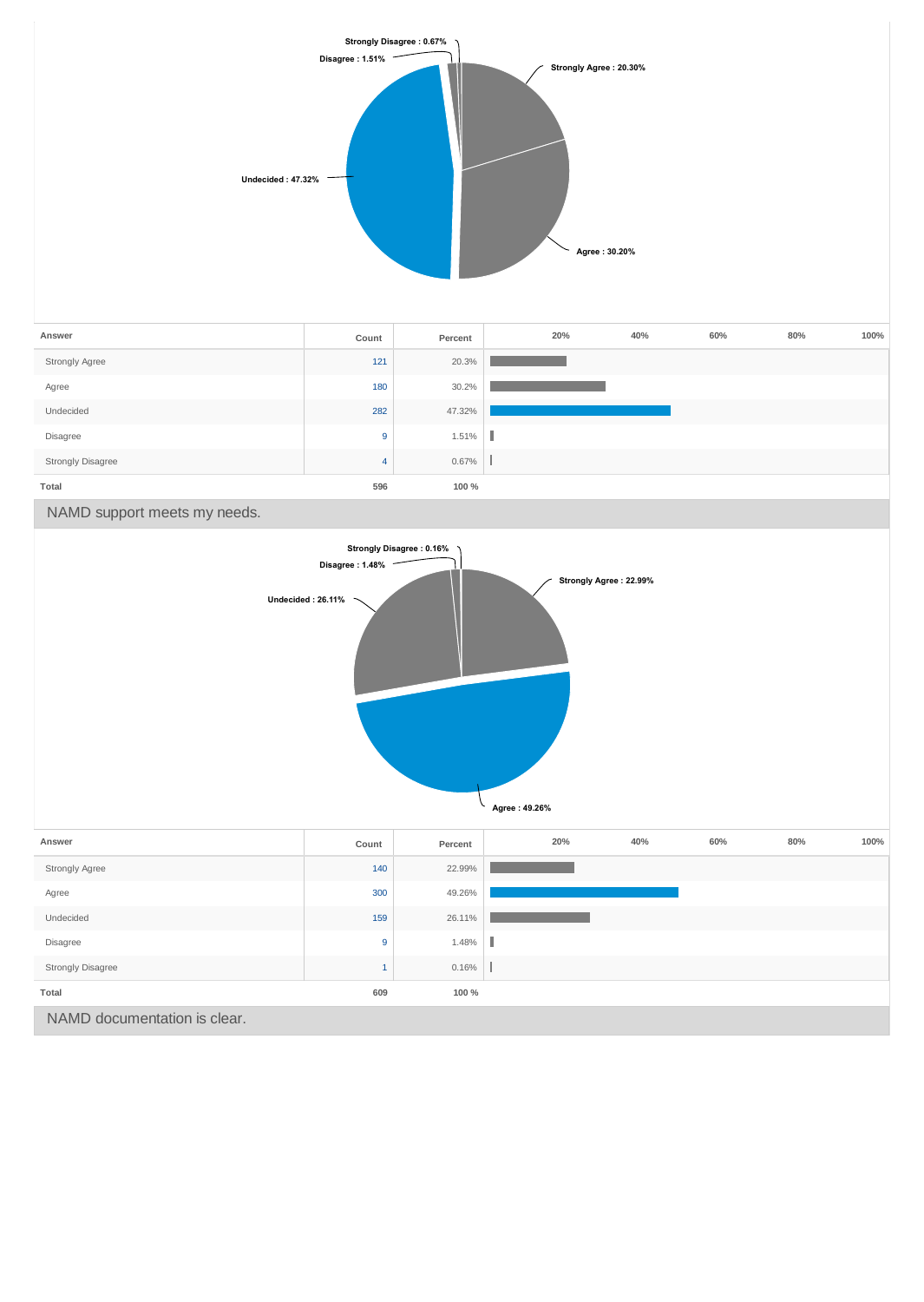Strongly Disagree : 0.67%
Disagree : 1.51%
Strongly Agree : 20.30%
Undecided : 47.32%
Agree : 30.20%

| Answer | Count | Percent |
|---|---|---|
| Strongly Agree | 121 | 20.3% |
| Agree | 180 | 30.2% |
| Undecided | 282 | 47.32% |
| Disagree | 9 | 1.51% |
| Strongly Disagree | 4 | 0.67% |
| **Total** | **596** | **100 %** |

## NAMD support meets my needs.

Strongly Disagree : 0.16%
Disagree : 1.48%
Strongly Agree : 22.99%
Undecided : 26.11%
Agree : 49.26%

| Answer | Count | Percent |
|---|---|---|
| Strongly Agree | 140 | 22.99% |
| Agree | 300 | 49.26% |
| Undecided | 159 | 26.11% |
| Disagree | 9 | 1.48% |
| Strongly Disagree | 1 | 0.16% |
| **Total** | **609** | **100 %** |

## NAMD documentation is clear.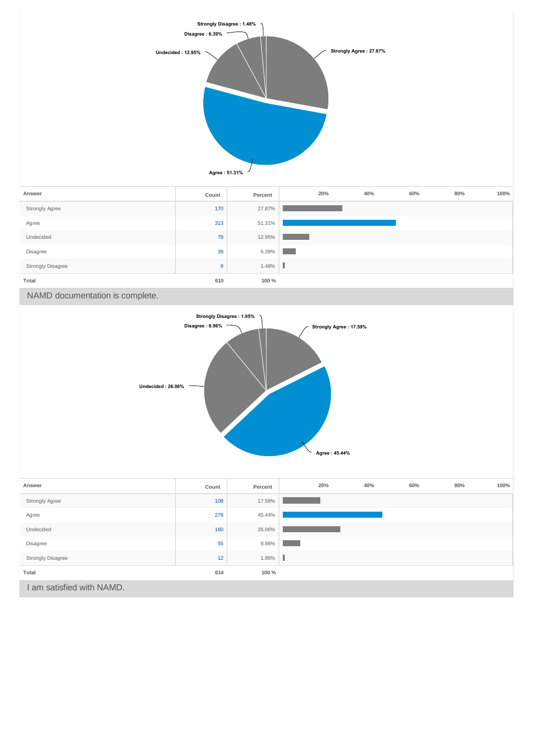| Answer | Count | Percent |
| --- | --- | --- |
| Strongly Agree | 170 | 27.87% |
| Agree | 313 | 51.31% |
| Undecided | 79 | 12.95% |
| Disagree | 39 | 6.39% |
| Strongly Disagree | 9 | 1.48% |
| **Total** | **610** | **100 %** |

## NAMD documentation is complete.

| Answer | Count | Percent |
| --- | --- | --- |
| Strongly Agree | 108 | 17.59% |
| Agree | 279 | 45.44% |
| Undecided | 160 | 26.06% |
| Disagree | 55 | 8.96% |
| Strongly Disagree | 12 | 1.95% |
| **Total** | **614** | **100 %** |

## I am satisfied with NAMD.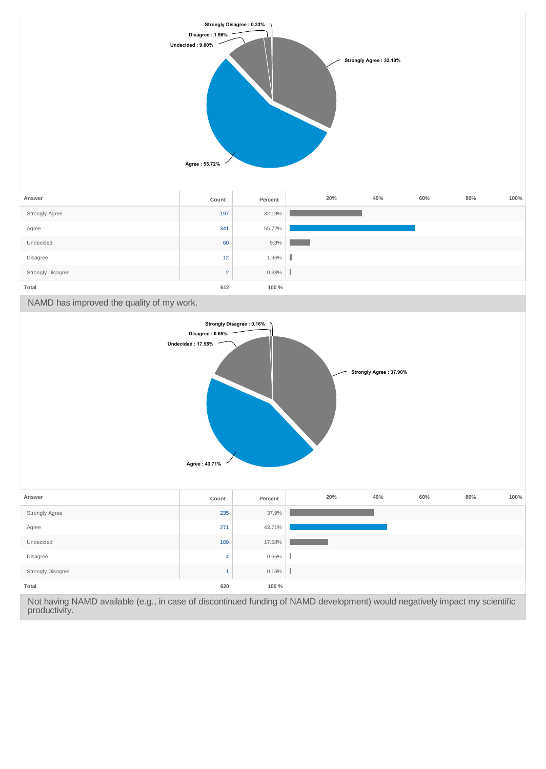| Answer | Count | Percent |
|---|---|---|
| Strongly Agree | 197 | 32.19% |
| Agree | 341 | 55.72% |
| Undecided | 60 | 9.8% |
| Disagree | 12 | 1.96% |
| Strongly Disagree | 2 | 0.33% |
| Total | 612 | 100 % |

## NAMD has improved the quality of my work.

| Answer | Count | Percent |
|---|---|---|
| Strongly Agree | 235 | 37.9% |
| Agree | 271 | 43.71% |
| Undecided | 109 | 17.58% |
| Disagree | 4 | 0.65% |
| Strongly Disagree | 1 | 0.16% |
| Total | 620 | 100 % |

## Not having NAMD available (e.g., in case of discontinued funding of NAMD development) would negatively impact my scientific productivity.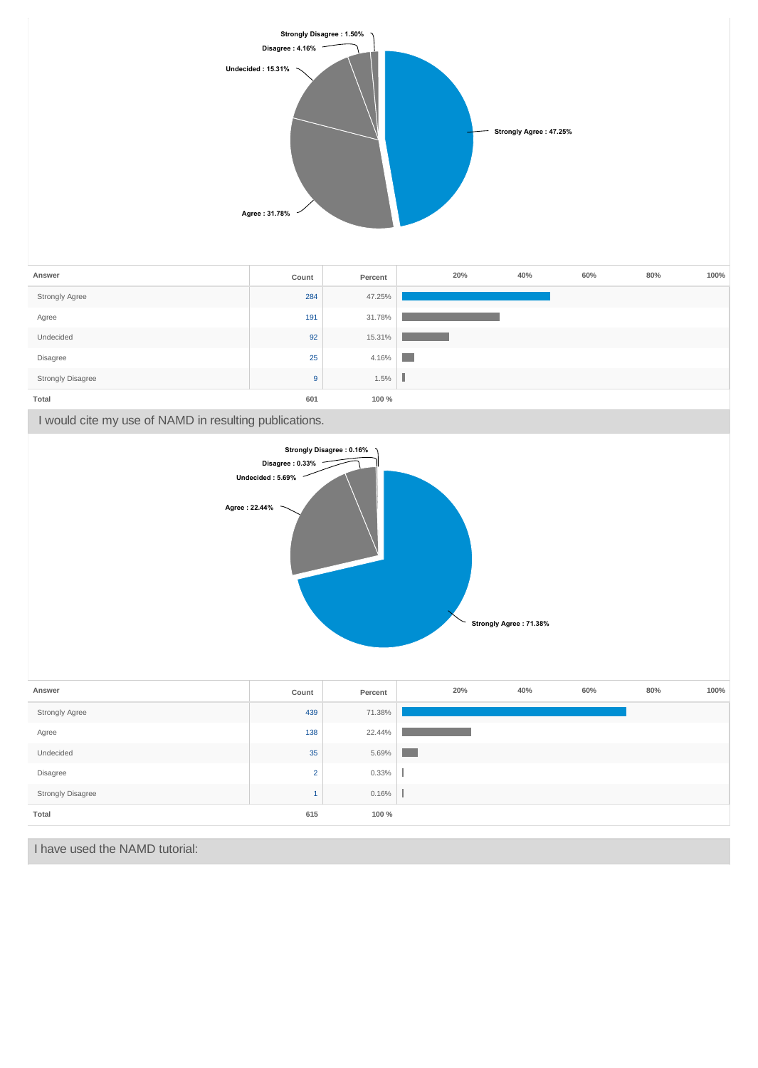Strongly Disagree : 1.50%
Disagree : 4.16%
Undecided : 15.31%
Strongly Agree : 47.25%
Agree : 31.78%

| Answer | Count | Percent |
|---|---|---|
| Strongly Agree | 284 | 47.25% |
| Agree | 191 | 31.78% |
| Undecided | 92 | 15.31% |
| Disagree | 25 | 4.16% |
| Strongly Disagree | 9 | 1.5% |
| **Total** | **601** | **100 %** |

## I would cite my use of NAMD in resulting publications.

Strongly Disagree : 0.16%
Disagree : 0.33%
Undecided : 5.69%
Agree : 22.44%
Strongly Agree : 71.38%

| Answer | Count | Percent |
|---|---|---|
| Strongly Agree | 439 | 71.38% |
| Agree | 138 | 22.44% |
| Undecided | 35 | 5.69% |
| Disagree | 2 | 0.33% |
| Strongly Disagree | 1 | 0.16% |
| **Total** | **615** | **100 %** |

## I have used the NAMD tutorial: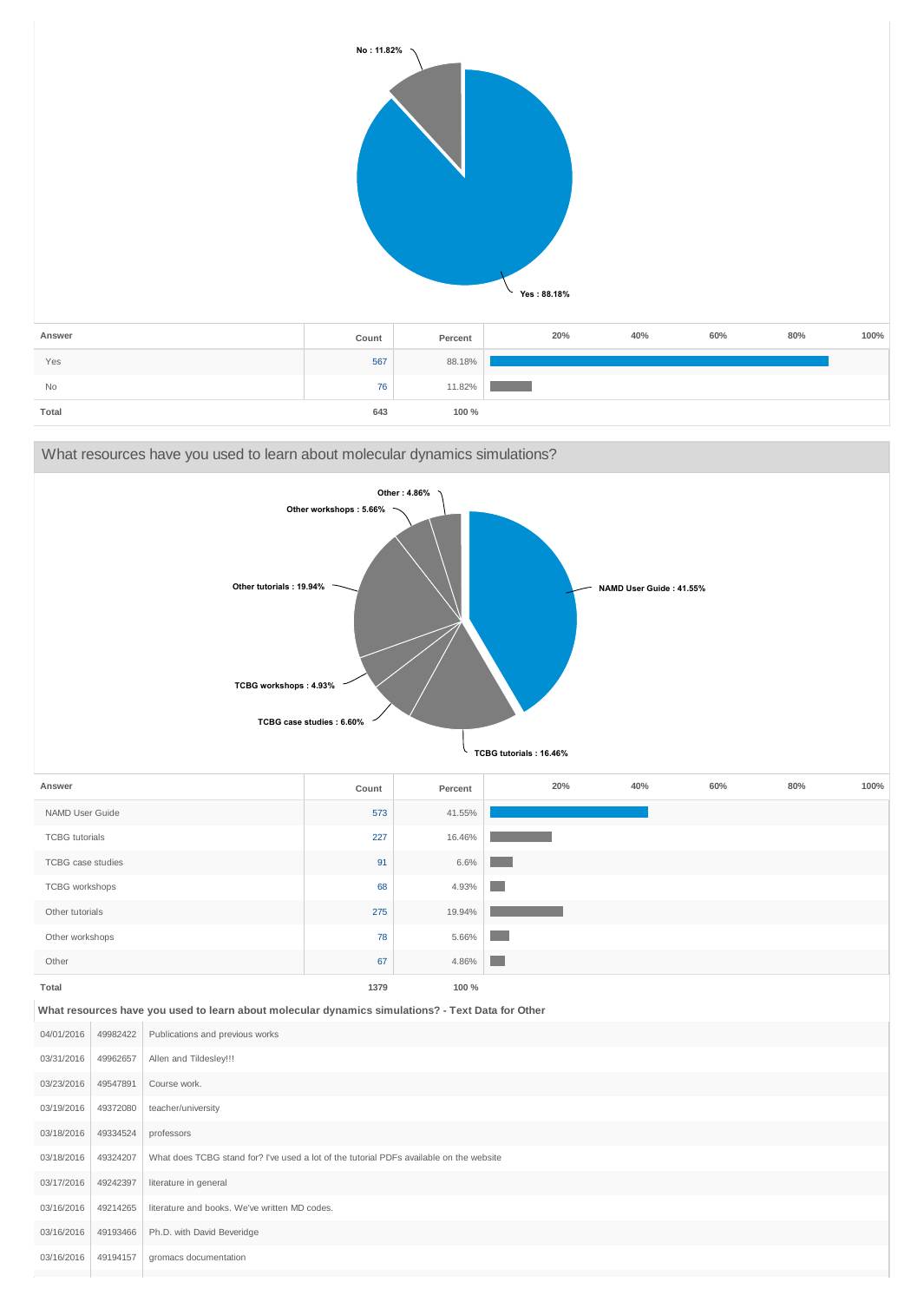No : 11.82%

Yes : 88.18%

| Answer | Count | Percent |
|---|---|---|
| Yes | 567 | 88.18% |
| No | 76 | 11.82% |
| **Total** | **643** | **100 %** |

## What resources have you used to learn about molecular dynamics simulations?

Other : 4.86%
Other workshops : 5.66%
Other tutorials : 19.94%
NAMD User Guide : 41.55%
TCBG workshops : 4.93%
TCBG case studies : 6.60%
TCBG tutorials : 16.46%

| Answer | Count | Percent |
|---|---|---|
| NAMD User Guide | 573 | 41.55% |
| TCBG tutorials | 227 | 16.46% |
| TCBG case studies | 91 | 6.6% |
| TCBG workshops | 68 | 4.93% |
| Other tutorials | 275 | 19.94% |
| Other workshops | 78 | 5.66% |
| Other | 67 | 4.86% |
| **Total** | **1379** | **100 %** |

**What resources have you used to learn about molecular dynamics simulations? - Text Data for Other**

| | | |
|---|---|---|
| 04/01/2016 | 49982422 | Publications and previous works |
| 03/31/2016 | 49962657 | Allen and Tildesley!!! |
| 03/23/2016 | 49547891 | Course work. |
| 03/19/2016 | 49372080 | teacher/university |
| 03/18/2016 | 49334524 | professors |
| 03/18/2016 | 49324207 | What does TCBG stand for? I've used a lot of the tutorial PDFs available on the website |
| 03/17/2016 | 49242397 | literature in general |
| 03/16/2016 | 49214265 | literature and books. We've written MD codes. |
| 03/16/2016 | 49193466 | Ph.D. with David Beveridge |
| 03/16/2016 | 49194157 | gromacs documentation |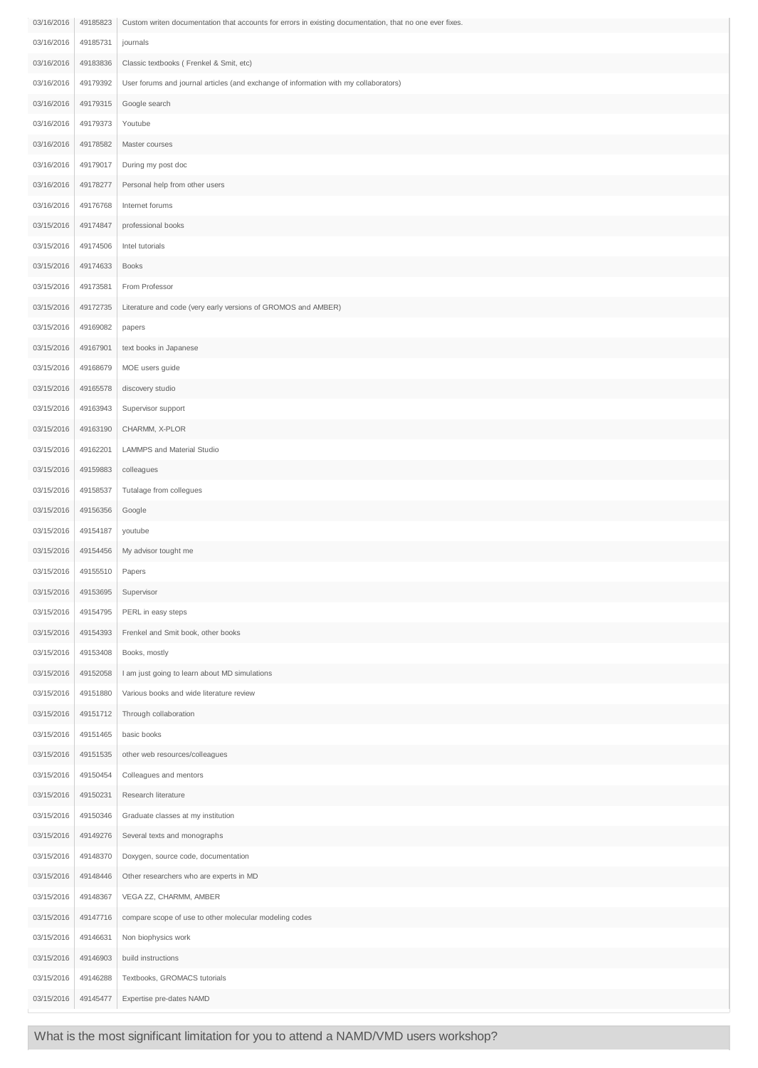| | | |
|---|---|---|
| 03/16/2016 | 49185823 | Custom writen documentation that accounts for errors in existing documentation, that no one ever fixes. |
| 03/16/2016 | 49185731 | journals |
| 03/16/2016 | 49183836 | Classic textbooks ( Frenkel & Smit, etc) |
| 03/16/2016 | 49179392 | User forums and journal articles (and exchange of information with my collaborators) |
| 03/16/2016 | 49179315 | Google search |
| 03/16/2016 | 49179373 | Youtube |
| 03/16/2016 | 49178582 | Master courses |
| 03/16/2016 | 49179017 | During my post doc |
| 03/16/2016 | 49178277 | Personal help from other users |
| 03/16/2016 | 49176768 | Internet forums |
| 03/15/2016 | 49174847 | professional books |
| 03/15/2016 | 49174506 | Intel tutorials |
| 03/15/2016 | 49174633 | Books |
| 03/15/2016 | 49173581 | From Professor |
| 03/15/2016 | 49172735 | Literature and code (very early versions of GROMOS and AMBER) |
| 03/15/2016 | 49169082 | papers |
| 03/15/2016 | 49167901 | text books in Japanese |
| 03/15/2016 | 49168679 | MOE users guide |
| 03/15/2016 | 49165578 | discovery studio |
| 03/15/2016 | 49163943 | Supervisor support |
| 03/15/2016 | 49163190 | CHARMM, X-PLOR |
| 03/15/2016 | 49162201 | LAMMPS and Material Studio |
| 03/15/2016 | 49159883 | colleagues |
| 03/15/2016 | 49158537 | Tutalage from collegues |
| 03/15/2016 | 49156356 | Google |
| 03/15/2016 | 49154187 | youtube |
| 03/15/2016 | 49154456 | My advisor tought me |
| 03/15/2016 | 49155510 | Papers |
| 03/15/2016 | 49153695 | Supervisor |
| 03/15/2016 | 49154795 | PERL in easy steps |
| 03/15/2016 | 49154393 | Frenkel and Smit book, other books |
| 03/15/2016 | 49153408 | Books, mostly |
| 03/15/2016 | 49152058 | I am just going to learn about MD simulations |
| 03/15/2016 | 49151880 | Various books and wide literature review |
| 03/15/2016 | 49151712 | Through collaboration |
| 03/15/2016 | 49151465 | basic books |
| 03/15/2016 | 49151535 | other web resources/colleagues |
| 03/15/2016 | 49150454 | Colleagues and mentors |
| 03/15/2016 | 49150231 | Research literature |
| 03/15/2016 | 49150346 | Graduate classes at my institution |
| 03/15/2016 | 49149276 | Several texts and monographs |
| 03/15/2016 | 49148370 | Doxygen, source code, documentation |
| 03/15/2016 | 49148446 | Other researchers who are experts in MD |
| 03/15/2016 | 49148367 | VEGA ZZ, CHARMM, AMBER |
| 03/15/2016 | 49147716 | compare scope of use to other molecular modeling codes |
| 03/15/2016 | 49146631 | Non biophysics work |
| 03/15/2016 | 49146903 | build instructions |
| 03/15/2016 | 49146288 | Textbooks, GROMACS tutorials |
| 03/15/2016 | 49145477 | Expertise pre-dates NAMD |

## What is the most significant limitation for you to attend a NAMD/VMD users workshop?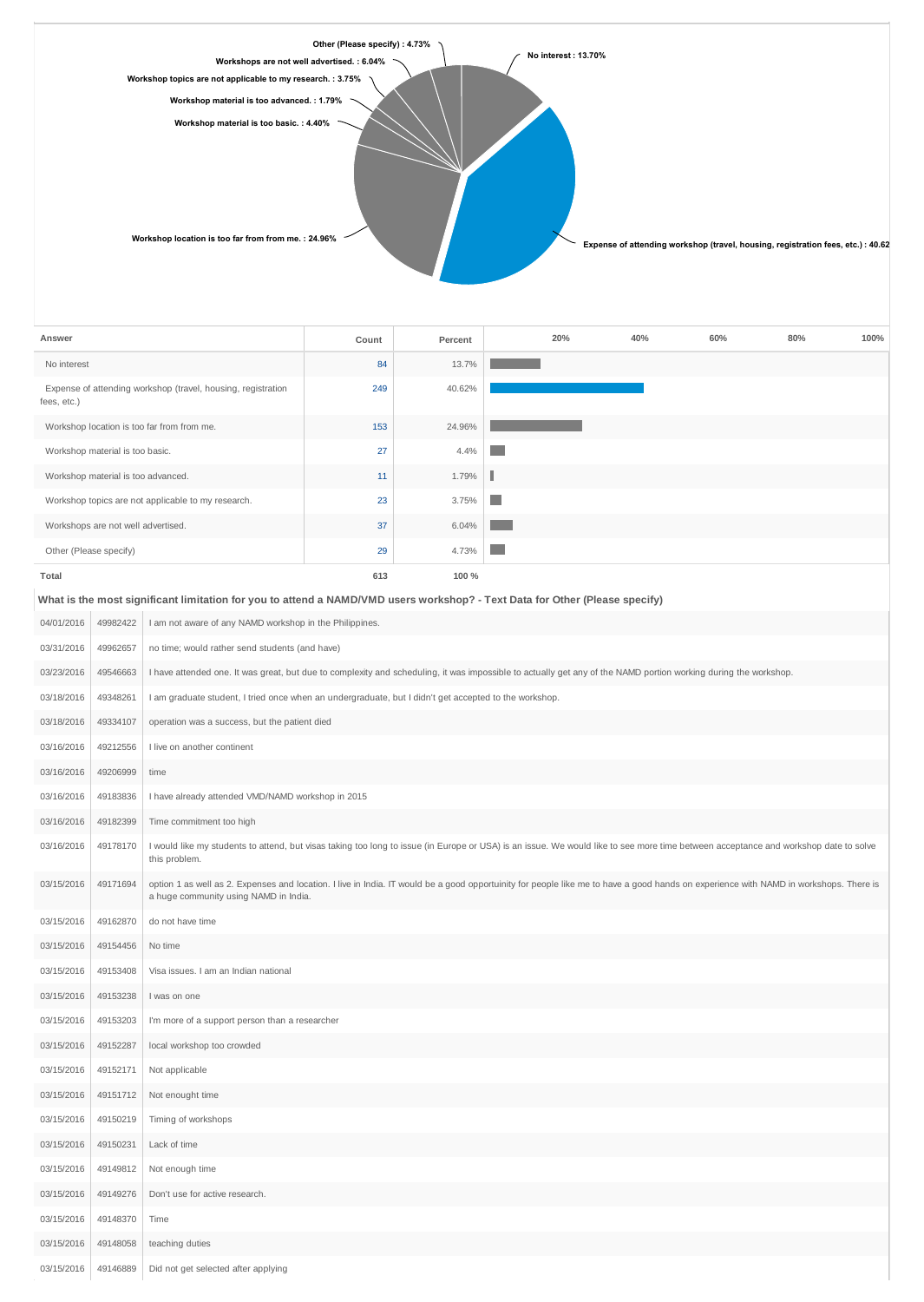Other (Please specify) : 4.73%
Workshops are not well advertised. : 6.04%
Workshop topics are not applicable to my research. : 3.75%
Workshop material is too advanced. : 1.79%
Workshop material is too basic. : 4.40%
No interest : 13.70%
Workshop location is too far from from me. : 24.96%
Expense of attending workshop (travel, housing, registration fees, etc.) : 40.62

| Answer | Count | Percent |
|---|---|---|
| No interest | 84 | 13.7% |
| Expense of attending workshop (travel, housing, registration fees, etc.) | 249 | 40.62% |
| Workshop location is too far from from me. | 153 | 24.96% |
| Workshop material is too basic. | 27 | 4.4% |
| Workshop material is too advanced. | 11 | 1.79% |
| Workshop topics are not applicable to my research. | 23 | 3.75% |
| Workshops are not well advertised. | 37 | 6.04% |
| Other (Please specify) | 29 | 4.73% |
| **Total** | **613** | **100 %** |

### What is the most significant limitation for you to attend a NAMD/VMD users workshop? - Text Data for Other (Please specify)

| | | |
|---|---|---|
| 04/01/2016 | 49982422 | I am not aware of any NAMD workshop in the Philippines. |
| 03/31/2016 | 49962657 | no time; would rather send students (and have) |
| 03/23/2016 | 49546663 | I have attended one. It was great, but due to complexity and scheduling, it was impossible to actually get any of the NAMD portion working during the workshop. |
| 03/18/2016 | 49348261 | I am graduate student, I tried once when an undergraduate, but I didn't get accepted to the workshop. |
| 03/18/2016 | 49334107 | operation was a success, but the patient died |
| 03/16/2016 | 49212556 | I live on another continent |
| 03/16/2016 | 49206999 | time |
| 03/16/2016 | 49183836 | I have already attended VMD/NAMD workshop in 2015 |
| 03/16/2016 | 49182399 | Time commitment too high |
| 03/16/2016 | 49178170 | I would like my students to attend, but visas taking too long to issue (in Europe or USA) is an issue. We would like to see more time between acceptance and workshop date to solve this problem. |
| 03/15/2016 | 49171694 | option 1 as well as 2. Expenses and location. I live in India. IT would be a good opportuinity for people like me to have a good hands on experience with NAMD in workshops. There is a huge community using NAMD in India. |
| 03/15/2016 | 49162870 | do not have time |
| 03/15/2016 | 49154456 | No time |
| 03/15/2016 | 49153408 | Visa issues. I am an Indian national |
| 03/15/2016 | 49153238 | I was on one |
| 03/15/2016 | 49153203 | I'm more of a support person than a researcher |
| 03/15/2016 | 49152287 | local workshop too crowded |
| 03/15/2016 | 49152171 | Not applicable |
| 03/15/2016 | 49151712 | Not enought time |
| 03/15/2016 | 49150219 | Timing of workshops |
| 03/15/2016 | 49150231 | Lack of time |
| 03/15/2016 | 49149812 | Not enough time |
| 03/15/2016 | 49149276 | Don't use for active research. |
| 03/15/2016 | 49148370 | Time |
| 03/15/2016 | 49148058 | teaching duties |
| 03/15/2016 | 49146889 | Did not get selected after applying |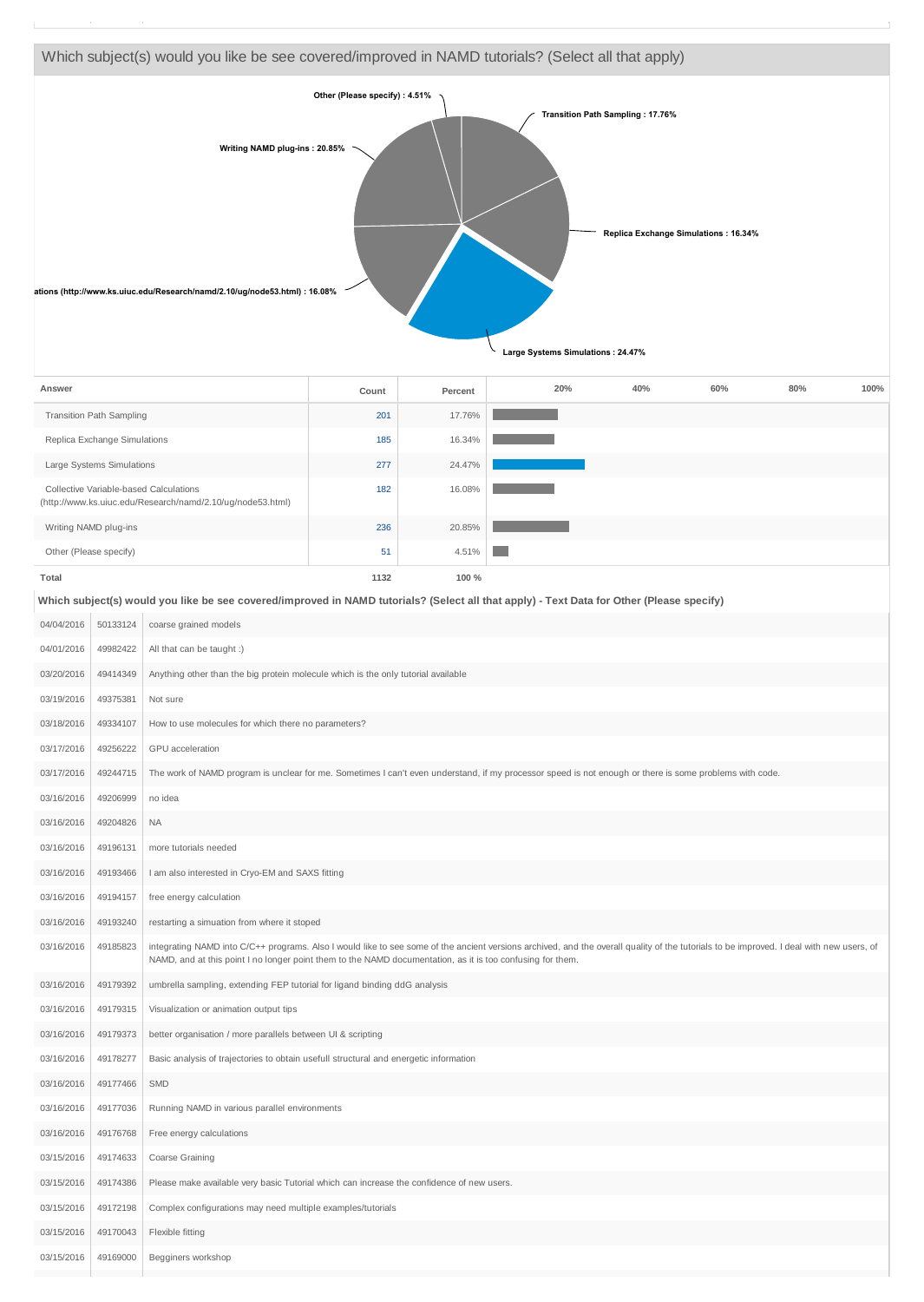## Which subject(s) would you like be see covered/improved in NAMD tutorials? (Select all that apply)

Other (Please specify) : 4.51%

Transition Path Sampling : 17.76%

Writing NAMD plug-ins : 20.85%

Replica Exchange Simulations : 16.34%

ations (http://www.ks.uiuc.edu/Research/namd/2.10/ug/node53.html) : 16.08%

Large Systems Simulations : 24.47%

| Answer | Count | Percent |
|---|---|---|
| Transition Path Sampling | 201 | 17.76% |
| Replica Exchange Simulations | 185 | 16.34% |
| Large Systems Simulations | 277 | 24.47% |
| Collective Variable-based Calculations (http://www.ks.uiuc.edu/Research/namd/2.10/ug/node53.html) | 182 | 16.08% |
| Writing NAMD plug-ins | 236 | 20.85% |
| Other (Please specify) | 51 | 4.51% |
| **Total** | **1132** | **100 %** |

### Which subject(s) would you like be see covered/improved in NAMD tutorials? (Select all that apply) - Text Data for Other (Please specify)

| | | |
|---|---|---|
| 04/04/2016 | 50133124 | coarse grained models |
| 04/01/2016 | 49982422 | All that can be taught :) |
| 03/20/2016 | 49414349 | Anything other than the big protein molecule which is the only tutorial available |
| 03/19/2016 | 49375381 | Not sure |
| 03/18/2016 | 49334107 | How to use molecules for which there no parameters? |
| 03/17/2016 | 49256222 | GPU acceleration |
| 03/17/2016 | 49244715 | The work of NAMD program is unclear for me. Sometimes I can't even understand, if my processor speed is not enough or there is some problems with code. |
| 03/16/2016 | 49206999 | no idea |
| 03/16/2016 | 49204826 | NA |
| 03/16/2016 | 49196131 | more tutorials needed |
| 03/16/2016 | 49193466 | I am also interested in Cryo-EM and SAXS fitting |
| 03/16/2016 | 49194157 | free energy calculation |
| 03/16/2016 | 49193240 | restarting a simulation from where it stoped |
| 03/16/2016 | 49185823 | integrating NAMD into C/C++ programs. Also I would like to see some of the ancient versions archived, and the overall quality of the tutorials to be improved. I deal with new users, of NAMD, and at this point I no longer point them to the NAMD documentation, as it is too confusing for them. |
| 03/16/2016 | 49179392 | umbrella sampling, extending FEP tutorial for ligand binding ddG analysis |
| 03/16/2016 | 49179315 | Visualization or animation output tips |
| 03/16/2016 | 49179373 | better organisation / more parallels between UI & scripting |
| 03/16/2016 | 49178277 | Basic analysis of trajectories to obtain usefull structural and energetic information |
| 03/16/2016 | 49177466 | SMD |
| 03/16/2016 | 49177036 | Running NAMD in various parallel environments |
| 03/16/2016 | 49176768 | Free energy calculations |
| 03/15/2016 | 49174633 | Coarse Graining |
| 03/15/2016 | 49174386 | Please make available very basic Tutorial which can increase the confidence of new users. |
| 03/15/2016 | 49172198 | Complex configurations may need multiple examples/tutorials |
| 03/15/2016 | 49170043 | Flexible fitting |
| 03/15/2016 | 49169000 | Begginers workshop |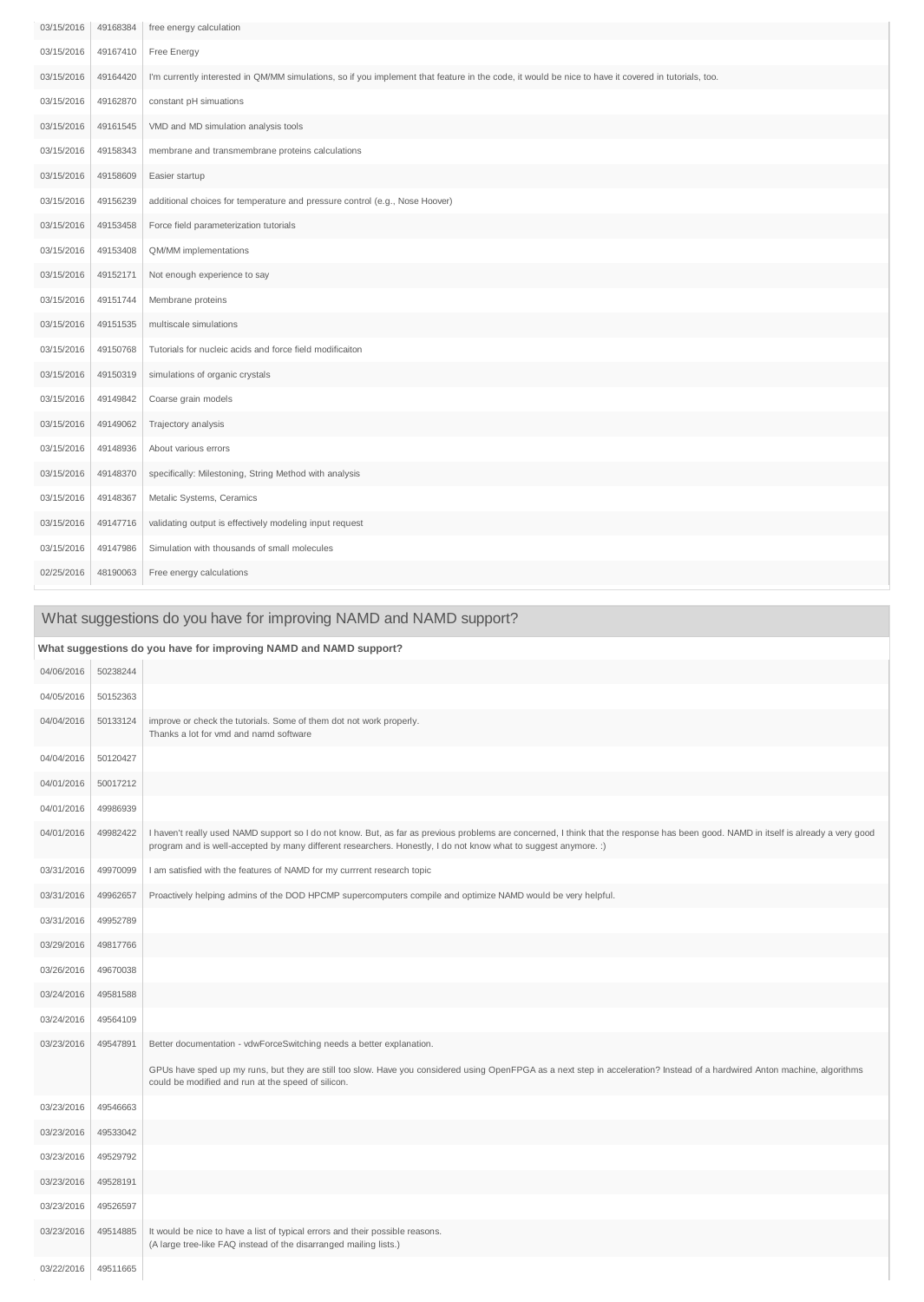| | | |
|---|---|---|
| 03/15/2016 | 49168384 | free energy calculation |
| 03/15/2016 | 49167410 | Free Energy |
| 03/15/2016 | 49164420 | I'm currently interested in QM/MM simulations, so if you implement that feature in the code, it would be nice to have it covered in tutorials, too. |
| 03/15/2016 | 49162870 | constant pH simuations |
| 03/15/2016 | 49161545 | VMD and MD simulation analysis tools |
| 03/15/2016 | 49158343 | membrane and transmembrane proteins calculations |
| 03/15/2016 | 49158609 | Easier startup |
| 03/15/2016 | 49156239 | additional choices for temperature and pressure control (e.g., Nose Hoover) |
| 03/15/2016 | 49153458 | Force field parameterization tutorials |
| 03/15/2016 | 49153408 | QM/MM implementations |
| 03/15/2016 | 49152171 | Not enough experience to say |
| 03/15/2016 | 49151744 | Membrane proteins |
| 03/15/2016 | 49151535 | multiscale simulations |
| 03/15/2016 | 49150768 | Tutorials for nucleic acids and force field modificaiton |
| 03/15/2016 | 49150319 | simulations of organic crystals |
| 03/15/2016 | 49149842 | Coarse grain models |
| 03/15/2016 | 49149062 | Trajectory analysis |
| 03/15/2016 | 49148936 | About various errors |
| 03/15/2016 | 49148370 | specifically: Milestoning, String Method with analysis |
| 03/15/2016 | 49148367 | Metalic Systems, Ceramics |
| 03/15/2016 | 49147716 | validating output is effectively modeling input request |
| 03/15/2016 | 49147986 | Simulation with thousands of small molecules |
| 02/25/2016 | 48190063 | Free energy calculations |

## What suggestions do you have for improving NAMD and NAMD support?

**What suggestions do you have for improving NAMD and NAMD support?**

| | | |
|---|---|---|
| 04/06/2016 | 50238244 | |
| 04/05/2016 | 50152363 | |
| 04/04/2016 | 50133124 | improve or check the tutorials. Some of them dot not work properly. Thanks a lot for vmd and namd software |
| 04/04/2016 | 50120427 | |
| 04/01/2016 | 50017212 | |
| 04/01/2016 | 49986939 | |
| 04/01/2016 | 49982422 | I haven't really used NAMD support so I do not know. But, as far as previous problems are concerned, I think that the response has been good. NAMD in itself is already a very good program and is well-accepted by many different researchers. Honestly, I do not know what to suggest anymore. :) |
| 03/31/2016 | 49970099 | I am satisfied with the features of NAMD for my currrent research topic |
| 03/31/2016 | 49962657 | Proactively helping admins of the DOD HPCMP supercomputers compile and optimize NAMD would be very helpful. |
| 03/31/2016 | 49952789 | |
| 03/29/2016 | 49817766 | |
| 03/26/2016 | 49670038 | |
| 03/24/2016 | 49581588 | |
| 03/24/2016 | 49564109 | |
| 03/23/2016 | 49547891 | Better documentation - vdwForceSwitching needs a better explanation. GPUs have sped up my runs, but they are still too slow. Have you considered using OpenFPGA as a next step in acceleration? Instead of a hardwired Anton machine, algorithms could be modified and run at the speed of silicon. |
| 03/23/2016 | 49546663 | |
| 03/23/2016 | 49533042 | |
| 03/23/2016 | 49529792 | |
| 03/23/2016 | 49528191 | |
| 03/23/2016 | 49526597 | |
| 03/23/2016 | 49514885 | It would be nice to have a list of typical errors and their possible reasons. (A large tree-like FAQ instead of the disarranged mailing lists.) |
| 03/22/2016 | 49511665 | |